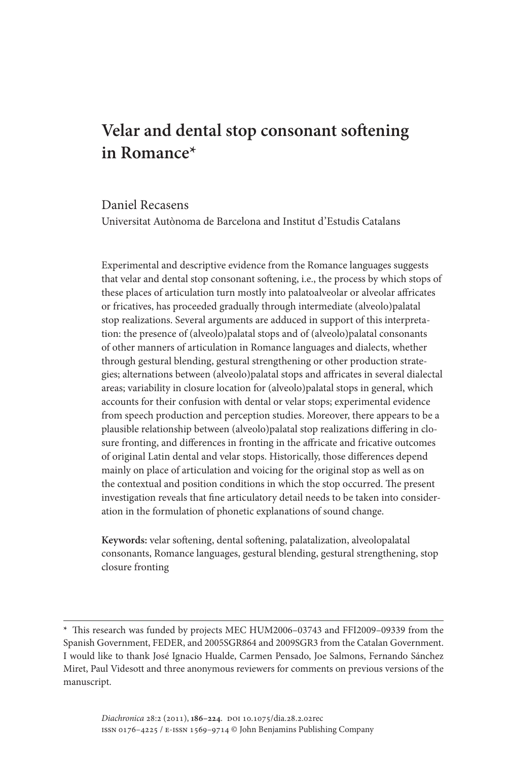# Velar and dental stop consonant softening in Romance*

Daniel Recasens
Universitat Autònoma de Barcelona and Institut d'Estudis Catalans

Experimental and descriptive evidence from the Romance languages suggests that velar and dental stop consonant softening, i.e., the process by which stops of these places of articulation turn mostly into palatoalveolar or alveolar affricates or fricatives, has proceeded gradually through intermediate (alveolo)palatal stop realizations. Several arguments are adduced in support of this interpretation: the presence of (alveolo)palatal stops and of (alveolo)palatal consonants of other manners of articulation in Romance languages and dialects, whether through gestural blending, gestural strengthening or other production strategies; alternations between (alveolo)palatal stops and affricates in several dialectal areas; variability in closure location for (alveolo)palatal stops in general, which accounts for their confusion with dental or velar stops; experimental evidence from speech production and perception studies. Moreover, there appears to be a plausible relationship between (alveolo)palatal stop realizations differing in closure fronting, and differences in fronting in the affricate and fricative outcomes of original Latin dental and velar stops. Historically, those differences depend mainly on place of articulation and voicing for the original stop as well as on the contextual and position conditions in which the stop occurred. The present investigation reveals that fine articulatory detail needs to be taken into consideration in the formulation of phonetic explanations of sound change.

**Keywords:** velar softening, dental softening, palatalization, alveolopalatal consonants, Romance languages, gestural blending, gestural strengthening, stop closure fronting

---

* This research was funded by projects MEC HUM2006–03743 and FFI2009–09339 from the Spanish Government, FEDER, and 2005SGR864 and 2009SGR3 from the Catalan Government. I would like to thank José Ignacio Hualde, Carmen Pensado, Joe Salmons, Fernando Sánchez Miret, Paul Videsott and three anonymous reviewers for comments on previous versions of the manuscript.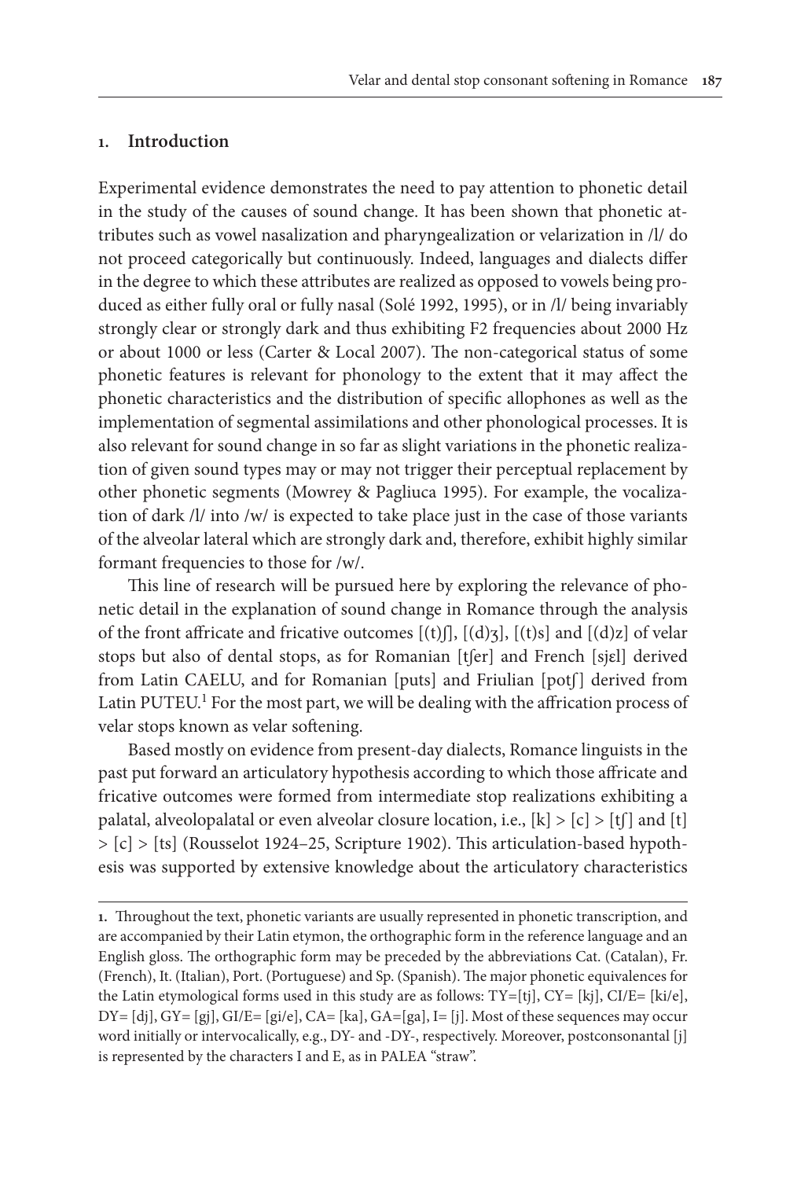## 1. Introduction

Experimental evidence demonstrates the need to pay attention to phonetic detail in the study of the causes of sound change. It has been shown that phonetic attributes such as vowel nasalization and pharyngealization or velarization in /l/ do not proceed categorically but continuously. Indeed, languages and dialects differ in the degree to which these attributes are realized as opposed to vowels being produced as either fully oral or fully nasal (Solé 1992, 1995), or in /l/ being invariably strongly clear or strongly dark and thus exhibiting F2 frequencies about 2000 Hz or about 1000 or less (Carter & Local 2007). The non-categorical status of some phonetic features is relevant for phonology to the extent that it may affect the phonetic characteristics and the distribution of specific allophones as well as the implementation of segmental assimilations and other phonological processes. It is also relevant for sound change in so far as slight variations in the phonetic realization of given sound types may or may not trigger their perceptual replacement by other phonetic segments (Mowrey & Pagliuca 1995). For example, the vocalization of dark /l/ into /w/ is expected to take place just in the case of those variants of the alveolar lateral which are strongly dark and, therefore, exhibit highly similar formant frequencies to those for /w/.

This line of research will be pursued here by exploring the relevance of phonetic detail in the explanation of sound change in Romance through the analysis of the front affricate and fricative outcomes [(t)ʃ], [(d)ʒ], [(t)s] and [(d)z] of velar stops but also of dental stops, as for Romanian [tʃer] and French [sjɛl] derived from Latin CAELU, and for Romanian [puts] and Friulian [potʃ] derived from Latin PUTEU.[1] For the most part, we will be dealing with the affrication process of velar stops known as velar softening.

Based mostly on evidence from present-day dialects, Romance linguists in the past put forward an articulatory hypothesis according to which those affricate and fricative outcomes were formed from intermediate stop realizations exhibiting a palatal, alveolopalatal or even alveolar closure location, i.e., [k] > [c] > [tʃ] and [t] > [c] > [ts] (Rousselot 1924–25, Scripture 1902). This articulation-based hypothesis was supported by extensive knowledge about the articulatory characteristics

1. Throughout the text, phonetic variants are usually represented in phonetic transcription, and are accompanied by their Latin etymon, the orthographic form in the reference language and an English gloss. The orthographic form may be preceded by the abbreviations Cat. (Catalan), Fr. (French), It. (Italian), Port. (Portuguese) and Sp. (Spanish). The major phonetic equivalences for the Latin etymological forms used in this study are as follows: TY=[tj], CY= [kj], CI/E= [ki/e], DY= [dj], GY= [gj], GI/E= [gi/e], CA= [ka], GA=[ga], I= [j]. Most of these sequences may occur word initially or intervocalically, e.g., DY- and -DY-, respectively. Moreover, postconsonantal [j] is represented by the characters I and E, as in PALEA "straw".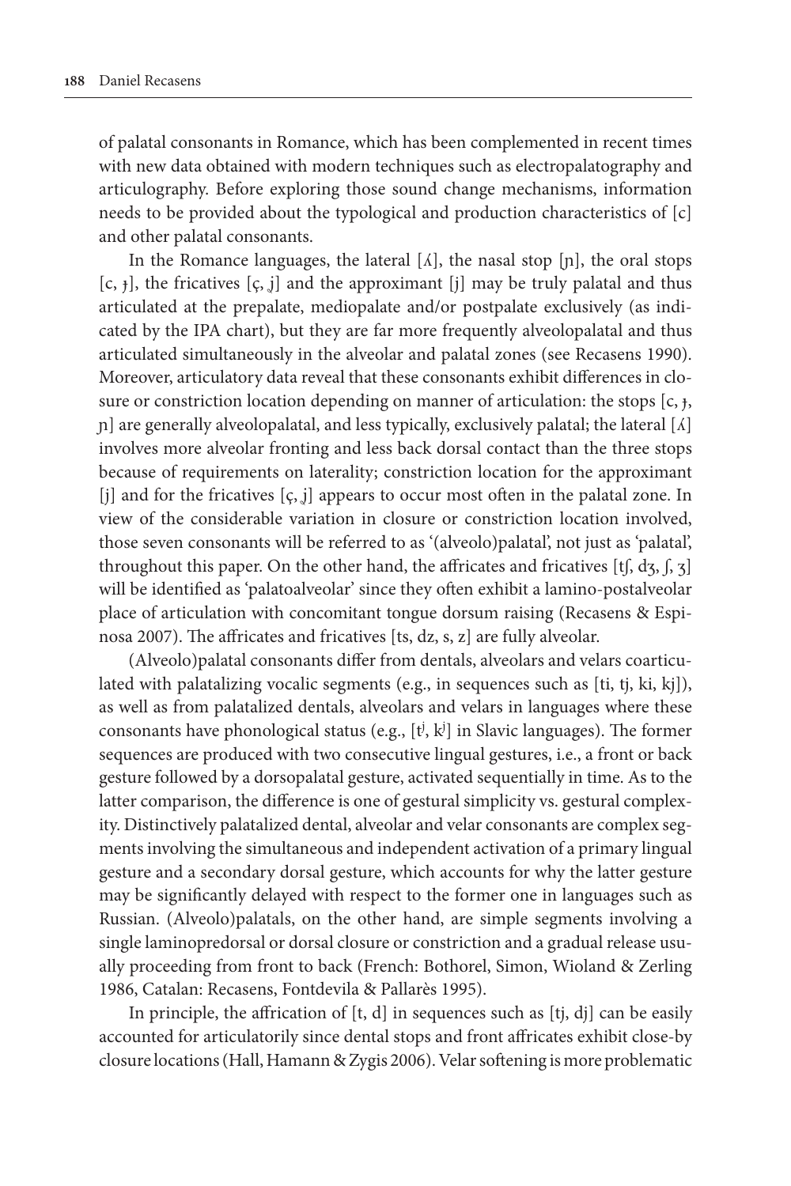of palatal consonants in Romance, which has been complemented in recent times with new data obtained with modern techniques such as electropalatography and articulography. Before exploring those sound change mechanisms, information needs to be provided about the typological and production characteristics of [c] and other palatal consonants.

In the Romance languages, the lateral [ʎ], the nasal stop [ɲ], the oral stops [c, ɟ], the fricatives [ç, ʝ] and the approximant [j] may be truly palatal and thus articulated at the prepalate, mediopalate and/or postpalate exclusively (as indicated by the IPA chart), but they are far more frequently alveolopalatal and thus articulated simultaneously in the alveolar and palatal zones (see Recasens 1990). Moreover, articulatory data reveal that these consonants exhibit differences in closure or constriction location depending on manner of articulation: the stops [c, ɟ, ɲ] are generally alveolopalatal, and less typically, exclusively palatal; the lateral [ʎ] involves more alveolar fronting and less back dorsal contact than the three stops because of requirements on laterality; constriction location for the approximant [j] and for the fricatives [ç, ʝ] appears to occur most often in the palatal zone. In view of the considerable variation in closure or constriction location involved, those seven consonants will be referred to as '(alveolo)palatal', not just as 'palatal', throughout this paper. On the other hand, the affricates and fricatives [tʃ, dʒ, ʃ, ʒ] will be identified as 'palatoalveolar' since they often exhibit a lamino-postalveolar place of articulation with concomitant tongue dorsum raising (Recasens & Espinosa 2007). The affricates and fricatives [ts, dz, s, z] are fully alveolar.

(Alveolo)palatal consonants differ from dentals, alveolars and velars coarticulated with palatalizing vocalic segments (e.g., in sequences such as [ti, tj, ki, kj]), as well as from palatalized dentals, alveolars and velars in languages where these consonants have phonological status (e.g., [tʲ, kʲ] in Slavic languages). The former sequences are produced with two consecutive lingual gestures, i.e., a front or back gesture followed by a dorsopalatal gesture, activated sequentially in time. As to the latter comparison, the difference is one of gestural simplicity vs. gestural complexity. Distinctively palatalized dental, alveolar and velar consonants are complex segments involving the simultaneous and independent activation of a primary lingual gesture and a secondary dorsal gesture, which accounts for why the latter gesture may be significantly delayed with respect to the former one in languages such as Russian. (Alveolo)palatals, on the other hand, are simple segments involving a single laminopredorsal or dorsal closure or constriction and a gradual release usually proceeding from front to back (French: Bothorel, Simon, Wioland & Zerling 1986, Catalan: Recasens, Fontdevila & Pallarès 1995).

In principle, the affrication of [t, d] in sequences such as [tj, dj] can be easily accounted for articulatorily since dental stops and front affricates exhibit close-by closure locations (Hall, Hamann & Zygis 2006). Velar softening is more problematic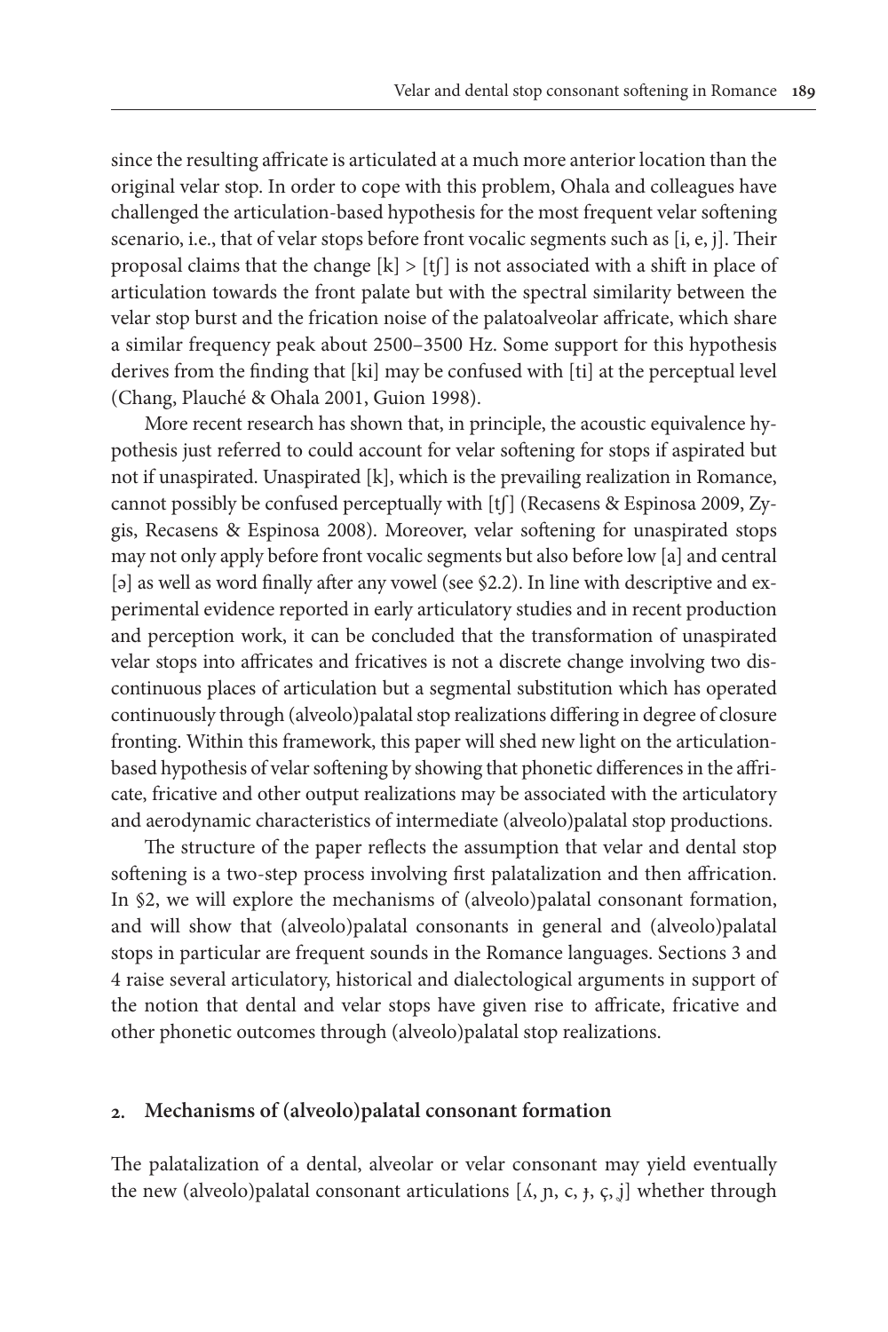since the resulting affricate is articulated at a much more anterior location than the original velar stop. In order to cope with this problem, Ohala and colleagues have challenged the articulation-based hypothesis for the most frequent velar softening scenario, i.e., that of velar stops before front vocalic segments such as [i, e, j]. Their proposal claims that the change [k] > [tʃ] is not associated with a shift in place of articulation towards the front palate but with the spectral similarity between the velar stop burst and the frication noise of the palatoalveolar affricate, which share a similar frequency peak about 2500–3500 Hz. Some support for this hypothesis derives from the finding that [ki] may be confused with [ti] at the perceptual level (Chang, Plauché & Ohala 2001, Guion 1998).

More recent research has shown that, in principle, the acoustic equivalence hypothesis just referred to could account for velar softening for stops if aspirated but not if unaspirated. Unaspirated [k], which is the prevailing realization in Romance, cannot possibly be confused perceptually with [tʃ] (Recasens & Espinosa 2009, Zygis, Recasens & Espinosa 2008). Moreover, velar softening for unaspirated stops may not only apply before front vocalic segments but also before low [a] and central [ə] as well as word finally after any vowel (see §2.2). In line with descriptive and experimental evidence reported in early articulatory studies and in recent production and perception work, it can be concluded that the transformation of unaspirated velar stops into affricates and fricatives is not a discrete change involving two discontinuous places of articulation but a segmental substitution which has operated continuously through (alveolo)palatal stop realizations differing in degree of closure fronting. Within this framework, this paper will shed new light on the articulation-based hypothesis of velar softening by showing that phonetic differences in the affricate, fricative and other output realizations may be associated with the articulatory and aerodynamic characteristics of intermediate (alveolo)palatal stop productions.

The structure of the paper reflects the assumption that velar and dental stop softening is a two-step process involving first palatalization and then affrication. In §2, we will explore the mechanisms of (alveolo)palatal consonant formation, and will show that (alveolo)palatal consonants in general and (alveolo)palatal stops in particular are frequent sounds in the Romance languages. Sections 3 and 4 raise several articulatory, historical and dialectological arguments in support of the notion that dental and velar stops have given rise to affricate, fricative and other phonetic outcomes through (alveolo)palatal stop realizations.

## 2. Mechanisms of (alveolo)palatal consonant formation

The palatalization of a dental, alveolar or velar consonant may yield eventually the new (alveolo)palatal consonant articulations [ʎ, ɲ, c, ɟ, ç, ʝ] whether through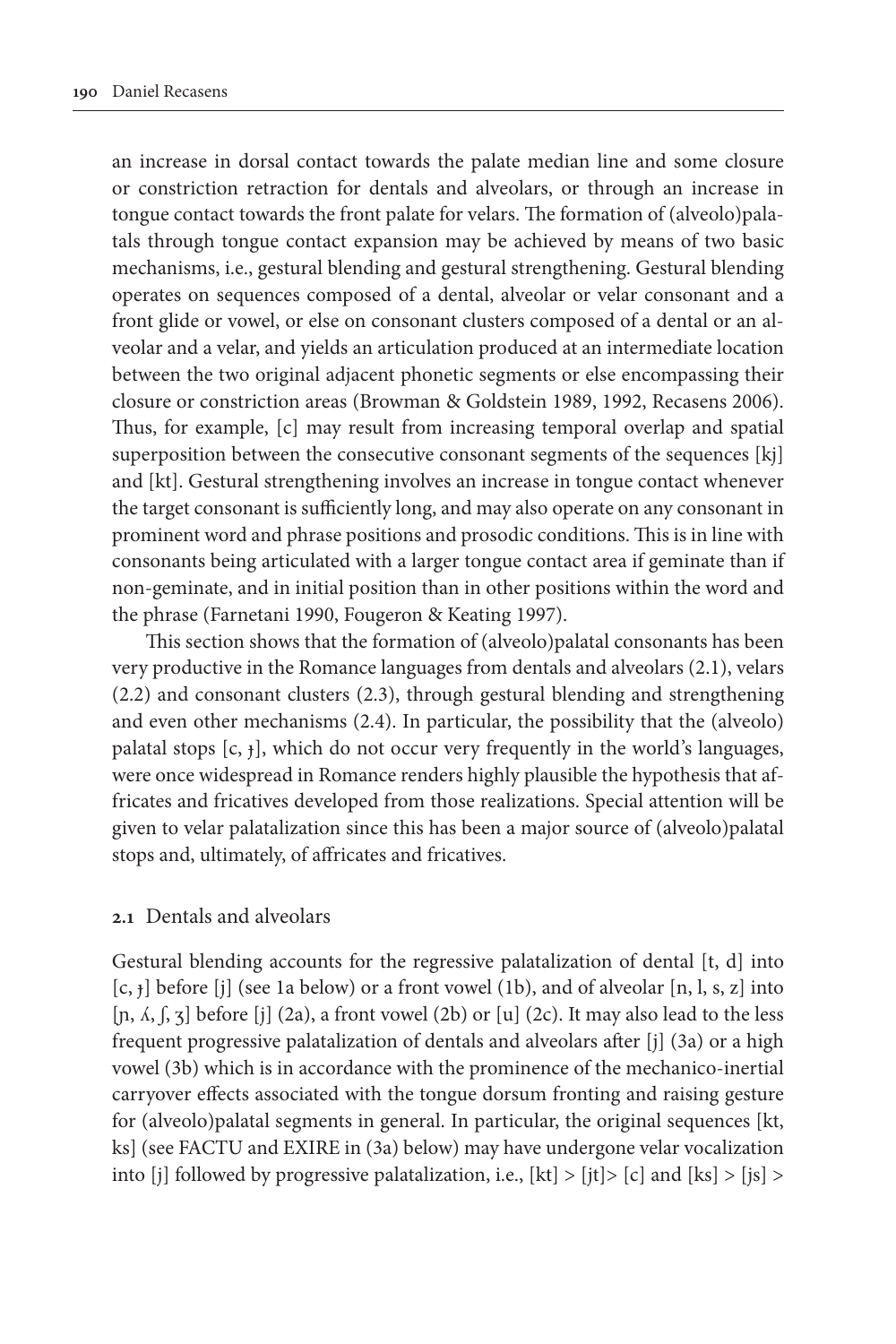an increase in dorsal contact towards the palate median line and some closure or constriction retraction for dentals and alveolars, or through an increase in tongue contact towards the front palate for velars. The formation of (alveolo)palatals through tongue contact expansion may be achieved by means of two basic mechanisms, i.e., gestural blending and gestural strengthening. Gestural blending operates on sequences composed of a dental, alveolar or velar consonant and a front glide or vowel, or else on consonant clusters composed of a dental or an alveolar and a velar, and yields an articulation produced at an intermediate location between the two original adjacent phonetic segments or else encompassing their closure or constriction areas (Browman & Goldstein 1989, 1992, Recasens 2006). Thus, for example, [c] may result from increasing temporal overlap and spatial superposition between the consecutive consonant segments of the sequences [kj] and [kt]. Gestural strengthening involves an increase in tongue contact whenever the target consonant is sufficiently long, and may also operate on any consonant in prominent word and phrase positions and prosodic conditions. This is in line with consonants being articulated with a larger tongue contact area if geminate than if non-geminate, and in initial position than in other positions within the word and the phrase (Farnetani 1990, Fougeron & Keating 1997).

This section shows that the formation of (alveolo)palatal consonants has been very productive in the Romance languages from dentals and alveolars (2.1), velars (2.2) and consonant clusters (2.3), through gestural blending and strengthening and even other mechanisms (2.4). In particular, the possibility that the (alveolo) palatal stops [c, ɟ], which do not occur very frequently in the world's languages, were once widespread in Romance renders highly plausible the hypothesis that affricates and fricatives developed from those realizations. Special attention will be given to velar palatalization since this has been a major source of (alveolo)palatal stops and, ultimately, of affricates and fricatives.

## 2.1 Dentals and alveolars

Gestural blending accounts for the regressive palatalization of dental [t, d] into [c, ɟ] before [j] (see 1a below) or a front vowel (1b), and of alveolar [n, l, s, z] into [ɲ, ʎ, ʃ, ʒ] before [j] (2a), a front vowel (2b) or [u] (2c). It may also lead to the less frequent progressive palatalization of dentals and alveolars after [j] (3a) or a high vowel (3b) which is in accordance with the prominence of the mechanico-inertial carryover effects associated with the tongue dorsum fronting and raising gesture for (alveolo)palatal segments in general. In particular, the original sequences [kt, ks] (see FACTU and EXIRE in (3a) below) may have undergone velar vocalization into [j] followed by progressive palatalization, i.e., [kt] > [jt]> [c] and [ks] > [js] >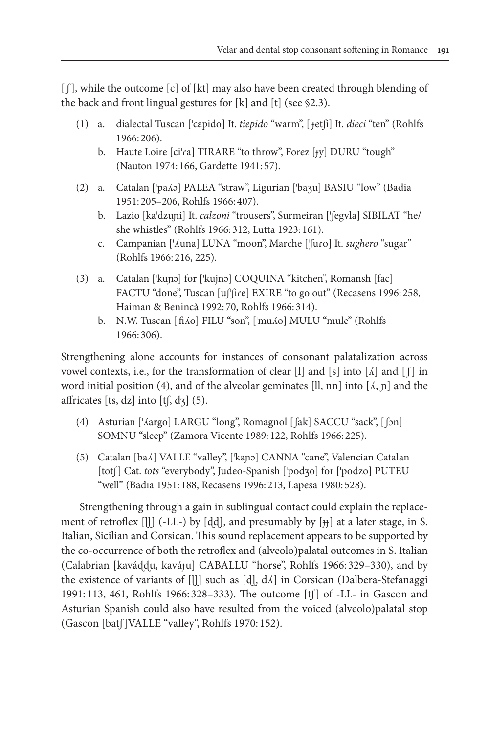[ʃ], while the outcome [c] of [kt] may also have been created through blending of the back and front lingual gestures for [k] and [t] (see §2.3).

(1) a. dialectal Tuscan [ˈcɛpido] It. *tiepido* "warm", [ˈɟetʃi] It. *dieci* "ten" (Rohlfs 1966: 206).
    b. Haute Loire [ciˈɾa] TIRARE "to throw", Forez [ɟy] DURU "tough" (Nauton 1974: 166, Gardette 1941: 57).

(2) a. Catalan [ˈpaʎə] PALEA "straw", Ligurian [ˈbaʒu] BASIU "low" (Badia 1951: 205–206, Rohlfs 1966: 407).
    b. Lazio [kaˈdzuɲi] It. *calzoni* "trousers", Surmeiran [ˈʃegvla] SIBILAT "he/she whistles" (Rohlfs 1966: 312, Lutta 1923: 161).
    c. Campanian [ˈʎuna] LUNA "moon", Marche [ˈʃuɾo] It. *sughero* "sugar" (Rohlfs 1966: 216, 225).

(3) a. Catalan [ˈkuɲə] for [ˈkujnə] COQUINA "kitchen", Romansh [fac] FACTU "done", Tuscan [uʃˈʃiɾe] EXIRE "to go out" (Recasens 1996: 258, Haiman & Benincà 1992: 70, Rohlfs 1966: 314).
    b. N.W. Tuscan [ˈfiʎo] FILU "son", [ˈmuʎo] MULU "mule" (Rohlfs 1966: 306).

Strengthening alone accounts for instances of consonant palatalization across vowel contexts, i.e., for the transformation of clear [l] and [s] into [ʎ] and [ʃ] in word initial position (4), and of the alveolar geminates [ll, nn] into [ʎ, ɲ] and the affricates [ts, dz] into [tʃ, dʒ] (5).

(4) Asturian [ˈʎargo] LARGU "long", Romagnol [ʃak] SACCU "sack", [ʃɔn] SOMNU "sleep" (Zamora Vicente 1989: 122, Rohlfs 1966: 225).

(5) Catalan [baʎ] VALLE "valley", [ˈkaɲə] CANNA "cane", Valencian Catalan [totʃ] Cat. *tots* "everybody", Judeo-Spanish [ˈpodʒo] for [ˈpodzo] PUTEU "well" (Badia 1951: 188, Recasens 1996: 213, Lapesa 1980: 528).

Strengthening through a gain in sublingual contact could explain the replacement of retroflex [ɭɭ] (-LL-) by [ɖɖ], and presumably by [ɟɟ] at a later stage, in S. Italian, Sicilian and Corsican. This sound replacement appears to be supported by the co-occurrence of both the retroflex and (alveolo)palatal outcomes in S. Italian (Calabrian [kaváɖɖu, kaváɟu] CABALLU "horse", Rohlfs 1966: 329–330), and by the existence of variants of [ɭɭ] such as [dɭ, dʎ] in Corsican (Dalbera-Stefanaggi 1991: 113, 461, Rohlfs 1966: 328–333). The outcome [tʃ] of -LL- in Gascon and Asturian Spanish could also have resulted from the voiced (alveolo)palatal stop (Gascon [batʃ]VALLE "valley", Rohlfs 1970: 152).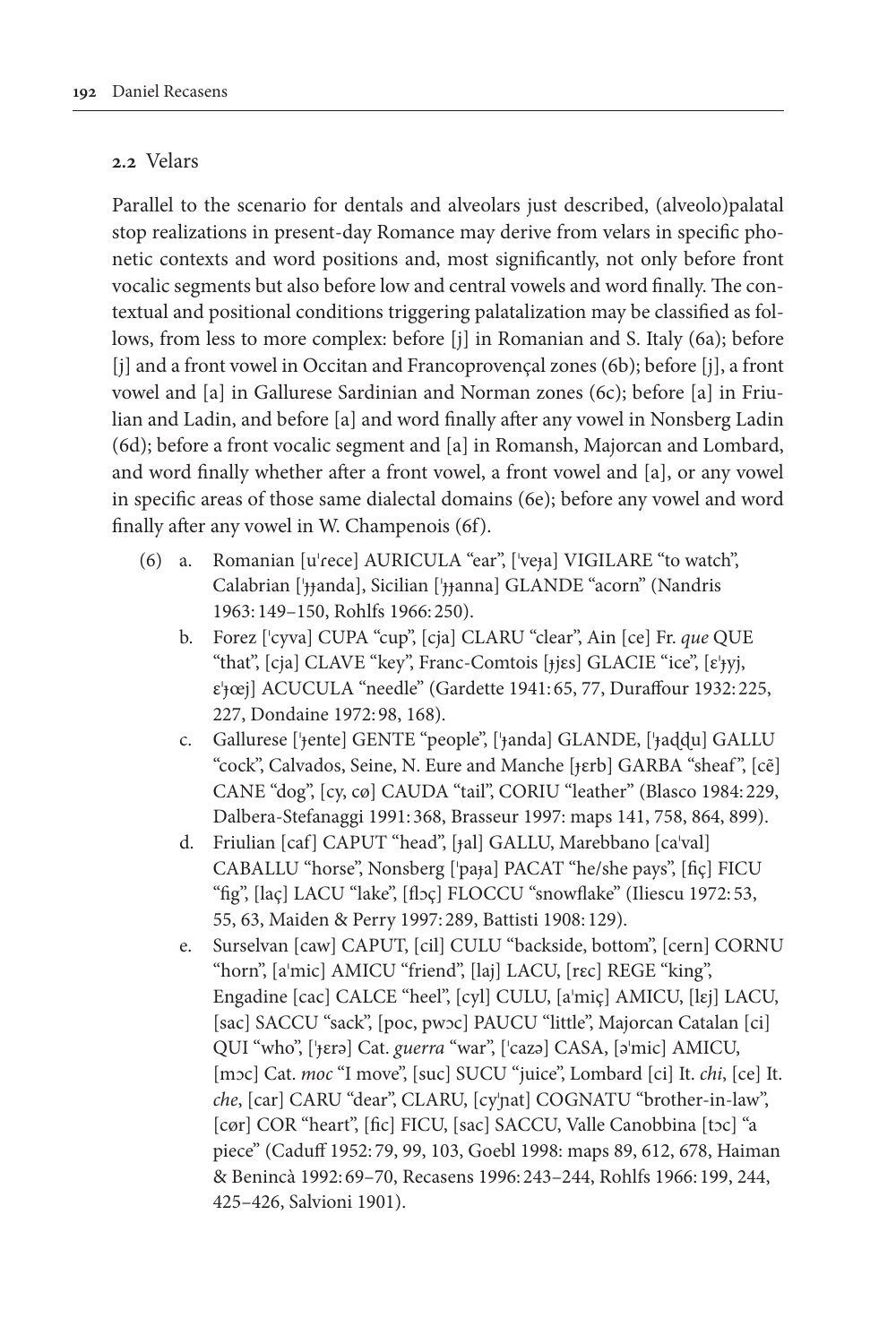### 2.2 Velars

Parallel to the scenario for dentals and alveolars just described, (alveolo)palatal stop realizations in present-day Romance may derive from velars in specific phonetic contexts and word positions and, most significantly, not only before front vocalic segments but also before low and central vowels and word finally. The contextual and positional conditions triggering palatalization may be classified as follows, from less to more complex: before [j] in Romanian and S. Italy (6a); before [j] and a front vowel in Occitan and Francoprovençal zones (6b); before [j], a front vowel and [a] in Gallurese Sardinian and Norman zones (6c); before [a] in Friulian and Ladin, and before [a] and word finally after any vowel in Nonsberg Ladin (6d); before a front vocalic segment and [a] in Romansh, Majorcan and Lombard, and word finally whether after a front vowel, a front vowel and [a], or any vowel in specific areas of those same dialectal domains (6e); before any vowel and word finally after any vowel in W. Champenois (6f).

(6) a. Romanian [uˈɾece] AURICULA "ear", [ˈveɟa] VIGILARE "to watch", Calabrian [ˈɟɟanda], Sicilian [ˈɟɟanna] GLANDE "acorn" (Nandris 1963: 149–150, Rohlfs 1966: 250).

b. Forez [ˈcyva] CUPA "cup", [cja] CLARU "clear", Ain [ce] Fr. *que* QUE "that", [cja] CLAVE "key", Franc-Comtois [ɟjɛs] GLACIE "ice", [ɛˈɟyj, ɛˈɟœj] ACUCULA "needle" (Gardette 1941: 65, 77, Duraffour 1932: 225, 227, Dondaine 1972: 98, 168).

c. Gallurese [ˈɟente] GENTE "people", [ˈɟanda] GLANDE, [ˈɟaɖɖu] GALLU "cock", Calvados, Seine, N. Eure and Manche [ɟɛrb] GARBA "sheaf", [cẽ] CANE "dog", [cy, cø] CAUDA "tail", CORIU "leather" (Blasco 1984: 229, Dalbera-Stefanaggi 1991: 368, Brasseur 1997: maps 141, 758, 864, 899).

d. Friulian [caf] CAPUT "head", [ɟal] GALLU, Marebbano [caˈval] CABALLU "horse", Nonsberg [ˈpaɟa] PACAT "he/she pays", [fiç] FICU "fig", [laç] LACU "lake", [flɔç] FLOCCU "snowflake" (Iliescu 1972: 53, 55, 63, Maiden & Perry 1997: 289, Battisti 1908: 129).

e. Surselvan [caw] CAPUT, [cil] CULU "backside, bottom", [cern] CORNU "horn", [aˈmic] AMICU "friend", [laj] LACU, [rɛc] REGE "king", Engadine [cac] CALCE "heel", [cyl] CULU, [aˈmiç] AMICU, [lɛj] LACU, [sac] SACCU "sack", [poc, pwɔc] PAUCU "little", Majorcan Catalan [ci] QUI "who", [ˈɟɛrə] Cat. *guerra* "war", [ˈcazə] CASA, [əˈmic] AMICU, [mɔc] Cat. *moc* "I move", [suc] SUCU "juice", Lombard [ci] It. *chi*, [ce] It. *che*, [car] CARU "dear", CLARU, [cyˈɲat] COGNATU "brother-in-law", [cør] COR "heart", [fic] FICU, [sac] SACCU, Valle Canobbina [tɔc] "a piece" (Caduff 1952: 79, 99, 103, Goebl 1998: maps 89, 612, 678, Haiman & Benincà 1992: 69–70, Recasens 1996: 243–244, Rohlfs 1966: 199, 244, 425–426, Salvioni 1901).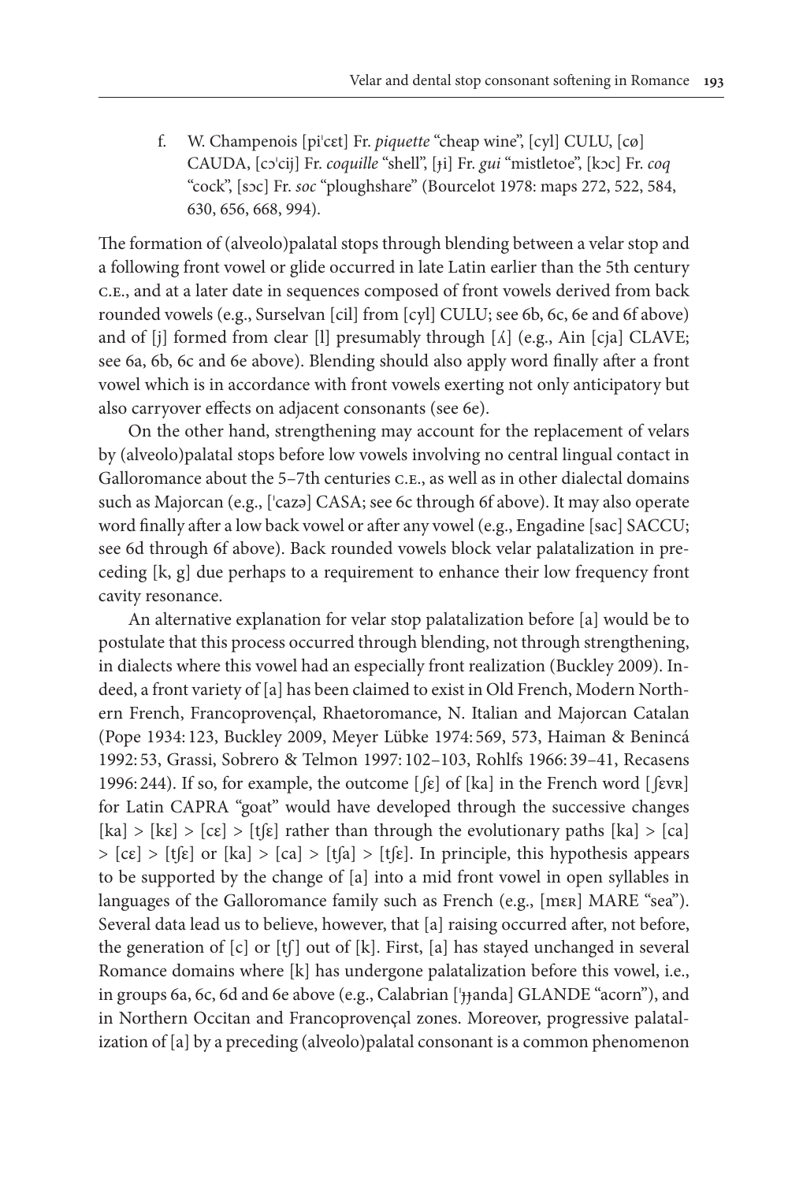f. W. Champenois [piˈcɛt] Fr. *piquette* "cheap wine", [cyl] CULU, [cø] CAUDA, [cɔˈcij] Fr. *coquille* "shell", [ɟi] Fr. *gui* "mistletoe", [kɔc] Fr. *coq* "cock", [sɔc] Fr. *soc* "ploughshare" (Bourcelot 1978: maps 272, 522, 584, 630, 656, 668, 994).

The formation of (alveolo)palatal stops through blending between a velar stop and a following front vowel or glide occurred in late Latin earlier than the 5th century C.E., and at a later date in sequences composed of front vowels derived from back rounded vowels (e.g., Surselvan [cil] from [cyl] CULU; see 6b, 6c, 6e and 6f above) and of [j] formed from clear [l] presumably through [ʎ] (e.g., Ain [cja] CLAVE; see 6a, 6b, 6c and 6e above). Blending should also apply word finally after a front vowel which is in accordance with front vowels exerting not only anticipatory but also carryover effects on adjacent consonants (see 6e).

On the other hand, strengthening may account for the replacement of velars by (alveolo)palatal stops before low vowels involving no central lingual contact in Galloromance about the 5–7th centuries C.E., as well as in other dialectal domains such as Majorcan (e.g., [ˈcazə] CASA; see 6c through 6f above). It may also operate word finally after a low back vowel or after any vowel (e.g., Engadine [sac] SACCU; see 6d through 6f above). Back rounded vowels block velar palatalization in preceding [k, g] due perhaps to a requirement to enhance their low frequency front cavity resonance.

An alternative explanation for velar stop palatalization before [a] would be to postulate that this process occurred through blending, not through strengthening, in dialects where this vowel had an especially front realization (Buckley 2009). Indeed, a front variety of [a] has been claimed to exist in Old French, Modern Northern French, Francoprovençal, Rhaetoromance, N. Italian and Majorcan Catalan (Pope 1934: 123, Buckley 2009, Meyer Lübke 1974: 569, 573, Haiman & Benincá 1992: 53, Grassi, Sobrero & Telmon 1997: 102–103, Rohlfs 1966: 39–41, Recasens 1996: 244). If so, for example, the outcome [ʃɛ] of [ka] in the French word [ʃɛvʀ] for Latin CAPRA "goat" would have developed through the successive changes [ka] > [kɛ] > [cɛ] > [tʃɛ] rather than through the evolutionary paths [ka] > [ca] > [cɛ] > [tʃɛ] or [ka] > [ca] > [tʃa] > [tʃɛ]. In principle, this hypothesis appears to be supported by the change of [a] into a mid front vowel in open syllables in languages of the Galloromance family such as French (e.g., [mɛʀ] MARE "sea"). Several data lead us to believe, however, that [a] raising occurred after, not before, the generation of [c] or [tʃ] out of [k]. First, [a] has stayed unchanged in several Romance domains where [k] has undergone palatalization before this vowel, i.e., in groups 6a, 6c, 6d and 6e above (e.g., Calabrian [ˈɟɟanda] GLANDE "acorn"), and in Northern Occitan and Francoprovençal zones. Moreover, progressive palatalization of [a] by a preceding (alveolo)palatal consonant is a common phenomenon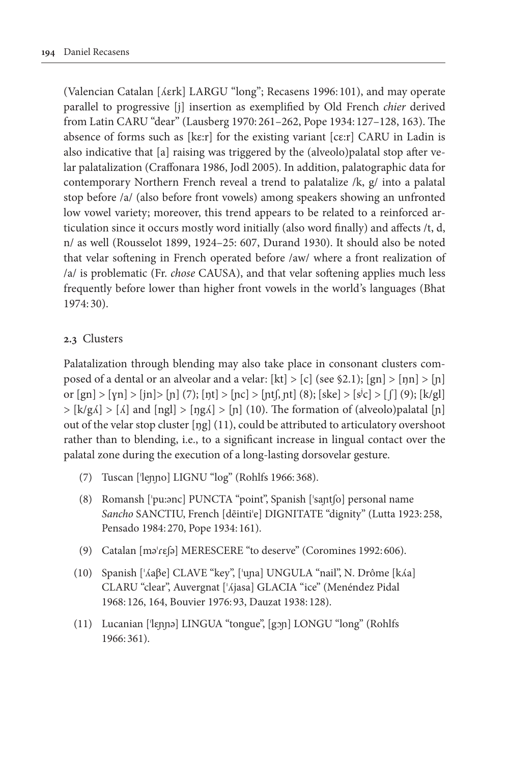(Valencian Catalan [ʎɛrk] LARGU "long"; Recasens 1996: 101), and may operate parallel to progressive [j] insertion as exemplified by Old French *chier* derived from Latin CARU "dear" (Lausberg 1970: 261–262, Pope 1934: 127–128, 163). The absence of forms such as [kɛːr] for the existing variant [cɛːr] CARU in Ladin is also indicative that [a] raising was triggered by the (alveolo)palatal stop after velar palatalization (Craffonara 1986, Jodl 2005). In addition, palatographic data for contemporary Northern French reveal a trend to palatalize /k, g/ into a palatal stop before /a/ (also before front vowels) among speakers showing an unfronted low vowel variety; moreover, this trend appears to be related to a reinforced articulation since it occurs mostly word initially (also word finally) and affects /t, d, n/ as well (Rousselot 1899, 1924–25: 607, Durand 1930). It should also be noted that velar softening in French operated before /aw/ where a front realization of /a/ is problematic (Fr. *chose* CAUSA), and that velar softening applies much less frequently before lower than higher front vowels in the world's languages (Bhat 1974: 30).

## 2.3 Clusters

Palatalization through blending may also take place in consonant clusters composed of a dental or an alveolar and a velar: [kt] > [c] (see §2.1); [gn] > [ɲn] > [ɲ] or [gn] > [ɣn] > [jn]> [ɲ] (7); [ɲt] > [ɲc] > [ɲtʃ, ɲt] (8); [ske] > [sʲc] > [ʃ] (9); [k/gl] > [k/gʎ] > [ʎ] and [ngl] > [ŋgʎ] > [ɲ] (10). The formation of (alveolo)palatal [ɲ] out of the velar stop cluster [ŋg] (11), could be attributed to articulatory overshoot rather than to blending, i.e., to a significant increase in lingual contact over the palatal zone during the execution of a long-lasting dorsovelar gesture.

(7) Tuscan [ˈleɲɲo] LIGNU "log" (Rohlfs 1966: 368).

(8) Romansh [ˈpuːənc] PUNCTA "point", Spanish [ˈsaɲtʃo] personal name *Sancho* SANCTIU, French [dẽintiˈe] DIGNITATE "dignity" (Lutta 1923: 258, Pensado 1984: 270, Pope 1934: 161).

(9) Catalan [məˈɾɛʃə] MERESCERE "to deserve" (Coromines 1992: 606).

(10) Spanish [ˈʎaβe] CLAVE "key", [ˈuɲa] UNGULA "nail", N. Drôme [kʎa] CLARU "clear", Auvergnat [ˈʎjasa] GLACIA "ice" (Menéndez Pidal 1968: 126, 164, Bouvier 1976: 93, Dauzat 1938: 128).

(11) Lucanian [ˈlɛɲɲə] LINGUA "tongue", [gɔɲ] LONGU "long" (Rohlfs 1966: 361).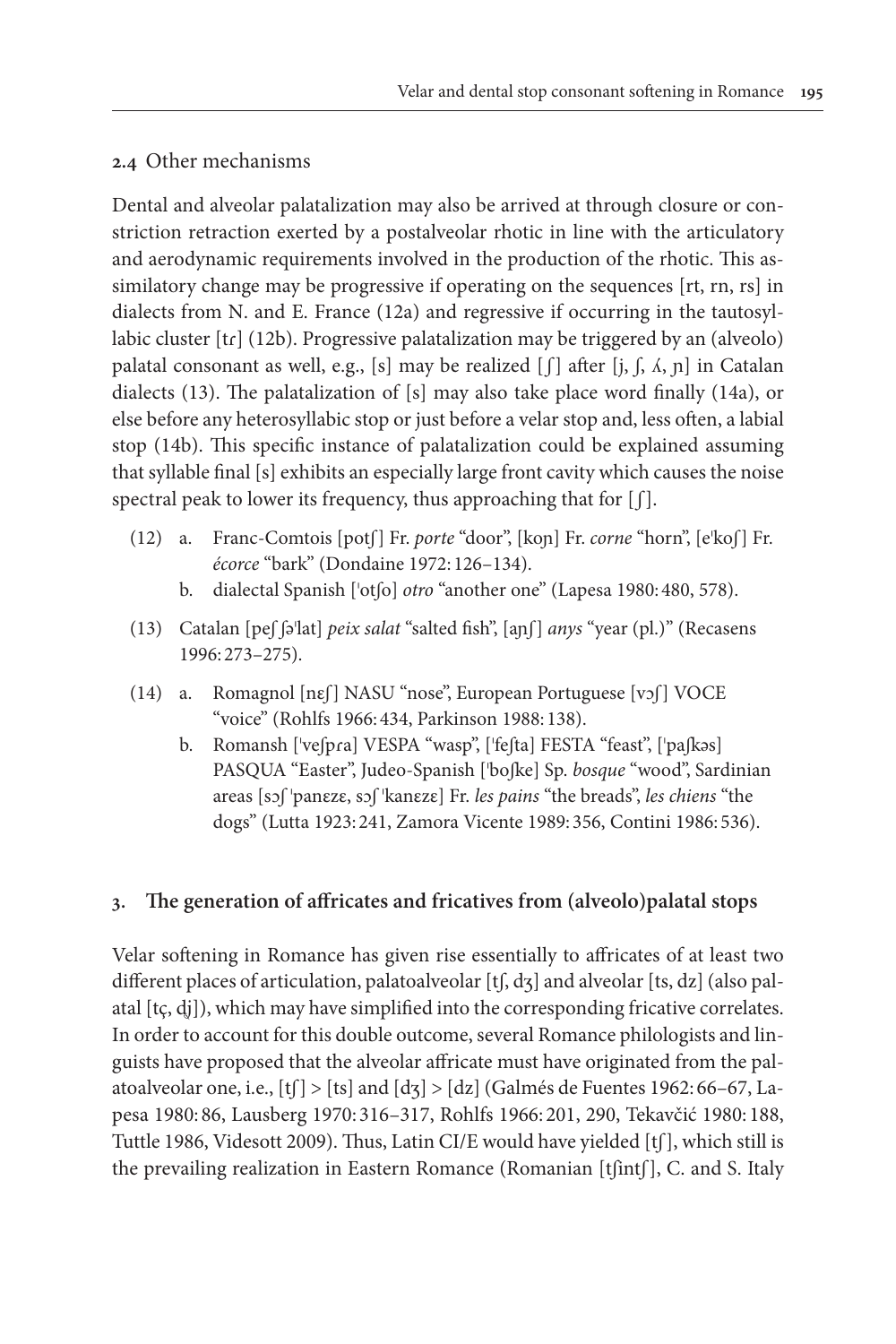### 2.4 Other mechanisms

Dental and alveolar palatalization may also be arrived at through closure or constriction retraction exerted by a postalveolar rhotic in line with the articulatory and aerodynamic requirements involved in the production of the rhotic. This assimilatory change may be progressive if operating on the sequences [rt, rn, rs] in dialects from N. and E. France (12a) and regressive if occurring in the tautosyllabic cluster [tɾ] (12b). Progressive palatalization may be triggered by an (alveolo) palatal consonant as well, e.g., [s] may be realized [ʃ] after [j, ʃ, ʎ, ɲ] in Catalan dialects (13). The palatalization of [s] may also take place word finally (14a), or else before any heterosyllabic stop or just before a velar stop and, less often, a labial stop (14b). This specific instance of palatalization could be explained assuming that syllable final [s] exhibits an especially large front cavity which causes the noise spectral peak to lower its frequency, thus approaching that for [ʃ].

(12) a. Franc-Comtois [potʃ] Fr. *porte* "door", [koɲ] Fr. *corne* "horn", [eˈkoʃ] Fr. *écorce* "bark" (Dondaine 1972: 126–134).
  b. dialectal Spanish [ˈotʃo] *otro* "another one" (Lapesa 1980: 480, 578).

(13) Catalan [peʃ ʃəˈlat] *peix salat* "salted fish", [aɲʃ] *anys* "year (pl.)" (Recasens 1996: 273–275).

(14) a. Romagnol [nɛʃ] NASU "nose", European Portuguese [vɔʃ] VOCE "voice" (Rohlfs 1966: 434, Parkinson 1988: 138).
  b. Romansh [ˈveʃpɾa] VESPA "wasp", [ˈfeʃta] FESTA "feast", [ˈpaʃkəs] PASQUA "Easter", Judeo-Spanish [ˈboʃke] Sp. *bosque* "wood", Sardinian areas [sɔʃ ˈpanɛzɛ, sɔʃ ˈkanɛzɛ] Fr. *les pains* "the breads", *les chiens* "the dogs" (Lutta 1923: 241, Zamora Vicente 1989: 356, Contini 1986: 536).

## 3. The generation of affricates and fricatives from (alveolo)palatal stops

Velar softening in Romance has given rise essentially to affricates of at least two different places of articulation, palatoalveolar [tʃ, dʒ] and alveolar [ts, dz] (also palatal [tç, ɟj]), which may have simplified into the corresponding fricative correlates. In order to account for this double outcome, several Romance philologists and linguists have proposed that the alveolar affricate must have originated from the palatoalveolar one, i.e., [tʃ] > [ts] and [dʒ] > [dz] (Galmés de Fuentes 1962: 66–67, Lapesa 1980: 86, Lausberg 1970: 316–317, Rohlfs 1966: 201, 290, Tekavčić 1980: 188, Tuttle 1986, Videsott 2009). Thus, Latin CI/E would have yielded [tʃ], which still is the prevailing realization in Eastern Romance (Romanian [tʃintʃ], C. and S. Italy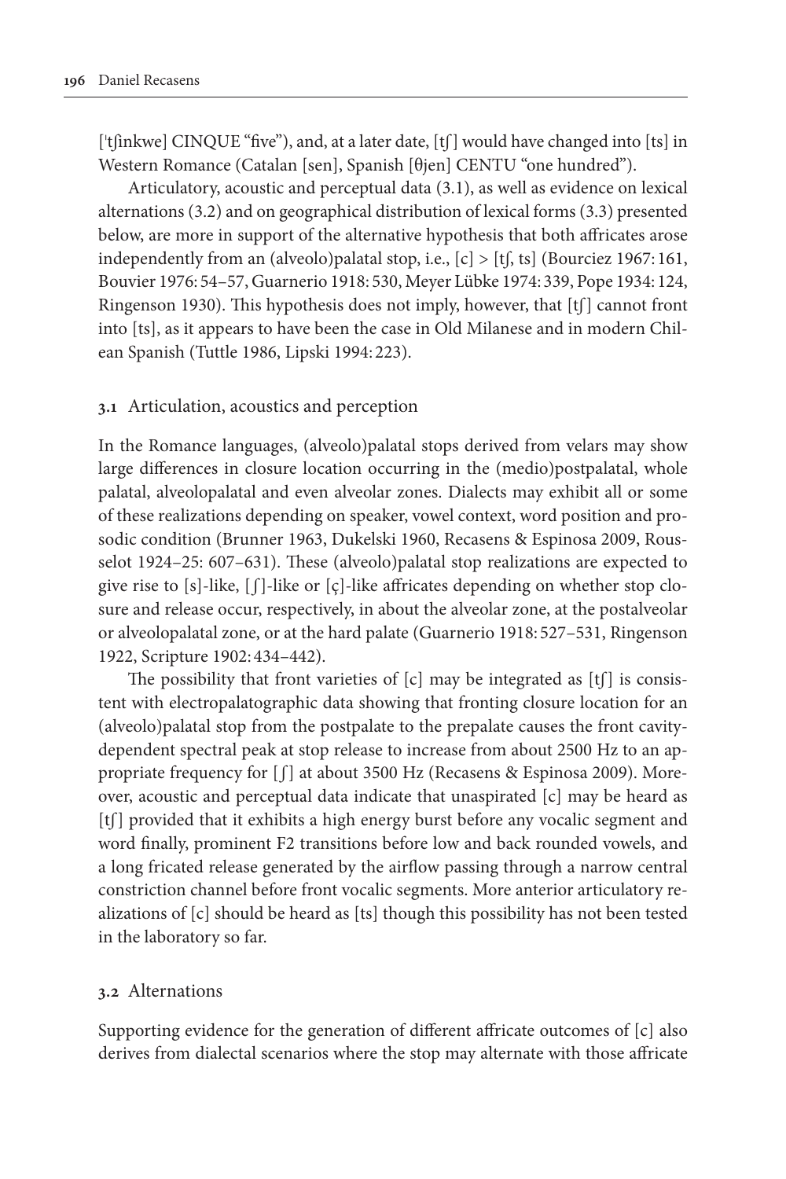['tʃinkwe] CINQUE "five"), and, at a later date, [tʃ] would have changed into [ts] in Western Romance (Catalan [sen], Spanish [θjen] CENTU "one hundred").

Articulatory, acoustic and perceptual data (3.1), as well as evidence on lexical alternations (3.2) and on geographical distribution of lexical forms (3.3) presented below, are more in support of the alternative hypothesis that both affricates arose independently from an (alveolo)palatal stop, i.e., [c] > [tʃ, ts] (Bourciez 1967: 161, Bouvier 1976: 54–57, Guarnerio 1918: 530, Meyer Lübke 1974: 339, Pope 1934: 124, Ringenson 1930). This hypothesis does not imply, however, that [tʃ] cannot front into [ts], as it appears to have been the case in Old Milanese and in modern Chilean Spanish (Tuttle 1986, Lipski 1994: 223).

### 3.1 Articulation, acoustics and perception

In the Romance languages, (alveolo)palatal stops derived from velars may show large differences in closure location occurring in the (medio)postpalatal, whole palatal, alveolopalatal and even alveolar zones. Dialects may exhibit all or some of these realizations depending on speaker, vowel context, word position and prosodic condition (Brunner 1963, Dukelski 1960, Recasens & Espinosa 2009, Rousselot 1924–25: 607–631). These (alveolo)palatal stop realizations are expected to give rise to [s]-like, [ʃ]-like or [ç]-like affricates depending on whether stop closure and release occur, respectively, in about the alveolar zone, at the postalveolar or alveolopalatal zone, or at the hard palate (Guarnerio 1918: 527–531, Ringenson 1922, Scripture 1902: 434–442).

The possibility that front varieties of [c] may be integrated as [tʃ] is consistent with electropalatographic data showing that fronting closure location for an (alveolo)palatal stop from the postpalate to the prepalate causes the front cavity-dependent spectral peak at stop release to increase from about 2500 Hz to an appropriate frequency for [ʃ] at about 3500 Hz (Recasens & Espinosa 2009). Moreover, acoustic and perceptual data indicate that unaspirated [c] may be heard as [tʃ] provided that it exhibits a high energy burst before any vocalic segment and word finally, prominent F2 transitions before low and back rounded vowels, and a long fricated release generated by the airflow passing through a narrow central constriction channel before front vocalic segments. More anterior articulatory realizations of [c] should be heard as [ts] though this possibility has not been tested in the laboratory so far.

### 3.2 Alternations

Supporting evidence for the generation of different affricate outcomes of [c] also derives from dialectal scenarios where the stop may alternate with those affricate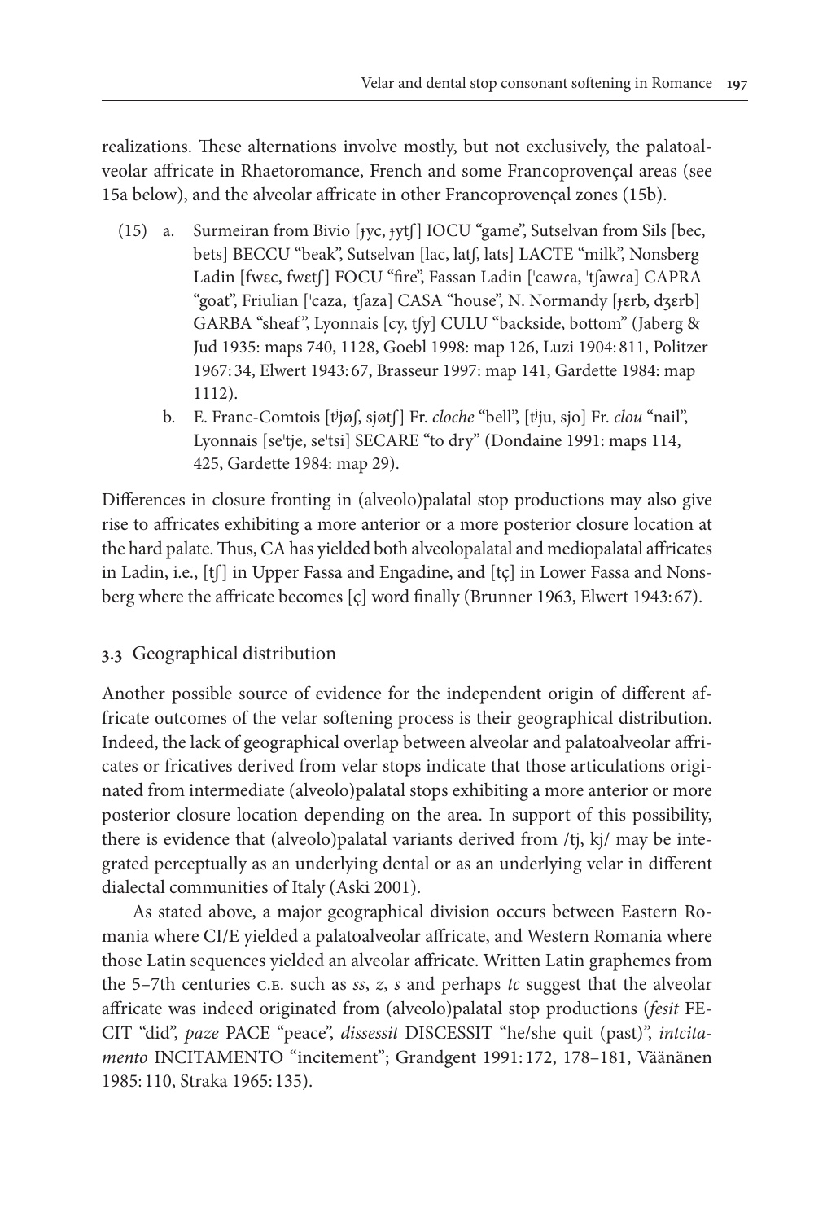realizations. These alternations involve mostly, but not exclusively, the palatoalveolar affricate in Rhaetoromance, French and some Francoprovençal areas (see 15a below), and the alveolar affricate in other Francoprovençal zones (15b).

(15) a. Surmeiran from Bivio [ɟyc, ɟytʃ] IOCU "game", Sutselvan from Sils [bec, bets] BECCU "beak", Sutselvan [lac, latʃ, lats] LACTE "milk", Nonsberg Ladin [fwɛc, fwɛtʃ] FOCU "fire", Fassan Ladin [ˈcawɾa, ˈtʃawɾa] CAPRA "goat", Friulian [ˈcaza, ˈtʃaza] CASA "house", N. Normandy [ɟɛrb, dʒɛrb] GARBA "sheaf", Lyonnais [cy, tʃy] CULU "backside, bottom" (Jaberg & Jud 1935: maps 740, 1128, Goebl 1998: map 126, Luzi 1904: 811, Politzer 1967: 34, Elwert 1943: 67, Brasseur 1997: map 141, Gardette 1984: map 1112).

b. E. Franc-Comtois [tʲjøʃ, sjøtʃ] Fr. *cloche* "bell", [tʲju, sjo] Fr. *clou* "nail", Lyonnais [seˈtje, seˈtsi] SECARE "to dry" (Dondaine 1991: maps 114, 425, Gardette 1984: map 29).

Differences in closure fronting in (alveolo)palatal stop productions may also give rise to affricates exhibiting a more anterior or a more posterior closure location at the hard palate. Thus, CA has yielded both alveolopalatal and mediopalatal affricates in Ladin, i.e., [tʃ] in Upper Fassa and Engadine, and [tç] in Lower Fassa and Nonsberg where the affricate becomes [ç] word finally (Brunner 1963, Elwert 1943: 67).

### 3.3 Geographical distribution

Another possible source of evidence for the independent origin of different affricate outcomes of the velar softening process is their geographical distribution. Indeed, the lack of geographical overlap between alveolar and palatoalveolar affricates or fricatives derived from velar stops indicate that those articulations originated from intermediate (alveolo)palatal stops exhibiting a more anterior or more posterior closure location depending on the area. In support of this possibility, there is evidence that (alveolo)palatal variants derived from /tj, kj/ may be integrated perceptually as an underlying dental or as an underlying velar in different dialectal communities of Italy (Aski 2001).

As stated above, a major geographical division occurs between Eastern Romania where CI/E yielded a palatoalveolar affricate, and Western Romania where those Latin sequences yielded an alveolar affricate. Written Latin graphemes from the 5–7th centuries C.E. such as *ss*, *z*, *s* and perhaps *tc* suggest that the alveolar affricate was indeed originated from (alveolo)palatal stop productions (*fesit* FECIT "did", *paze* PACE "peace", *dissessit* DISCESSIT "he/she quit (past)", *intcitamento* INCITAMENTO "incitement"; Grandgent 1991: 172, 178–181, Väänänen 1985: 110, Straka 1965: 135).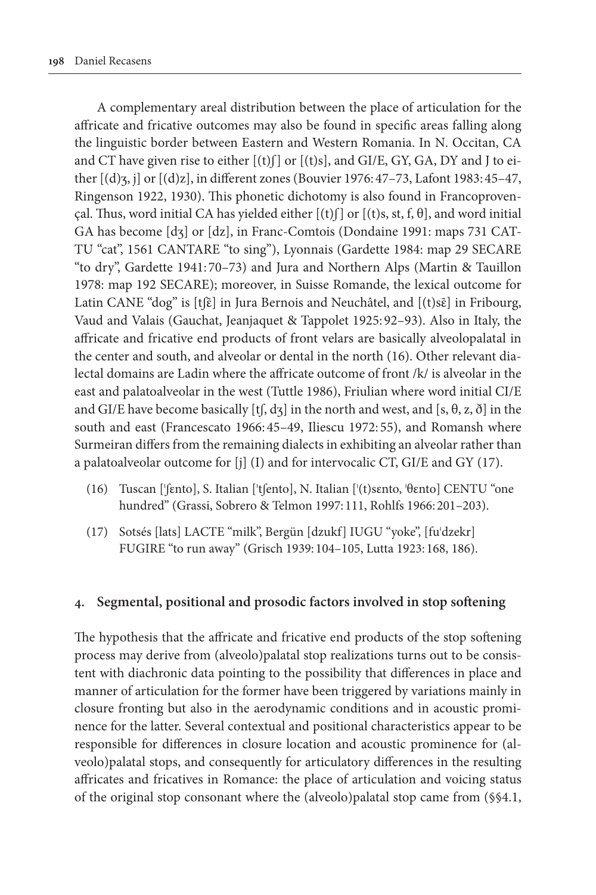A complementary areal distribution between the place of articulation for the affricate and fricative outcomes may also be found in specific areas falling along the linguistic border between Eastern and Western Romania. In N. Occitan, CA and CT have given rise to either [(t)ʃ] or [(t)s], and GI/E, GY, GA, DY and J to either [(d)ʒ, j] or [(d)z], in different zones (Bouvier 1976: 47–73, Lafont 1983: 45–47, Ringenson 1922, 1930). This phonetic dichotomy is also found in Francoprovençal. Thus, word initial CA has yielded either [(t)ʃ] or [(t)s, st, f, θ], and word initial GA has become [dʒ] or [dz], in Franc-Comtois (Dondaine 1991: maps 731 CATTU "cat", 1561 CANTARE "to sing"), Lyonnais (Gardette 1984: map 29 SECARE "to dry", Gardette 1941: 70–73) and Jura and Northern Alps (Martin & Tauillon 1978: map 192 SECARE); moreover, in Suisse Romande, the lexical outcome for Latin CANE "dog" is [tʃɛ̃] in Jura Bernois and Neuchâtel, and [(t)sɛ̃] in Fribourg, Vaud and Valais (Gauchat, Jeanjaquet & Tappolet 1925: 92–93). Also in Italy, the affricate and fricative end products of front velars are basically alveolopalatal in the center and south, and alveolar or dental in the north (16). Other relevant dialectal domains are Ladin where the affricate outcome of front /k/ is alveolar in the east and palatoalveolar in the west (Tuttle 1986), Friulian where word initial CI/E and GI/E have become basically [tʃ, dʒ] in the north and west, and [s, θ, z, ð] in the south and east (Francescato 1966: 45–49, Iliescu 1972: 55), and Romansh where Surmeiran differs from the remaining dialects in exhibiting an alveolar rather than a palatoalveolar outcome for [j] (I) and for intervocalic CT, GI/E and GY (17).

(16) Tuscan [ˈʃɛnto], S. Italian [ˈtʃento], N. Italian [ˈ(t)sɛnto, ˈθɛnto] CENTU "one hundred" (Grassi, Sobrero & Telmon 1997: 111, Rohlfs 1966: 201–203).

(17) Sotsés [lats] LACTE "milk", Bergün [dzukf] IUGU "yoke", [fuˈdzekr] FUGIRE "to run away" (Grisch 1939: 104–105, Lutta 1923: 168, 186).

## 4. Segmental, positional and prosodic factors involved in stop softening

The hypothesis that the affricate and fricative end products of the stop softening process may derive from (alveolo)palatal stop realizations turns out to be consistent with diachronic data pointing to the possibility that differences in place and manner of articulation for the former have been triggered by variations mainly in closure fronting but also in the aerodynamic conditions and in acoustic prominence for the latter. Several contextual and positional characteristics appear to be responsible for differences in closure location and acoustic prominence for (alveolo)palatal stops, and consequently for articulatory differences in the resulting affricates and fricatives in Romance: the place of articulation and voicing status of the original stop consonant where the (alveolo)palatal stop came from (§§4.1,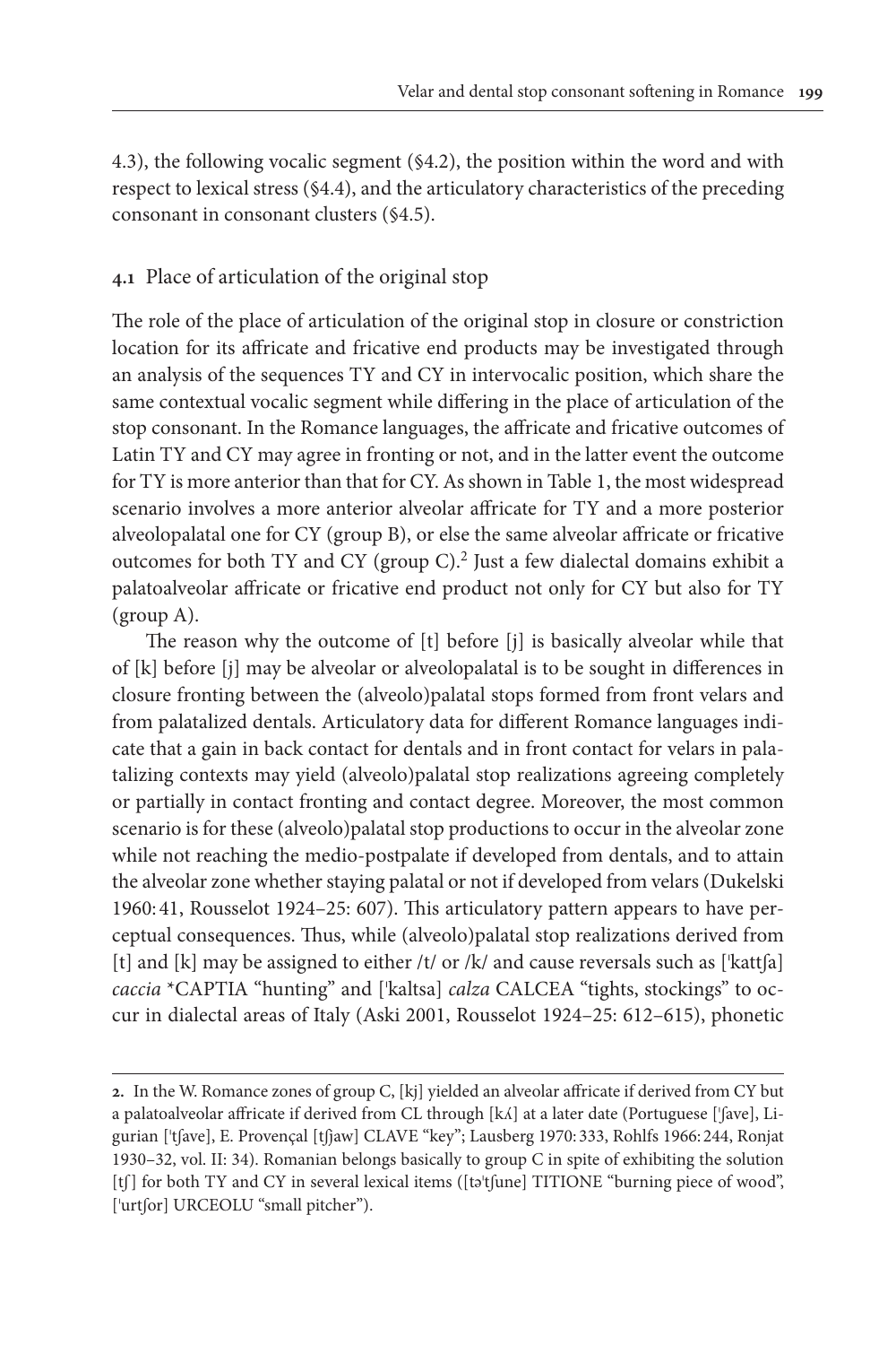4.3), the following vocalic segment (§4.2), the position within the word and with respect to lexical stress (§4.4), and the articulatory characteristics of the preceding consonant in consonant clusters (§4.5).

### 4.1 Place of articulation of the original stop

The role of the place of articulation of the original stop in closure or constriction location for its affricate and fricative end products may be investigated through an analysis of the sequences TY and CY in intervocalic position, which share the same contextual vocalic segment while differing in the place of articulation of the stop consonant. In the Romance languages, the affricate and fricative outcomes of Latin TY and CY may agree in fronting or not, and in the latter event the outcome for TY is more anterior than that for CY. As shown in Table 1, the most widespread scenario involves a more anterior alveolar affricate for TY and a more posterior alveolopalatal one for CY (group B), or else the same alveolar affricate or fricative outcomes for both TY and CY (group C).[2] Just a few dialectal domains exhibit a palatoalveolar affricate or fricative end product not only for CY but also for TY (group A).

The reason why the outcome of [t] before [j] is basically alveolar while that of [k] before [j] may be alveolar or alveolopalatal is to be sought in differences in closure fronting between the (alveolo)palatal stops formed from front velars and from palatalized dentals. Articulatory data for different Romance languages indicate that a gain in back contact for dentals and in front contact for velars in palatalizing contexts may yield (alveolo)palatal stop realizations agreeing completely or partially in contact fronting and contact degree. Moreover, the most common scenario is for these (alveolo)palatal stop productions to occur in the alveolar zone while not reaching the medio-postpalate if developed from dentals, and to attain the alveolar zone whether staying palatal or not if developed from velars (Dukelski 1960: 41, Rousselot 1924–25: 607). This articulatory pattern appears to have perceptual consequences. Thus, while (alveolo)palatal stop realizations derived from [t] and [k] may be assigned to either /t/ or /k/ and cause reversals such as [ˈkattʃa] *caccia* *CAPTIA "hunting" and [ˈkaltsa] *calza* CALCEA "tights, stockings" to occur in dialectal areas of Italy (Aski 2001, Rousselot 1924–25: 612–615), phonetic

---

2. In the W. Romance zones of group C, [kj] yielded an alveolar affricate if derived from CY but a palatoalveolar affricate if derived from CL through [kʎ] at a later date (Portuguese [ˈʃave], Ligurian [ˈtʃave], E. Provençal [tʃjaw] CLAVE "key"; Lausberg 1970: 333, Rohlfs 1966: 244, Ronjat 1930–32, vol. II: 34). Romanian belongs basically to group C in spite of exhibiting the solution [tʃ] for both TY and CY in several lexical items ([təˈtʃune] TITIONE "burning piece of wood", [ˈurtʃor] URCEOLU "small pitcher").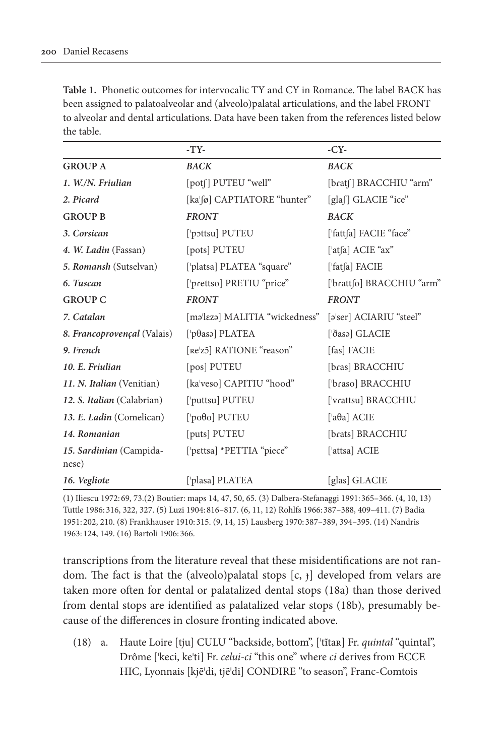**Table 1.** Phonetic outcomes for intervocalic TY and CY in Romance. The label BACK has been assigned to palatoalveolar and (alveolo)palatal articulations, and the label FRONT to alveolar and dental articulations. Data have been taken from the references listed below the table.

| | -TY- | -CY- |
|---|---|---|
| **GROUP A** | ***BACK*** | ***BACK*** |
| ***1. W./N. Friulian*** | [potʃ] PUTEU "well" | [brat͡ʃ] BRACCHIU "arm" |
| ***2. Picard*** | [kaˈʃø] CAPTIATORE "hunter" | [glaʃ] GLACIE "ice" |
| **GROUP B** | ***FRONT*** | ***BACK*** |
| ***3. Corsican*** | [ˈpɔttsu] PUTEU | [ˈfattʃa] FACIE "face" |
| ***4. W. Ladin*** (Fassan) | [pots] PUTEU | [ˈatʃa] ACIE "ax" |
| ***5. Romansh*** (Sutselvan) | [ˈplatsa] PLATEA "square" | [ˈfatʃa] FACIE |
| ***6. Tuscan*** | [ˈprettso] PRETIU "price" | [ˈbrattʃo] BRACCHIU "arm" |
| **GROUP C** | ***FRONT*** | ***FRONT*** |
| ***7. Catalan*** | [məˈlɛzə] MALITIA "wickedness" | [əˈser] ACIARIU "steel" |
| ***8. Francoprovençal*** (Valais) | [ˈpθasə] PLATEA | [ˈðasə] GLACIE |
| ***9. French*** | [ʀeˈzɔ̃] RATIONE "reason" | [fas] FACIE |
| ***10. E. Friulian*** | [pos] PUTEU | [bras] BRACCHIU |
| ***11. N. Italian*** (Venitian) | [kaˈveso] CAPITIU "hood" | [ˈbraso] BRACCHIU |
| ***12. S. Italian*** (Calabrian) | [ˈputtsu] PUTEU | [ˈvrattsu] BRACCHIU |
| ***13. E. Ladin*** (Comelican) | [ˈpoθo] PUTEU | [ˈaθa] ACIE |
| ***14. Romanian*** | [puts] PUTEU | [brats] BRACCHIU |
| ***15. Sardinian*** (Campidanese) | [ˈpettsa] *PETTIA "piece" | [ˈattsa] ACIE |
| ***16. Vegliote*** | [ˈplasa] PLATEA | [glas] GLACIE |

(1) Iliescu 1972: 69, 73. (2) Boutier: maps 14, 47, 50, 65. (3) Dalbera-Stefanaggi 1991: 365–366. (4, 10, 13) Tuttle 1986: 316, 322, 327. (5) Luzi 1904: 816–817. (6, 11, 12) Rohlfs 1966: 387–388, 409–411. (7) Badia 1951: 202, 210. (8) Frankhauser 1910: 315. (9, 14, 15) Lausberg 1970: 387–389, 394–395. (14) Nandris 1963: 124, 149. (16) Bartoli 1906: 366.

transcriptions from the literature reveal that these misidentifications are not random. The fact is that the (alveolo)palatal stops [c, ɟ] developed from velars are taken more often for dental or palatalized dental stops (18a) than those derived from dental stops are identified as palatalized velar stops (18b), presumably because of the differences in closure fronting indicated above.

(18) a. Haute Loire [tju] CULU "backside, bottom", [ˈtĩtaʀ] Fr. *quintal* "quintal", Drôme [ˈkeci, keˈti] Fr. *celui-ci* "this one" where *ci* derives from ECCE HIC, Lyonnais [kjẽˈdi, tjẽˈdi] CONDIRE "to season", Franc-Comtois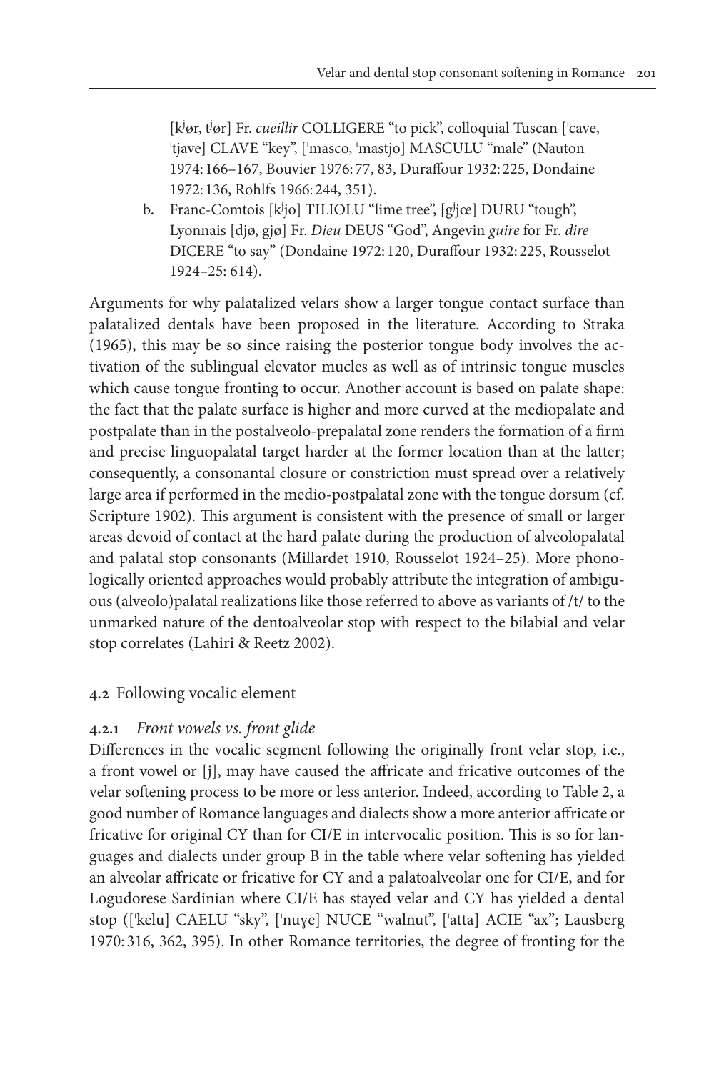[kʲør, tʲør] Fr. *cueillir* COLLIGERE "to pick", colloquial Tuscan [ˈcave, ˈtjave] CLAVE "key", [ˈmasco, ˈmastjo] MASCULU "male" (Nauton 1974: 166–167, Bouvier 1976: 77, 83, Duraffour 1932: 225, Dondaine 1972: 136, Rohlfs 1966: 244, 351).

b. Franc-Comtois [kʲjo] TILIOLU "lime tree", [gʲjœ] DURU "tough", Lyonnais [djø, gjø] Fr. *Dieu* DEUS "God", Angevin *guire* for Fr. *dire* DICERE "to say" (Dondaine 1972: 120, Duraffour 1932: 225, Rousselot 1924–25: 614).

Arguments for why palatalized velars show a larger tongue contact surface than palatalized dentals have been proposed in the literature. According to Straka (1965), this may be so since raising the posterior tongue body involves the activation of the sublingual elevator mucles as well as of intrinsic tongue muscles which cause tongue fronting to occur. Another account is based on palate shape: the fact that the palate surface is higher and more curved at the mediopalate and postpalate than in the postalveolo-prepalatal zone renders the formation of a firm and precise linguopalatal target harder at the former location than at the latter; consequently, a consonantal closure or constriction must spread over a relatively large area if performed in the medio-postpalatal zone with the tongue dorsum (cf. Scripture 1902). This argument is consistent with the presence of small or larger areas devoid of contact at the hard palate during the production of alveolopalatal and palatal stop consonants (Millardet 1910, Rousselot 1924–25). More phonologically oriented approaches would probably attribute the integration of ambiguous (alveolo)palatal realizations like those referred to above as variants of /t/ to the unmarked nature of the dentoalveolar stop with respect to the bilabial and velar stop correlates (Lahiri & Reetz 2002).

### 4.2 Following vocalic element

#### 4.2.1 *Front vowels vs. front glide*

Differences in the vocalic segment following the originally front velar stop, i.e., a front vowel or [j], may have caused the affricate and fricative outcomes of the velar softening process to be more or less anterior. Indeed, according to Table 2, a good number of Romance languages and dialects show a more anterior affricate or fricative for original CY than for CI/E in intervocalic position. This is so for languages and dialects under group B in the table where velar softening has yielded an alveolar affricate or fricative for CY and a palatoalveolar one for CI/E, and for Logudorese Sardinian where CI/E has stayed velar and CY has yielded a dental stop ([ˈkelu] CAELU "sky", [ˈnuɣe] NUCE "walnut", [ˈatta] ACIE "ax"; Lausberg 1970: 316, 362, 395). In other Romance territories, the degree of fronting for the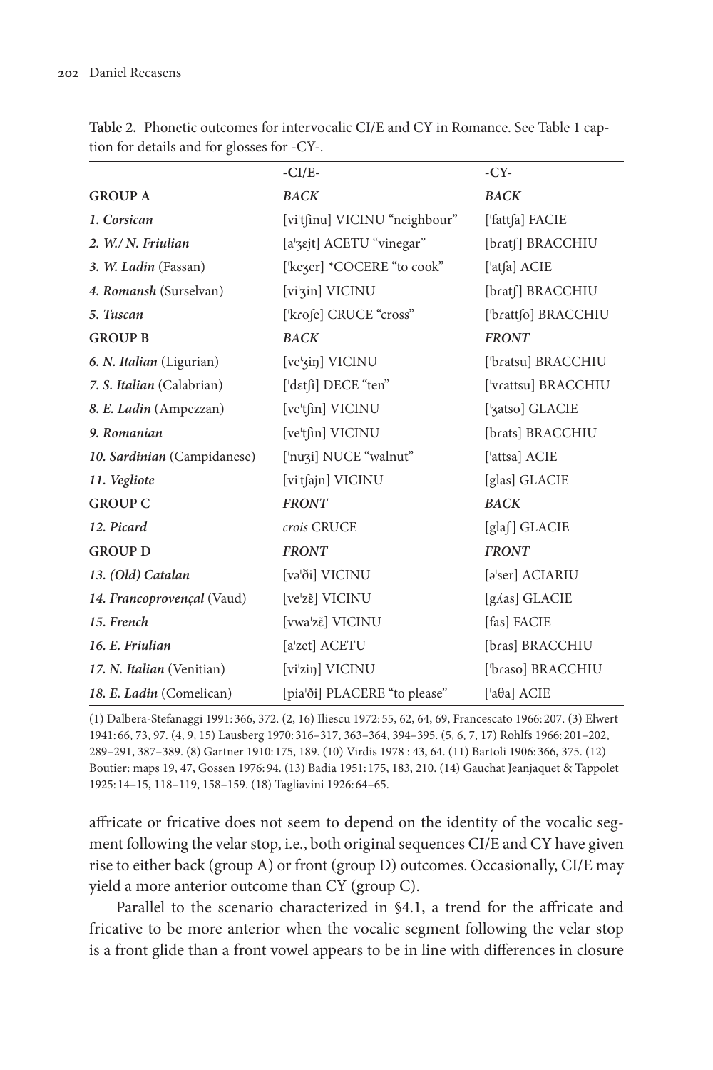**Table 2.** Phonetic outcomes for intervocalic CI/E and CY in Romance. See Table 1 caption for details and for glosses for -CY-.

| | -CI/E- | -CY- |
|---|---|---|
| **GROUP A** | ***BACK*** | ***BACK*** |
| ***1. Corsican*** | [viˈtʃinu] VICINU "neighbour" | [ˈfattʃa] FACIE |
| ***2. W./ N. Friulian*** | [aˈʒɛjt] ACETU "vinegar" | [bɾatʃ] BRACCHIU |
| ***3. W. Ladin*** (Fassan) | [ˈkeʒer] *COCERE "to cook" | [ˈatʃa] ACIE |
| ***4. Romansh*** (Surselvan) | [viˈʒin] VICINU | [bɾatʃ] BRACCHIU |
| ***5. Tuscan*** | [ˈkɾoʃe] CRUCE "cross" | [ˈbɾattʃo] BRACCHIU |
| **GROUP B** | ***BACK*** | ***FRONT*** |
| ***6. N. Italian*** (Ligurian) | [veˈʒiŋ] VICINU | [ˈbɾatsu] BRACCHIU |
| ***7. S. Italian*** (Calabrian) | [ˈdɛtʃi] DECE "ten" | [ˈvɾattsu] BRACCHIU |
| ***8. E. Ladin*** (Ampezzan) | [veˈtʃin] VICINU | [ˈʒatso] GLACIE |
| ***9. Romanian*** | [veˈtʃin] VICINU | [bɾats] BRACCHIU |
| ***10. Sardinian*** (Campidanese) | [ˈnuʒi] NUCE "walnut" | [ˈattsa] ACIE |
| ***11. Vegliote*** | [viˈtʃajn] VICINU | [glas] GLACIE |
| **GROUP C** | ***FRONT*** | ***BACK*** |
| ***12. Picard*** | *crois* CRUCE | [glaʃ] GLACIE |
| **GROUP D** | ***FRONT*** | ***FRONT*** |
| ***13. (Old) Catalan*** | [vəˈði] VICINU | [əˈser] ACIARIU |
| ***14. Francoprovençal*** (Vaud) | [veˈzɛ̃] VICINU | [gʎas] GLACIE |
| ***15. French*** | [vwaˈzɛ̃] VICINU | [fas] FACIE |
| ***16. E. Friulian*** | [aˈzet] ACETU | [bɾas] BRACCHIU |
| ***17. N. Italian*** (Venitian) | [viˈziŋ] VICINU | [ˈbɾaso] BRACCHIU |
| ***18. E. Ladin*** (Comelican) | [piaˈði] PLACERE "to please" | [ˈaθa] ACIE |

(1) Dalbera-Stefanaggi 1991: 366, 372. (2, 16) Iliescu 1972: 55, 62, 64, 69, Francescato 1966: 207. (3) Elwert 1941: 66, 73, 97. (4, 9, 15) Lausberg 1970: 316–317, 363–364, 394–395. (5, 6, 7, 17) Rohlfs 1966: 201–202, 289–291, 387–389. (8) Gartner 1910: 175, 189. (10) Virdis 1978 : 43, 64. (11) Bartoli 1906: 366, 375. (12) Boutier: maps 19, 47, Gossen 1976: 94. (13) Badia 1951: 175, 183, 210. (14) Gauchat Jeanjaquet & Tappolet 1925: 14–15, 118–119, 158–159. (18) Tagliavini 1926: 64–65.

affricate or fricative does not seem to depend on the identity of the vocalic segment following the velar stop, i.e., both original sequences CI/E and CY have given rise to either back (group A) or front (group D) outcomes. Occasionally, CI/E may yield a more anterior outcome than CY (group C).

Parallel to the scenario characterized in §4.1, a trend for the affricate and fricative to be more anterior when the vocalic segment following the velar stop is a front glide than a front vowel appears to be in line with differences in closure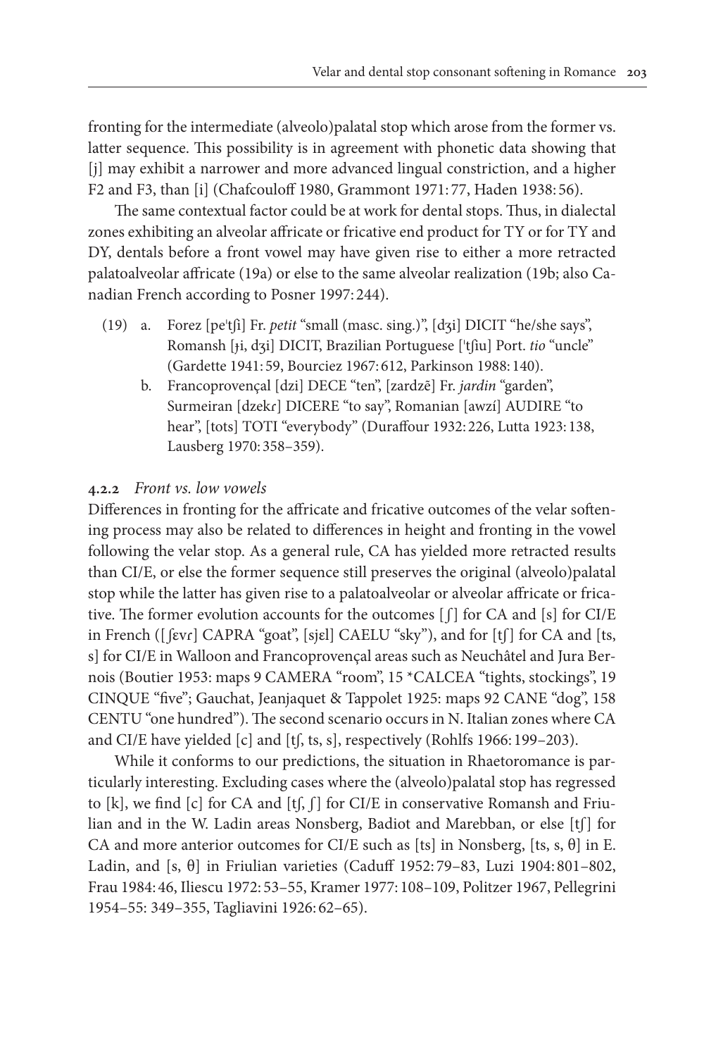fronting for the intermediate (alveolo)palatal stop which arose from the former vs. latter sequence. This possibility is in agreement with phonetic data showing that [j] may exhibit a narrower and more advanced lingual constriction, and a higher F2 and F3, than [i] (Chafcouloff 1980, Grammont 1971: 77, Haden 1938: 56).

The same contextual factor could be at work for dental stops. Thus, in dialectal zones exhibiting an alveolar affricate or fricative end product for TY or for TY and DY, dentals before a front vowel may have given rise to either a more retracted palatoalveolar affricate (19a) or else to the same alveolar realization (19b; also Canadian French according to Posner 1997: 244).

(19) a. Forez [peˈtʃi] Fr. *petit* "small (masc. sing.)", [dʒi] DICIT "he/she says", Romansh [ɟi, dʒi] DICIT, Brazilian Portuguese [ˈtʃiu] Port. *tio* "uncle" (Gardette 1941: 59, Bourciez 1967: 612, Parkinson 1988: 140).

b. Francoprovençal [dzi] DECE "ten", [zardzẽ] Fr. *jardin* "garden", Surmeiran [dzekɾ] DICERE "to say", Romanian [awzí] AUDIRE "to hear", [tots] TOTI "everybody" (Duraffour 1932: 226, Lutta 1923: 138, Lausberg 1970: 358–359).

#### 4.2.2 *Front vs. low vowels*

Differences in fronting for the affricate and fricative outcomes of the velar softening process may also be related to differences in height and fronting in the vowel following the velar stop. As a general rule, CA has yielded more retracted results than CI/E, or else the former sequence still preserves the original (alveolo)palatal stop while the latter has given rise to a palatoalveolar or alveolar affricate or fricative. The former evolution accounts for the outcomes [ʃ] for CA and [s] for CI/E in French ([ʃɛvɾ] CAPRA "goat", [sjɛl] CAELU "sky"), and for [tʃ] for CA and [ts, s] for CI/E in Walloon and Francoprovençal areas such as Neuchâtel and Jura Bernois (Boutier 1953: maps 9 CAMERA "room", 15 *CALCEA "tights, stockings", 19 CINQUE "five"; Gauchat, Jeanjaquet & Tappolet 1925: maps 92 CANE "dog", 158 CENTU "one hundred"). The second scenario occurs in N. Italian zones where CA and CI/E have yielded [c] and [tʃ, ts, s], respectively (Rohlfs 1966: 199–203).

While it conforms to our predictions, the situation in Rhaetoromance is particularly interesting. Excluding cases where the (alveolo)palatal stop has regressed to [k], we find [c] for CA and [tʃ, ʃ] for CI/E in conservative Romansh and Friulian and in the W. Ladin areas Nonsberg, Badiot and Marebban, or else [tʃ] for CA and more anterior outcomes for CI/E such as [ts] in Nonsberg, [ts, s, θ] in E. Ladin, and [s, θ] in Friulian varieties (Caduff 1952: 79–83, Luzi 1904: 801–802, Frau 1984: 46, Iliescu 1972: 53–55, Kramer 1977: 108–109, Politzer 1967, Pellegrini 1954–55: 349–355, Tagliavini 1926: 62–65).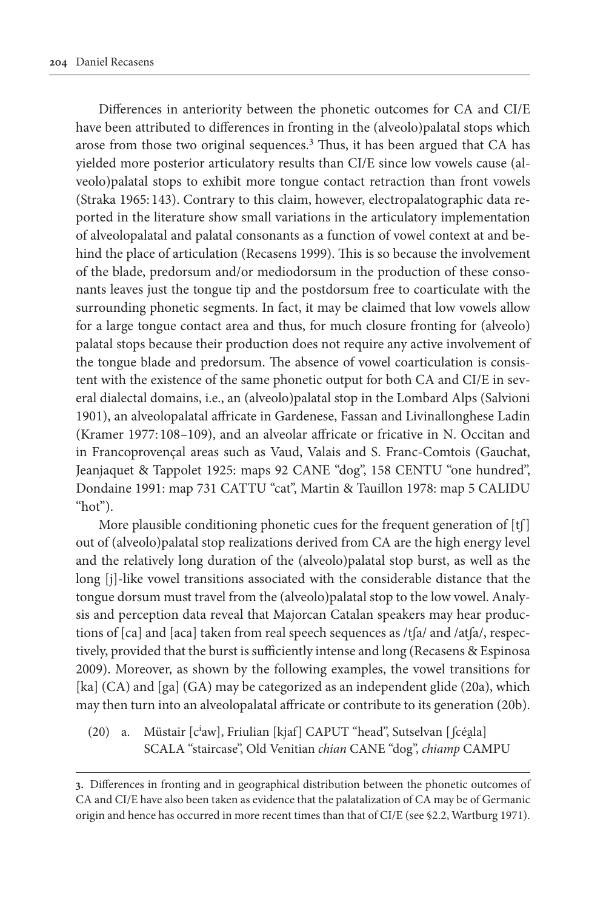Differences in anteriority between the phonetic outcomes for CA and CI/E have been attributed to differences in fronting in the (alveolo)palatal stops which arose from those two original sequences.[3] Thus, it has been argued that CA has yielded more posterior articulatory results than CI/E since low vowels cause (alveolo)palatal stops to exhibit more tongue contact retraction than front vowels (Straka 1965: 143). Contrary to this claim, however, electropalatographic data reported in the literature show small variations in the articulatory implementation of alveolopalatal and palatal consonants as a function of vowel context at and behind the place of articulation (Recasens 1999). This is so because the involvement of the blade, predorsum and/or mediodorsum in the production of these consonants leaves just the tongue tip and the postdorsum free to coarticulate with the surrounding phonetic segments. In fact, it may be claimed that low vowels allow for a large tongue contact area and thus, for much closure fronting for (alveolo) palatal stops because their production does not require any active involvement of the tongue blade and predorsum. The absence of vowel coarticulation is consistent with the existence of the same phonetic output for both CA and CI/E in several dialectal domains, i.e., an (alveolo)palatal stop in the Lombard Alps (Salvioni 1901), an alveolopalatal affricate in Gardenese, Fassan and Livinallonghese Ladin (Kramer 1977: 108–109), and an alveolar affricate or fricative in N. Occitan and in Francoprovençal areas such as Vaud, Valais and S. Franc-Comtois (Gauchat, Jeanjaquet & Tappolet 1925: maps 92 CANE "dog", 158 CENTU "one hundred", Dondaine 1991: map 731 CATTU "cat", Martin & Tauillon 1978: map 5 CALIDU "hot").

More plausible conditioning phonetic cues for the frequent generation of [tʃ] out of (alveolo)palatal stop realizations derived from CA are the high energy level and the relatively long duration of the (alveolo)palatal stop burst, as well as the long [j]-like vowel transitions associated with the considerable distance that the tongue dorsum must travel from the (alveolo)palatal stop to the low vowel. Analysis and perception data reveal that Majorcan Catalan speakers may hear productions of [ca] and [aca] taken from real speech sequences as /tʃa/ and /atʃa/, respectively, provided that the burst is sufficiently intense and long (Recasens & Espinosa 2009). Moreover, as shown by the following examples, the vowel transitions for [ka] (CA) and [ga] (GA) may be categorized as an independent glide (20a), which may then turn into an alveolopalatal affricate or contribute to its generation (20b).

(20) a. Müstair [cʲaw], Friulian [kjaf] CAPUT "head", Sutselvan [ʃcéa̯la] SCALA "staircase", Old Venitian *chian* CANE "dog", *chiamp* CAMPU

3. Differences in fronting and in geographical distribution between the phonetic outcomes of CA and CI/E have also been taken as evidence that the palatalization of CA may be of Germanic origin and hence has occurred in more recent times than that of CI/E (see §2.2, Wartburg 1971).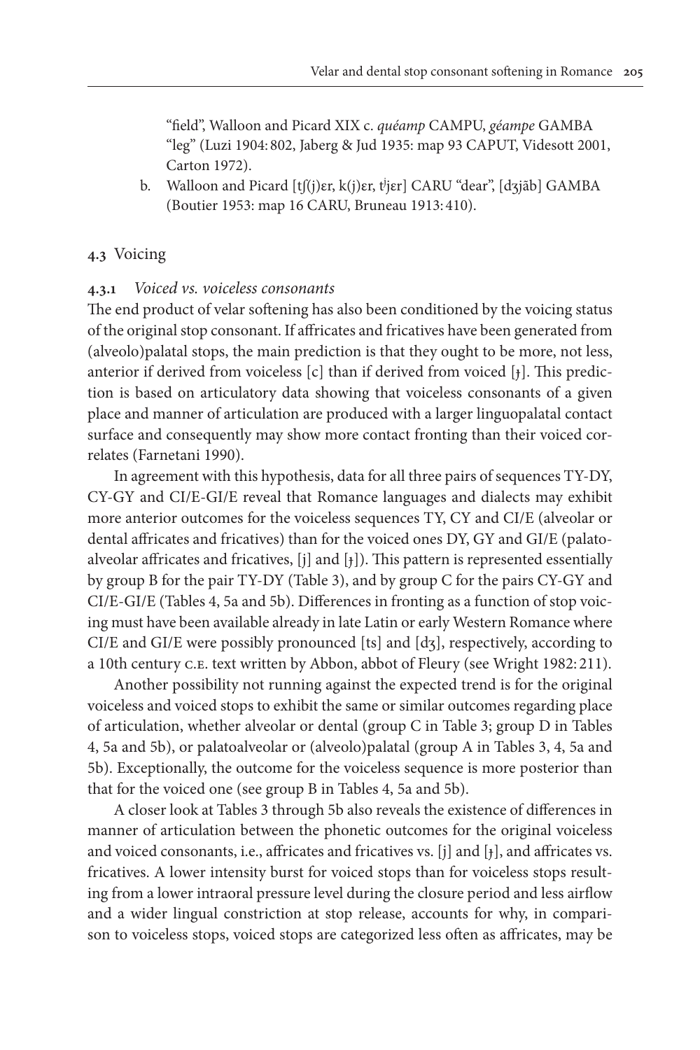"field", Walloon and Picard XIX c. *quéamp* CAMPU, *géampe* GAMBA "leg" (Luzi 1904: 802, Jaberg & Jud 1935: map 93 CAPUT, Videsott 2001, Carton 1972).

b. Walloon and Picard [tʃ(j)ɛr, k(j)ɛr, tʲjɛr] CARU "dear", [dʒjãb] GAMBA (Boutier 1953: map 16 CARU, Bruneau 1913: 410).

## 4.3 Voicing

### 4.3.1 *Voiced vs. voiceless consonants*

The end product of velar softening has also been conditioned by the voicing status of the original stop consonant. If affricates and fricatives have been generated from (alveolo)palatal stops, the main prediction is that they ought to be more, not less, anterior if derived from voiceless [c] than if derived from voiced [ɟ]. This prediction is based on articulatory data showing that voiceless consonants of a given place and manner of articulation are produced with a larger linguopalatal contact surface and consequently may show more contact fronting than their voiced correlates (Farnetani 1990).

In agreement with this hypothesis, data for all three pairs of sequences TY-DY, CY-GY and CI/E-GI/E reveal that Romance languages and dialects may exhibit more anterior outcomes for the voiceless sequences TY, CY and CI/E (alveolar or dental affricates and fricatives) than for the voiced ones DY, GY and GI/E (palatoalveolar affricates and fricatives, [j] and [ɟ]). This pattern is represented essentially by group B for the pair TY-DY (Table 3), and by group C for the pairs CY-GY and CI/E-GI/E (Tables 4, 5a and 5b). Differences in fronting as a function of stop voicing must have been available already in late Latin or early Western Romance where CI/E and GI/E were possibly pronounced [ts] and [dʒ], respectively, according to a 10th century C.E. text written by Abbon, abbot of Fleury (see Wright 1982: 211).

Another possibility not running against the expected trend is for the original voiceless and voiced stops to exhibit the same or similar outcomes regarding place of articulation, whether alveolar or dental (group C in Table 3; group D in Tables 4, 5a and 5b), or palatoalveolar or (alveolo)palatal (group A in Tables 3, 4, 5a and 5b). Exceptionally, the outcome for the voiceless sequence is more posterior than that for the voiced one (see group B in Tables 4, 5a and 5b).

A closer look at Tables 3 through 5b also reveals the existence of differences in manner of articulation between the phonetic outcomes for the original voiceless and voiced consonants, i.e., affricates and fricatives vs. [j] and [ɟ], and affricates vs. fricatives. A lower intensity burst for voiced stops than for voiceless stops resulting from a lower intraoral pressure level during the closure period and less airflow and a wider lingual constriction at stop release, accounts for why, in comparison to voiceless stops, voiced stops are categorized less often as affricates, may be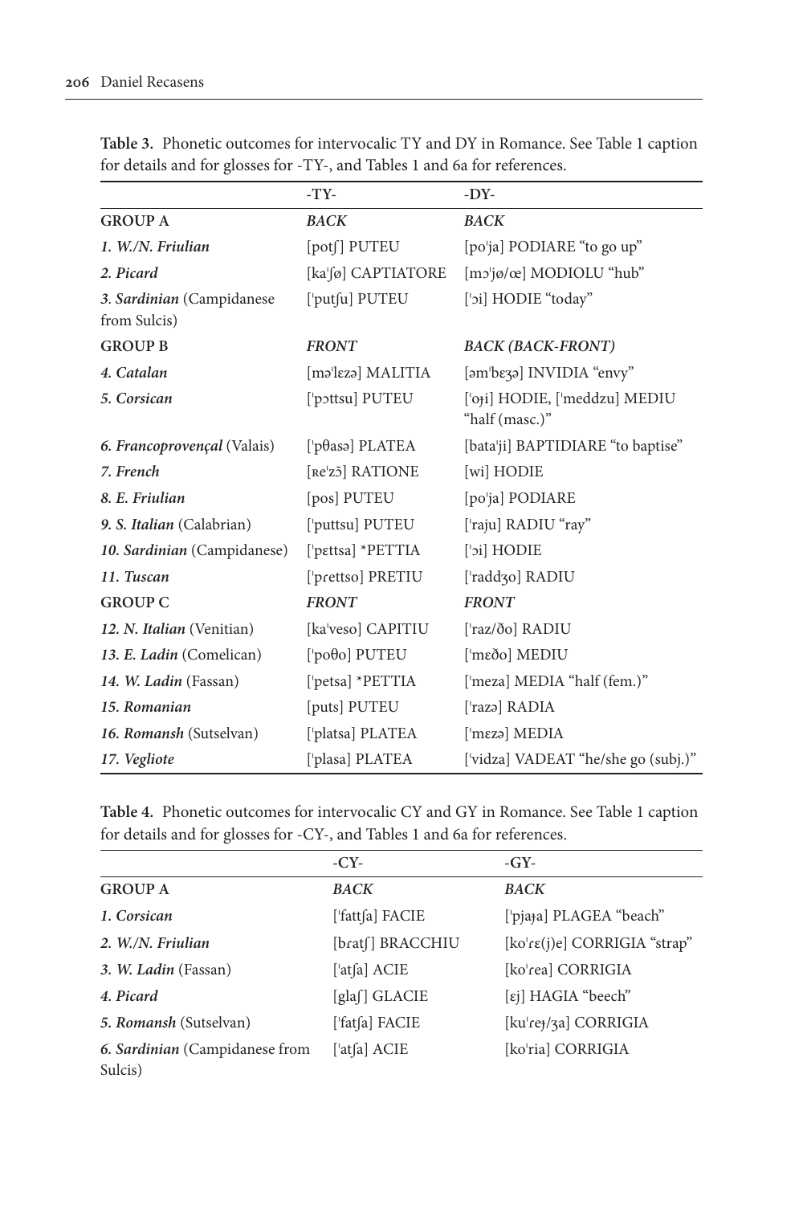**Table 3.** Phonetic outcomes for intervocalic TY and DY in Romance. See Table 1 caption for details and for glosses for -TY-, and Tables 1 and 6a for references.

| | -TY- | -DY- |
|---|---|---|
| **GROUP A** | ***BACK*** | ***BACK*** |
| ***1. W./N. Friulian*** | [potʃ] PUTEU | [poˈja] PODIARE "to go up" |
| ***2. Picard*** | [kaˈʃø] CAPTIATORE | [mɔˈjø/œ] MODIOLU "hub" |
| ***3. Sardinian*** (Campidanese from Sulcis) | [ˈputʃu] PUTEU | [ˈɔi] HODIE "today" |
| **GROUP B** | ***FRONT*** | ***BACK (BACK-FRONT)*** |
| ***4. Catalan*** | [məˈlɛzə] MALITIA | [əmˈbɛʒə] INVIDIA "envy" |
| ***5. Corsican*** | [ˈpɔttsu] PUTEU | [ˈoɟi] HODIE, [ˈmeddzu] MEDIU "half (masc.)" |
| ***6. Francoprovençal*** (Valais) | [ˈpθasə] PLATEA | [bataˈji] BAPTIDIARE "to baptise" |
| ***7. French*** | [ʀeˈzɔ̃] RATIONE | [wi] HODIE |
| ***8. E. Friulian*** | [pos] PUTEU | [poˈja] PODIARE |
| ***9. S. Italian*** (Calabrian) | [ˈputtsu] PUTEU | [ˈraju] RADIU "ray" |
| ***10. Sardinian*** (Campidanese) | [ˈpettsa] *PETTIA | [ˈɔi] HODIE |
| ***11. Tuscan*** | [ˈprettso] PRETIU | [ˈraddʒo] RADIU |
| **GROUP C** | ***FRONT*** | ***FRONT*** |
| ***12. N. Italian*** (Venitian) | [kaˈveso] CAPITIU | [ˈraz/ðo] RADIU |
| ***13. E. Ladin*** (Comelican) | [ˈpoθo] PUTEU | [ˈmɛðo] MEDIU |
| ***14. W. Ladin*** (Fassan) | [ˈpetsa] *PETTIA | [ˈmeza] MEDIA "half (fem.)" |
| ***15. Romanian*** | [puts] PUTEU | [ˈrazə] RADIA |
| ***16. Romansh*** (Sutselvan) | [ˈplatsa] PLATEA | [ˈmɛzə] MEDIA |
| ***17. Vegliote*** | [ˈplasa] PLATEA | [ˈvidza] VADEAT "he/she go (subj.)" |

**Table 4.** Phonetic outcomes for intervocalic CY and GY in Romance. See Table 1 caption for details and for glosses for -CY-, and Tables 1 and 6a for references.

| | -CY- | -GY- |
|---|---|---|
| **GROUP A** | ***BACK*** | ***BACK*** |
| ***1. Corsican*** | [ˈfattʃa] FACIE | [ˈpjaɟa] PLAGEA "beach" |
| ***2. W./N. Friulian*** | [bratʃ] BRACCHIU | [koˈɾɛ(j)e] CORRIGIA "strap" |
| ***3. W. Ladin*** (Fassan) | [ˈatʃa] ACIE | [koˈrea] CORRIGIA |
| ***4. Picard*** | [glaʃ] GLACIE | [ɛj] HAGIA "beech" |
| ***5. Romansh*** (Sutselvan) | [ˈfatʃa] FACIE | [kuˈɾeɟ/ʒa] CORRIGIA |
| ***6. Sardinian*** (Campidanese from Sulcis) | [ˈatʃa] ACIE | [koˈria] CORRIGIA |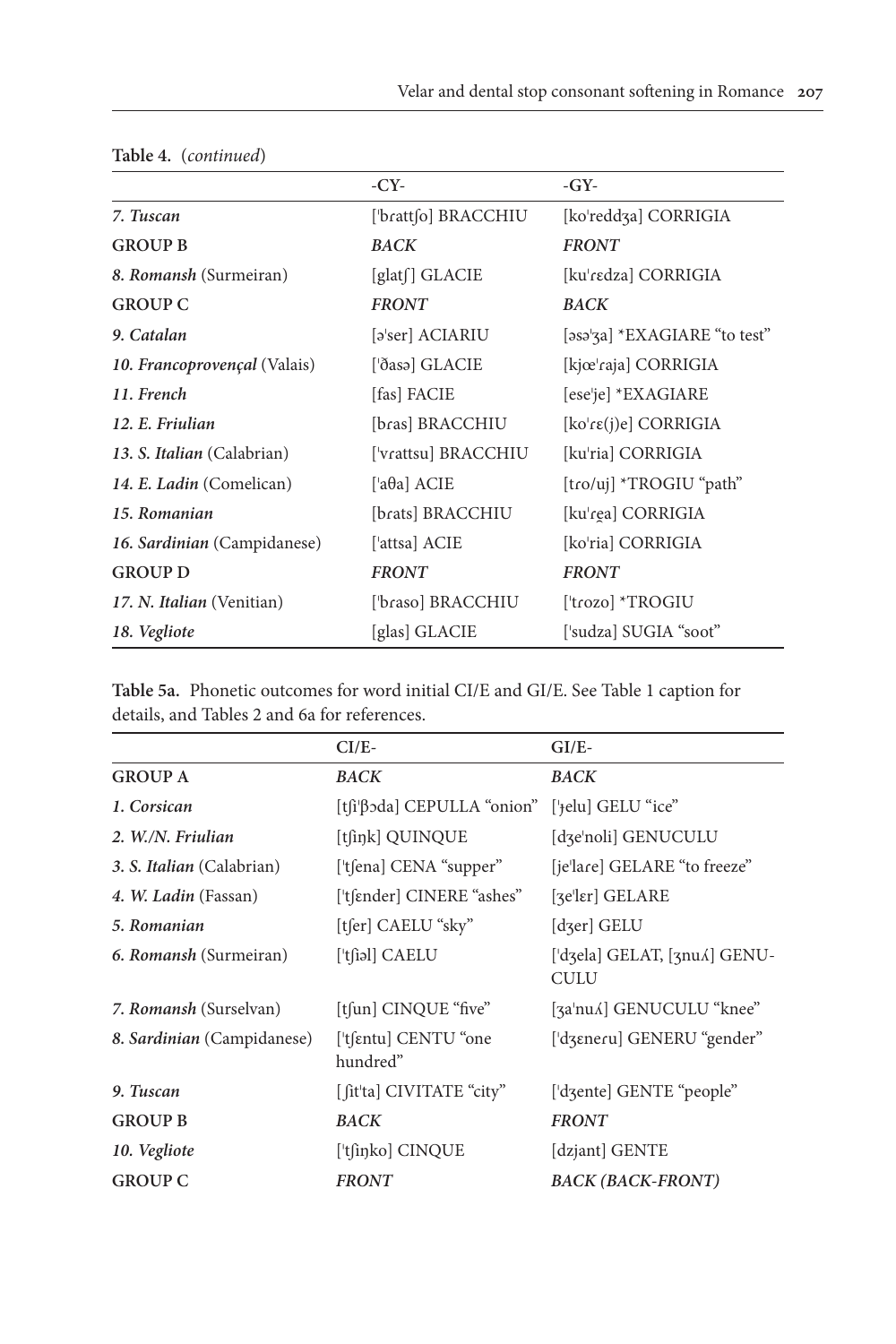**Table 4.** (*continued*)

| | -CY- | -GY- |
|---|---|---|
| *7. Tuscan* | [ˈbɾattʃo] BRACCHIU | [koˈreddʒa] CORRIGIA |
| **GROUP B** | ***BACK*** | ***FRONT*** |
| *8. Romansh* (Surmeiran) | [glatʃ] GLACIE | [kuˈrɛdza] CORRIGIA |
| **GROUP C** | ***FRONT*** | ***BACK*** |
| *9. Catalan* | [əˈser] ACIARIU | [əsəˈʒa] *EXAGIARE "to test" |
| *10. Francoprovençal* (Valais) | [ˈðasə] GLACIE | [kjœˈɾaja] CORRIGIA |
| *11. French* | [fas] FACIE | [eseˈje] *EXAGIARE |
| *12. E. Friulian* | [bɾas] BRACCHIU | [koˈɾɛ(j)e] CORRIGIA |
| *13. S. Italian* (Calabrian) | [ˈvɾattsu] BRACCHIU | [kuˈria] CORRIGIA |
| *14. E. Ladin* (Comelican) | [ˈaθa] ACIE | [tɾo/uj] *TROGIU "path" |
| *15. Romanian* | [bɾats] BRACCHIU | [kuˈɾe̯a] CORRIGIA |
| *16. Sardinian* (Campidanese) | [ˈattsa] ACIE | [koˈria] CORRIGIA |
| **GROUP D** | ***FRONT*** | ***FRONT*** |
| *17. N. Italian* (Venitian) | [ˈbɾaso] BRACCHIU | [ˈtɾozo] *TROGIU |
| *18. Vegliote* | [glas] GLACIE | [ˈsudza] SUGIA "soot" |

**Table 5a.** Phonetic outcomes for word initial CI/E and GI/E. See Table 1 caption for details, and Tables 2 and 6a for references.

| | CI/E- | GI/E- |
|---|---|---|
| **GROUP A** | ***BACK*** | ***BACK*** |
| *1. Corsican* | [tʃiˈβɔda] CEPULLA "onion" | [ˈɟelu] GELU "ice" |
| *2. W./N. Friulian* | [tʃiŋk] QUINQUE | [dʒeˈnoli] GENUCULU |
| *3. S. Italian* (Calabrian) | [ˈtʃena] CENA "supper" | [jeˈlaɾe] GELARE "to freeze" |
| *4. W. Ladin* (Fassan) | [ˈtʃender] CINERE "ashes" | [ʒeˈlɛr] GELARE |
| *5. Romanian* | [tʃer] CAELU "sky" | [dʒer] GELU |
| *6. Romansh* (Surmeiran) | [ˈtʃiəl] CAELU | [ˈdʒela] GELAT, [ʒnuʎ] GENUCULU |
| *7. Romansh* (Surselvan) | [tʃun] CINQUE "five" | [ʒaˈnuʎ] GENUCULU "knee" |
| *8. Sardinian* (Campidanese) | [ˈtʃentu] CENTU "one hundred" | [ˈdʒɛneɾu] GENERU "gender" |
| *9. Tuscan* | [ʃitˈta] CIVITATE "city" | [ˈdʒente] GENTE "people" |
| **GROUP B** | ***BACK*** | ***FRONT*** |
| *10. Vegliote* | [ˈtʃiŋko] CINQUE | [dzjant] GENTE |
| **GROUP C** | ***FRONT*** | ***BACK (BACK-FRONT)*** |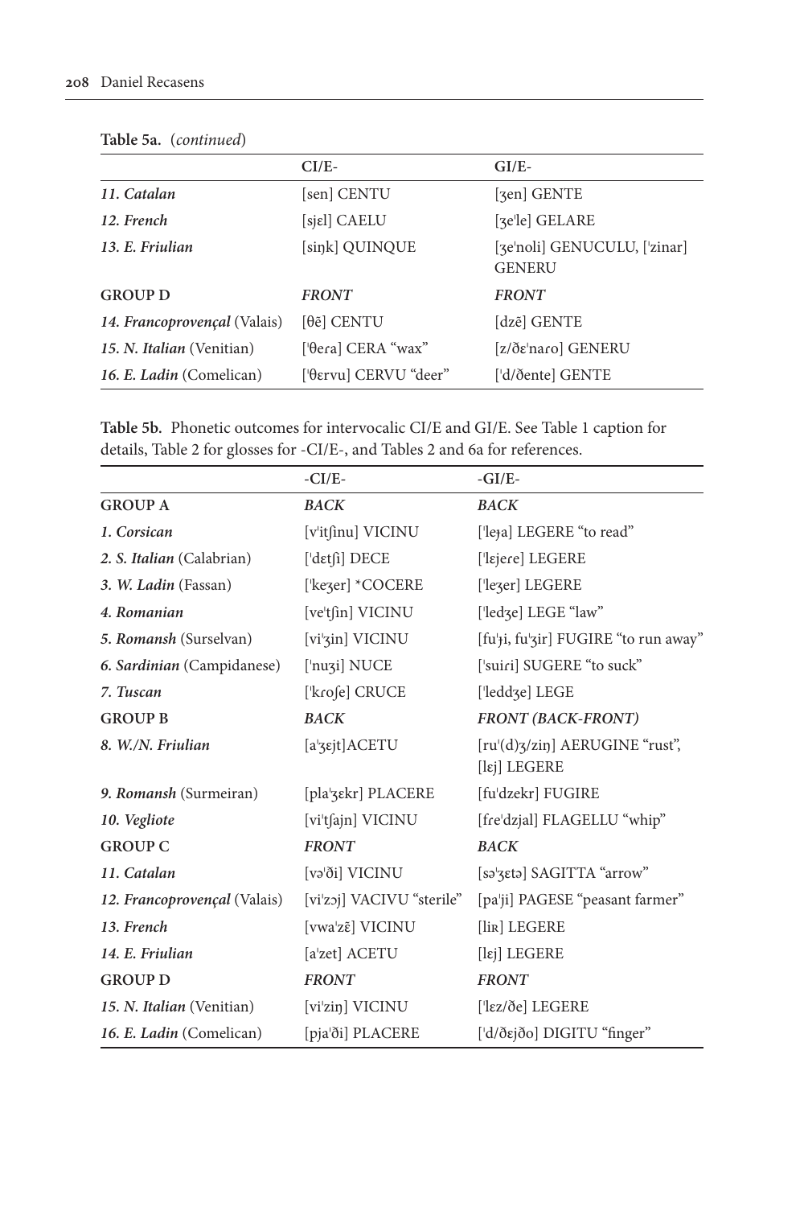**Table 5a.** (*continued*)

| | CI/E- | GI/E- |
|---|---|---|
| ***11. Catalan*** | [sen] CENTU | [ʒen] GENTE |
| ***12. French*** | [sjɛl] CAELU | [ʒeˈle] GELARE |
| ***13. E. Friulian*** | [siŋk] QUINQUE | [ʒeˈnoli] GENUCULU, [ˈzinar] GENERU |
| **GROUP D** | ***FRONT*** | ***FRONT*** |
| ***14. Francoprovençal*** (Valais) | [θẽ] CENTU | [dzẽ] GENTE |
| ***15. N. Italian*** (Venitian) | [ˈθeɾa] CERA "wax" | [z/ðɛˈnaɾo] GENERU |
| ***16. E. Ladin*** (Comelican) | [ˈθɛrvu] CERVU "deer" | [ˈd/ðente] GENTE |

**Table 5b.** Phonetic outcomes for intervocalic CI/E and GI/E. See Table 1 caption for details, Table 2 for glosses for -CI/E-, and Tables 2 and 6a for references.

| | -CI/E- | -GI/E- |
|---|---|---|
| **GROUP A** | ***BACK*** | ***BACK*** |
| ***1. Corsican*** | [vˈitʃinu] VICINU | [ˈleɟa] LEGERE "to read" |
| ***2. S. Italian*** (Calabrian) | [ˈdɛtʃi] DECE | [ˈlɛjeɾe] LEGERE |
| ***3. W. Ladin*** (Fassan) | [ˈkeʒer] *COCERE | [ˈleʒer] LEGERE |
| ***4. Romanian*** | [veˈtʃin] VICINU | [ˈledʒe] LEGE "law" |
| ***5. Romansh*** (Surselvan) | [viˈʒin] VICINU | [fuˈɟi, fuˈʒir] FUGIRE "to run away" |
| ***6. Sardinian*** (Campidanese) | [ˈnuʒi] NUCE | [ˈsuiɾi] SUGERE "to suck" |
| ***7. Tuscan*** | [ˈkɾoʃe] CRUCE | [ˈleddʒe] LEGE |
| **GROUP B** | ***BACK*** | ***FRONT (BACK-FRONT)*** |
| ***8. W./N. Friulian*** | [aˈʒɛjt]ACETU | [ruˈ(d)ʒ/ziŋ] AERUGINE "rust", [lɛj] LEGERE |
| ***9. Romansh*** (Surmeiran) | [plaˈʒɛkr] PLACERE | [fuˈdzekr] FUGIRE |
| ***10. Vegliote*** | [viˈtʃajn] VICINU | [fɾeˈdzjal] FLAGELLU "whip" |
| **GROUP C** | ***FRONT*** | ***BACK*** |
| ***11. Catalan*** | [vəˈði] VICINU | [səˈʒɛtə] SAGITTA "arrow" |
| ***12. Francoprovençal*** (Valais) | [viˈzɔj] VACIVU "sterile" | [paˈji] PAGESE "peasant farmer" |
| ***13. French*** | [vwaˈzɛ̃] VICINU | [liʀ] LEGERE |
| ***14. E. Friulian*** | [aˈzet] ACETU | [lɛj] LEGERE |
| **GROUP D** | ***FRONT*** | ***FRONT*** |
| ***15. N. Italian*** (Venitian) | [viˈziŋ] VICINU | [ˈlɛz/ðe] LEGERE |
| ***16. E. Ladin*** (Comelican) | [pjaˈði] PLACERE | [ˈd/ðɛjðo] DIGITU "finger" |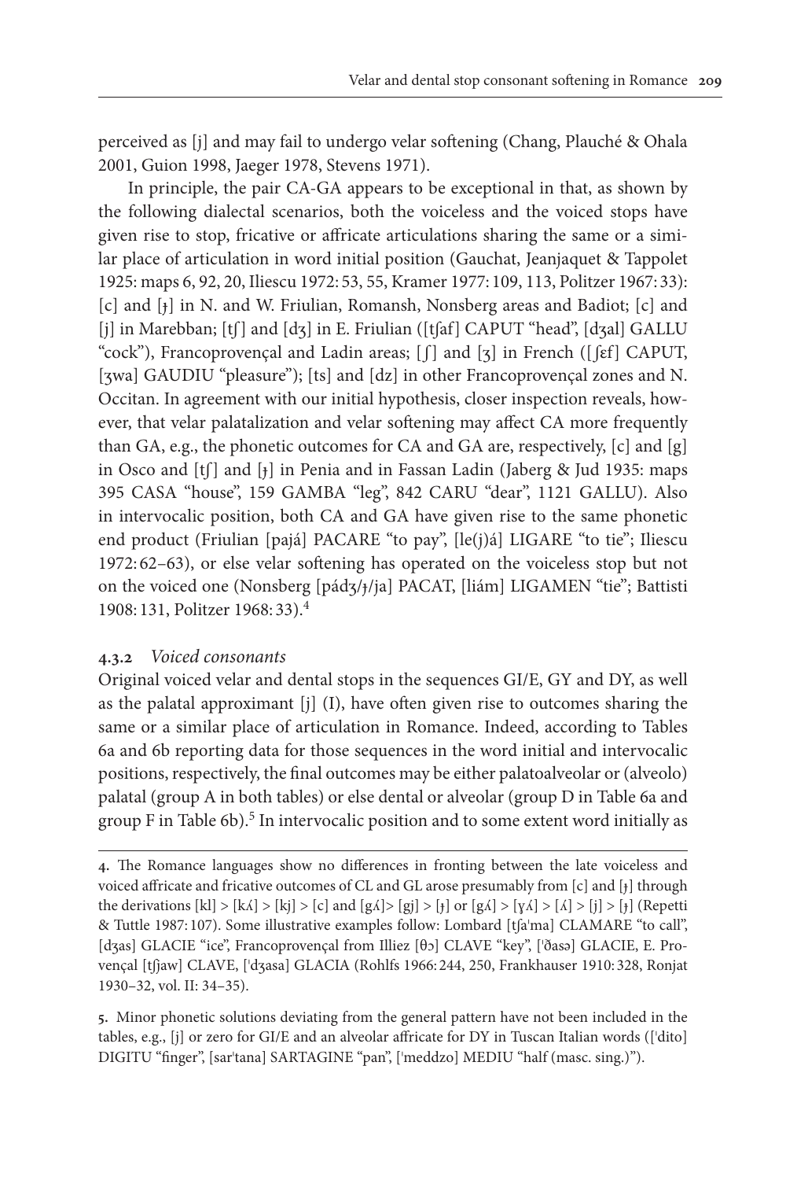perceived as [j] and may fail to undergo velar softening (Chang, Plauché & Ohala 2001, Guion 1998, Jaeger 1978, Stevens 1971).

In principle, the pair CA-GA appears to be exceptional in that, as shown by the following dialectal scenarios, both the voiceless and the voiced stops have given rise to stop, fricative or affricate articulations sharing the same or a similar place of articulation in word initial position (Gauchat, Jeanjaquet & Tappolet 1925: maps 6, 92, 20, Iliescu 1972: 53, 55, Kramer 1977: 109, 113, Politzer 1967: 33): [c] and [ɟ] in N. and W. Friulian, Romansh, Nonsberg areas and Badiot; [c] and [j] in Marebban; [tʃ] and [dʒ] in E. Friulian ([tʃaf] CAPUT "head", [dʒal] GALLU "cock"), Francoprovençal and Ladin areas; [ʃ] and [ʒ] in French ([ʃɛf] CAPUT, [ʒwa] GAUDIU "pleasure"); [ts] and [dz] in other Francoprovençal zones and N. Occitan. In agreement with our initial hypothesis, closer inspection reveals, however, that velar palatalization and velar softening may affect CA more frequently than GA, e.g., the phonetic outcomes for CA and GA are, respectively, [c] and [g] in Osco and [tʃ] and [ɟ] in Penia and in Fassan Ladin (Jaberg & Jud 1935: maps 395 CASA "house", 159 GAMBA "leg", 842 CARU "dear", 1121 GALLU). Also in intervocalic position, both CA and GA have given rise to the same phonetic end product (Friulian [pajá] PACARE "to pay", [le(j)á] LIGARE "to tie"; Iliescu 1972: 62–63), or else velar softening has operated on the voiceless stop but not on the voiced one (Nonsberg [pádʒ/ɟ/ja] PACAT, [liám] LIGAMEN "tie"; Battisti 1908: 131, Politzer 1968: 33).[4]

### 4.3.2 *Voiced consonants*

Original voiced velar and dental stops in the sequences GI/E, GY and DY, as well as the palatal approximant [j] (I), have often given rise to outcomes sharing the same or a similar place of articulation in Romance. Indeed, according to Tables 6a and 6b reporting data for those sequences in the word initial and intervocalic positions, respectively, the final outcomes may be either palatoalveolar or (alveolo) palatal (group A in both tables) or else dental or alveolar (group D in Table 6a and group F in Table 6b).[5] In intervocalic position and to some extent word initially as

---

4. The Romance languages show no differences in fronting between the late voiceless and voiced affricate and fricative outcomes of CL and GL arose presumably from [c] and [ɟ] through the derivations [kl] > [kʎ] > [kj] > [c] and [gʎ]> [gj] > [ɟ] or [gʎ] > [ɣʎ] > [ʎ] > [j] > [ɟ] (Repetti & Tuttle 1987: 107). Some illustrative examples follow: Lombard [tʃaˈma] CLAMARE "to call", [dʒas] GLACIE "ice", Francoprovençal from Illiez [θɔ] CLAVE "key", [ˈðasə] GLACIE, E. Provençal [tʃjaw] CLAVE, [ˈdʒasa] GLACIA (Rohlfs 1966: 244, 250, Frankhauser 1910: 328, Ronjat 1930–32, vol. II: 34–35).

5. Minor phonetic solutions deviating from the general pattern have not been included in the tables, e.g., [j] or zero for GI/E and an alveolar affricate for DY in Tuscan Italian words ([ˈdito] DIGITU "finger", [sarˈtana] SARTAGINE "pan", [ˈmeddzo] MEDIU "half (masc. sing.)").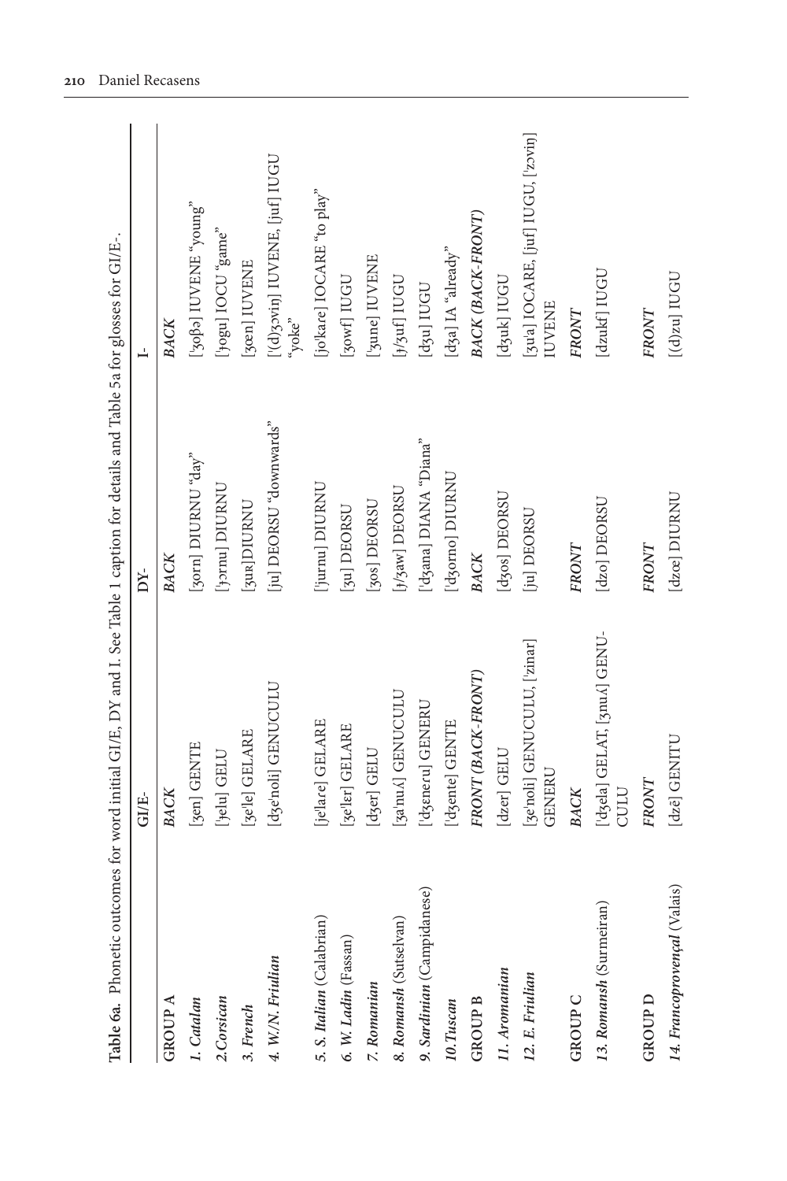**Table 6a.** Phonetic outcomes for word initial GI/E, DY and I. See Table 1 caption for details and Table 5a for glosses for GI/E-.

| | GI/E- | DY- | I- |
|---|---|---|---|
| GROUP A | *BACK* | *BACK* | *BACK* |
| ***1. Catalan*** | [ʒen] GENTE | [ʒorn] DIURNU "day" | [ˈʒoβə] IUVENE "young" |
| ***2.Corsican*** | [ˈɟelu] GELU | [ˈɟɔrnu] DIURNU | [ˈɟogu] IOCU "game" |
| ***3. French*** | [ʒeˈle] GELARE | [ʒuʁ]DIURNU | [ʒœn] IUVENE |
| ***4. W./N. Friulian*** | [dʒeˈnoli] GENUCULU | [ju] DEORSU "downwards" | [ˈ(d)ʒɔvin] IUVENE, [juf] IUGU "yoke" |
| ***5. S. Italian*** (Calabrian) | [jeˈlare] GELARE | [ˈjurnu] DIURNU | [joˈkare] IOCARE "to play" |
| ***6. W. Ladin*** (Fassan) | [ʒeˈler] GELARE | [ʒu] DEORSU | [ʒowf] IUGU |
| ***7. Romanian*** | [dʒer] GELU | [ʒos] DEORSU | [ˈʒune] IUVENE |
| ***8. Romansh*** (Sutselvan) | [ʒaˈnuʎ] GENUCULU | [ɟ/ʒaw] DEORSU | [ɟ/ʒuf] IUGU |
| ***9. Sardinian*** (Campidanese) | [ˈdʒeneru] GENERU | [ˈdʒana] DIANA "Diana" | [dʒu] IUGU |
| ***10.Tuscan*** | [ˈdʒente] GENTE | [ˈdʒorno] DIURNU | [dʒa] IA "already" |
| GROUP B | *FRONT (BACK-FRONT)* | *BACK* | *BACK (BACK-FRONT)* |
| ***11. Aromanian*** | [dzer] GELU | [dʒos] DEORSU | [dʒuk] IUGU |
| ***12. E. Friulian*** | [ʒeˈnoli] GENUCULU, [ˈzinar] GENERU | [ju] DEORSU | [ʒuˈa] IOCARE, [juf] IUGU, [ˈzɔvin] IUVENE |
| GROUP C | *BACK* | *FRONT* | *FRONT* |
| ***13. Romansh*** (Surmeiran) | [ˈdʒela] GELAT, [ʒnuʎ] GENUCULU | [dzo] DEORSU | [dzukf] IUGU |
| GROUP D | *FRONT* | *FRONT* | *FRONT* |
| ***14. Francoprovençal*** (Valais) | [dzẽ] GENITU | [dzœ] DIURNU | [(d)zu] IUGU |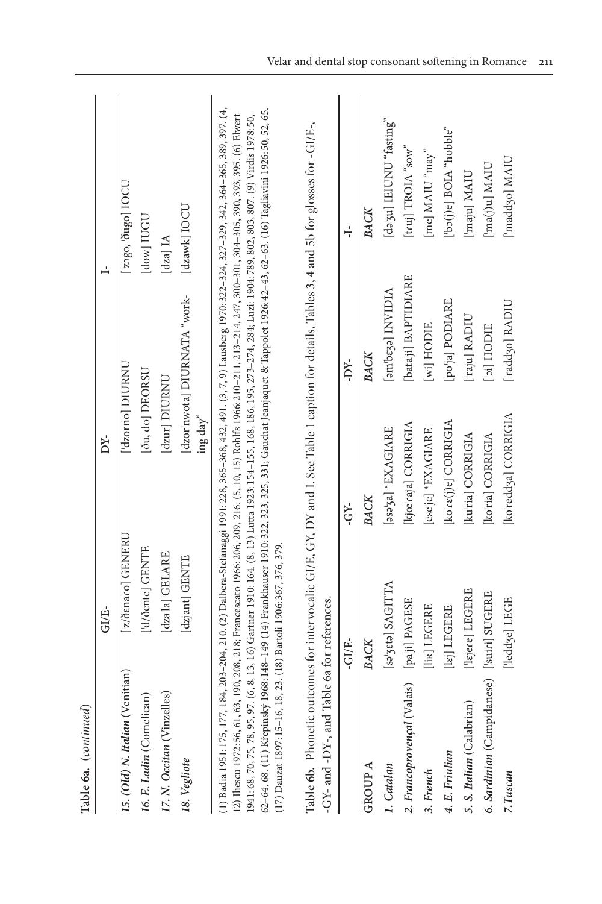**Table 6a.** (*continued*)

| | GI/E- | DY- | I- |
|---|---|---|---|
| ***15. (Old) N. Italian*** (Venitian) | [ˈz/ðenaro] GENERU | [ˈdzorno] DIURNU | [ˈzɔgo, ˈðugo] IOCU |
| ***16. E. Ladin*** (Comelican) | [ˈd/ðente] GENTE | [ðu, do] DEORSU | [dow] IUGU |
| ***17. N. Occitan*** (Vinzelles) | [dzaˈla] GELARE | [dzur] DIURNU | [dza] IA |
| ***18. Vegliote*** | [dzjant] GENTE | [dzorˈnwota] DIURNATA "working day" | [dzawk] IOCU |

(1) Badia 1951: 175, 177, 184, 203–204, 210. (2) Dalbera-Stefanaggi 1991: 228, 365–368, 432, 491. (3, 7, 9) Lausberg 1970: 322–324, 327–329, 342, 364–365, 389, 397. (4, 12) Iliescu 1972: 56, 61, 63, 190, 208, 218; Francescato 1966: 206, 209, 216. (5, 10, 15) Rohlfs 1966: 210–211, 213–214, 247, 300–301, 304–305, 390, 393, 395. (6) Elwert 1941: 68, 70, 75, 78, 95, 97. (6, 8, 13, 16) Gartner 1910: 164. (8, 13) Lutta 1923: 154–155, 168, 186, 195, 273–274, 284; Luzi: 1904: 789, 802, 803, 807. (9) Virdis 1978: 50, 62–64, 68. (11) Křepinský 1968: 148–149 (14) Frankhauser 1910: 322, 323, 325, 331; Gauchat Jeanjaquet & Tappolet 1926: 42–43, 62–63. (16) Tagliavini 1926: 50, 52, 65. (17) Dauzat 1897: 15–16, 18, 23. (18) Bartoli 1906: 367, 376, 379.

**Table 6b.** Phonetic outcomes for intervocalic GI/E, GY, DY and I. See Table 1 caption for details, Tables 3, 4 and 5b for glosses for -GI/E-, -GY- and -DY-, and Table 6a for references.

| GROUP A | -GI/E- | -GY- | -DY- | -I- |
|---|---|---|---|---|
| | *BACK* | *BACK* | *BACK* | *BACK* |
| ***1. Catalan*** | [səˈʒetə] SAGITTA | [əsəˈʒa] *EXAGIARE | [əmˈbɛʒə] INVIDIA | [dəˈʒu] IEIUNU "fasting" |
| ***2. Francoprovençal*** (Valais) | [paˈji] PAGESE | [kjœˈraja] CORRIGIA | [bataˈji] BAPTIDIARE | [truj] TROIA "sow" |
| ***3. French*** | [liʀ] LEGERE | [eseˈje] *EXAGIARE | [wi] HODIE | [me] MAIU "may" |
| ***4. E. Friulian*** | [lɛj] LEGERE | [koˈrɛ(j)e] CORRIGIA | [poˈja] PODIARE | [ˈbɔ(j)e] BOIA "hobble" |
| ***5. S. Italian*** (Calabrian) | [ˈlɛjere] LEGERE | [kuˈria] CORRIGIA | [ˈraju] RADIU | [ˈmaju] MAIU |
| ***6. Sardinian*** (Campidanese) | [ˈsuiri] SUGERE | [koˈria] CORRIGIA | [ˈɔi] HODIE | [ˈma(j)u] MAIU |
| ***7. Tuscan*** | [ˈleddʒe] LEGE | [koˈreddʒa] CORRIGIA | [ˈraddʒo] RADIU | [ˈmaddʒo] MAIU |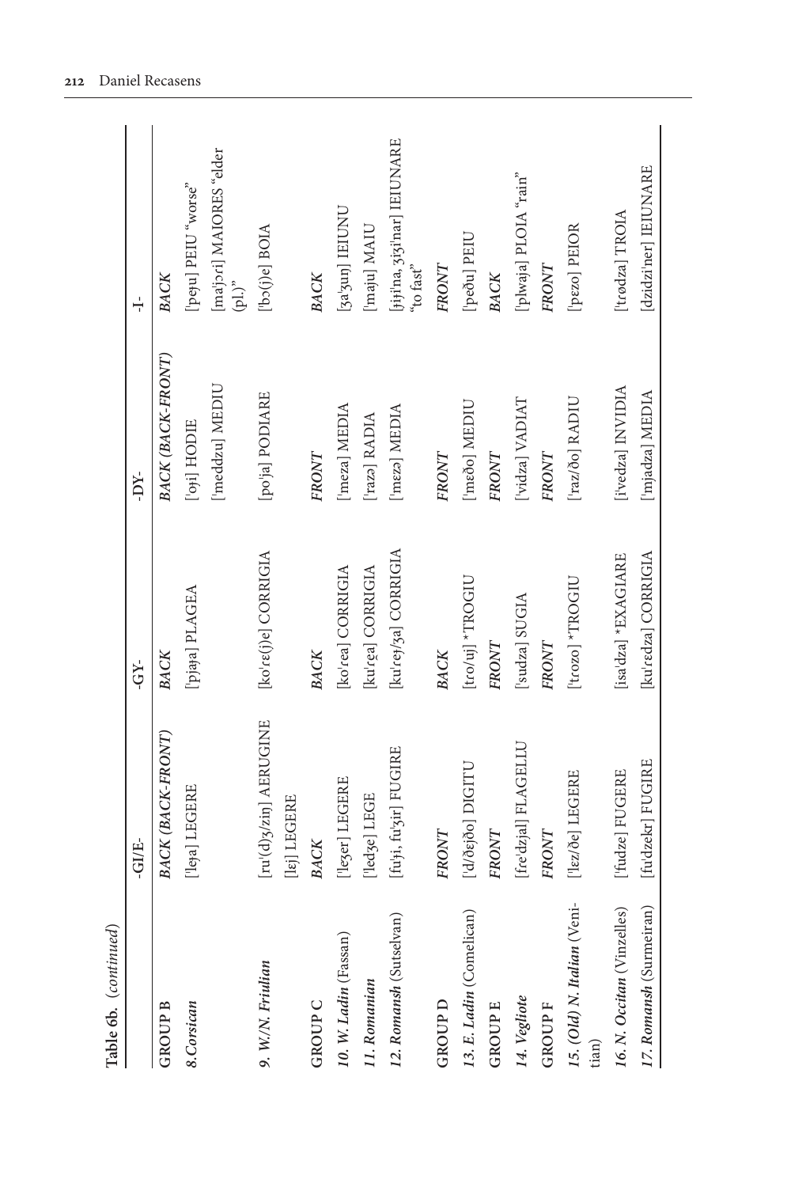**Table 6b.** (*continued*)

| | -GI/E- | -GY- | -DY- | -I- |
|---|---|---|---|---|
| GROUP B | *BACK (BACK-FRONT)* | *BACK* | *BACK (BACK-FRONT)* | *BACK* |
| ***8. Corsican*** | [ˈleɟa] LEGERE | [ˈpjaɟa] PLAGEA | [ˈoɟi] HODIE | [ˈpeɟu] PEIU "worse" |
| | | | [ˈmeddzu] MEDIU | [maˈjɔri] MAIORES "elder (pl.)" |
| ***9. W./N. Friulian*** | [ruˈ(d)ʒ/ziŋ] AERUGINE | [koˈrɛ(j)e] CORRIGIA | [poˈja] PODIARE | [ˈbɔ(j)e] BOIA |
| | [lɛj] LEGERE | | | |
| GROUP C | *BACK* | *BACK* | *FRONT* | *BACK* |
| ***10. W. Ladin*** (Fassan) | [ˈleʒer] LEGERE | [koˈrea] CORRIGIA | [ˈmeza] MEDIA | [ʒaˈʒuŋ] IEIUNU |
| ***11. Romanian*** | [ˈledʒe] LEGE | [kuˈrea̯a] CORRIGIA | [ˈrazə] RADIA | [ˈmaju] MAIU |
| ***12. Romansh*** (Sutselvan) | [fuˈɟi, fuˈʒir] FUGIRE | [kuˈreɟ/ʒa] CORRIGIA | [ˈmɛza] MEDIA | [ɟiɟiˈna, ʒiʒiˈnar] IEIUNARE "to fast" |
| GROUP D | *FRONT* | *BACK* | *FRONT* | *FRONT* |
| ***13. E. Ladin*** (Comelican) | [ˈd/ðɛjðo] DIGITU | [troˈuj] \*TROGIU | [ˈmɛðo] MEDIU | [ˈpeðu] PEIU |
| GROUP E | *FRONT* | *FRONT* | *FRONT* | *BACK* |
| ***14. Vegliote*** | [freˈdzjal] FLAGELLU | [ˈsudza] SUGIA | [ˈvidza] VADIAT | [ˈplwaja] PLOIA "rain" |
| GROUP F | *FRONT* | *FRONT* | *FRONT* | *FRONT* |
| ***15. (Old) N. Italian*** (Venitian) | [ˈlez/ðe] LEGERE | [ˈtrozo] \*TROGIU | [ˈraz/ðo] RADIU | [ˈpɛzo] PEIOR |
| ***16. N. Occitan*** (Vinzelles) | [ˈfudze] FUGERE | [isaˈdza] \*EXAGIARE | [iˈvedza] INVIDIA | [ˈtrødza] TROIA |
| ***17. Romansh*** (Surmeiran) | [fuˈdzekr] FUGIRE | [kuˈredza] CORRIGIA | [ˈmjadza] MEDIA | [dzidziˈner] IEIUNARE |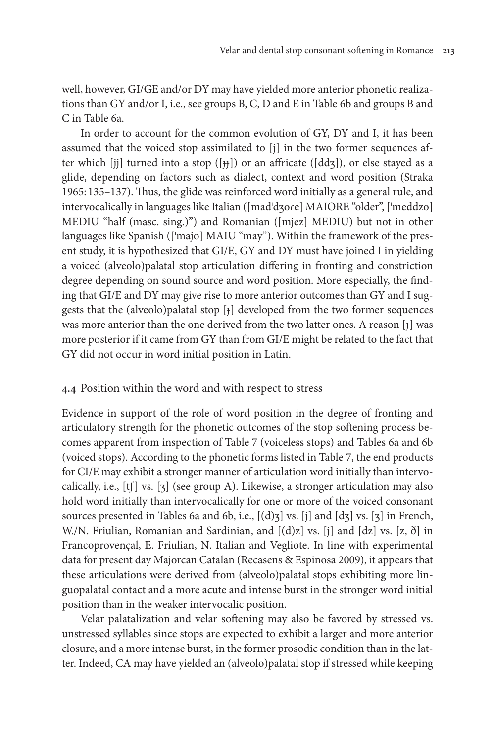well, however, GI/GE and/or DY may have yielded more anterior phonetic realizations than GY and/or I, i.e., see groups B, C, D and E in Table 6b and groups B and C in Table 6a.

In order to account for the common evolution of GY, DY and I, it has been assumed that the voiced stop assimilated to [j] in the two former sequences after which [jj] turned into a stop ([ɟɟ]) or an affricate ([ddʒ]), or else stayed as a glide, depending on factors such as dialect, context and word position (Straka 1965: 135–137). Thus, the glide was reinforced word initially as a general rule, and intervocalically in languages like Italian ([madˈdʒoɾe] MAIORE "older", [ˈmeddzo] MEDIU "half (masc. sing.)") and Romanian ([mjez] MEDIU) but not in other languages like Spanish ([ˈmajo] MAIU "may"). Within the framework of the present study, it is hypothesized that GI/E, GY and DY must have joined I in yielding a voiced (alveolo)palatal stop articulation differing in fronting and constriction degree depending on sound source and word position. More especially, the finding that GI/E and DY may give rise to more anterior outcomes than GY and I suggests that the (alveolo)palatal stop [ɟ] developed from the two former sequences was more anterior than the one derived from the two latter ones. A reason [ɟ] was more posterior if it came from GY than from GI/E might be related to the fact that GY did not occur in word initial position in Latin.

## 4.4 Position within the word and with respect to stress

Evidence in support of the role of word position in the degree of fronting and articulatory strength for the phonetic outcomes of the stop softening process becomes apparent from inspection of Table 7 (voiceless stops) and Tables 6a and 6b (voiced stops). According to the phonetic forms listed in Table 7, the end products for CI/E may exhibit a stronger manner of articulation word initially than intervocalically, i.e., [tʃ] vs. [ʒ] (see group A). Likewise, a stronger articulation may also hold word initially than intervocalically for one or more of the voiced consonant sources presented in Tables 6a and 6b, i.e., [(d)ʒ] vs. [j] and [dʒ] vs. [ʒ] in French, W./N. Friulian, Romanian and Sardinian, and [(d)z] vs. [j] and [dz] vs. [z, ð] in Francoprovençal, E. Friulian, N. Italian and Vegliote. In line with experimental data for present day Majorcan Catalan (Recasens & Espinosa 2009), it appears that these articulations were derived from (alveolo)palatal stops exhibiting more linguopalatal contact and a more acute and intense burst in the stronger word initial position than in the weaker intervocalic position.

Velar palatalization and velar softening may also be favored by stressed vs. unstressed syllables since stops are expected to exhibit a larger and more anterior closure, and a more intense burst, in the former prosodic condition than in the latter. Indeed, CA may have yielded an (alveolo)palatal stop if stressed while keeping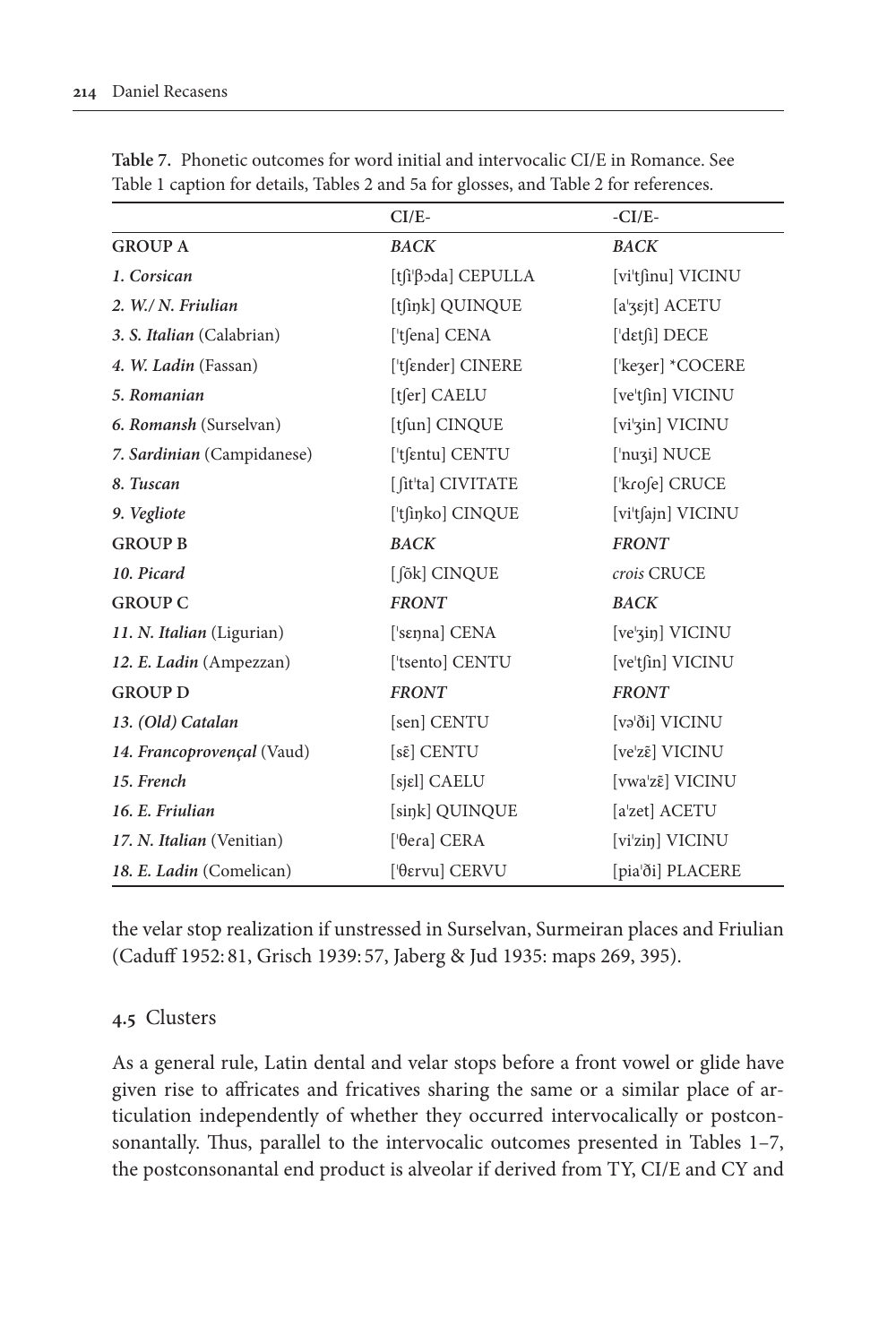**Table 7.** Phonetic outcomes for word initial and intervocalic CI/E in Romance. See Table 1 caption for details, Tables 2 and 5a for glosses, and Table 2 for references.

| | CI/E- | -CI/E- |
|---|---|---|
| **GROUP A** | ***BACK*** | ***BACK*** |
| ***1. Corsican*** | [tʃiˈβɔda] CEPULLA | [viˈtʃinu] VICINU |
| ***2. W./ N. Friulian*** | [tʃiŋk] QUINQUE | [aˈʒɛjt] ACETU |
| ***3. S. Italian*** (Calabrian) | [ˈtʃena] CENA | [ˈdɛtʃi] DECE |
| ***4. W. Ladin*** (Fassan) | [ˈtʃɛnder] CINERE | [ˈkeʒer] *COCERE |
| ***5. Romanian*** | [tʃer] CAELU | [veˈtʃin] VICINU |
| ***6. Romansh*** (Surselvan) | [tʃun] CINQUE | [viˈʒin] VICINU |
| ***7. Sardinian*** (Campidanese) | [ˈtʃentu] CENTU | [ˈnuʒi] NUCE |
| ***8. Tuscan*** | [ʃitˈta] CIVITATE | [ˈkɾoʃe] CRUCE |
| ***9. Vegliote*** | [ˈtʃiŋko] CINQUE | [viˈtʃajn] VICINU |
| **GROUP B** | ***BACK*** | ***FRONT*** |
| ***10. Picard*** | [ʃõk] CINQUE | *crois* CRUCE |
| **GROUP C** | ***FRONT*** | ***BACK*** |
| ***11. N. Italian*** (Ligurian) | [ˈsɛŋna] CENA | [veˈʒiŋ] VICINU |
| ***12. E. Ladin*** (Ampezzan) | [ˈtsento] CENTU | [veˈtʃin] VICINU |
| **GROUP D** | ***FRONT*** | ***FRONT*** |
| ***13. (Old) Catalan*** | [sen] CENTU | [vəˈði] VICINU |
| ***14. Francoprovençal*** (Vaud) | [sɛ̃] CENTU | [veˈzɛ̃] VICINU |
| ***15. French*** | [sjɛl] CAELU | [vwaˈzɛ̃] VICINU |
| ***16. E. Friulian*** | [siŋk] QUINQUE | [aˈzet] ACETU |
| ***17. N. Italian*** (Venitian) | [ˈθeɾa] CERA | [viˈziŋ] VICINU |
| ***18. E. Ladin*** (Comelican) | [ˈθɛrvu] CERVU | [piaˈði] PLACERE |

the velar stop realization if unstressed in Surselvan, Surmeiran places and Friulian (Caduff 1952: 81, Grisch 1939: 57, Jaberg & Jud 1935: maps 269, 395).

### 4.5 Clusters

As a general rule, Latin dental and velar stops before a front vowel or glide have given rise to affricates and fricatives sharing the same or a similar place of articulation independently of whether they occurred intervocalically or postconsonantally. Thus, parallel to the intervocalic outcomes presented in Tables 1–7, the postconsonantal end product is alveolar if derived from TY, CI/E and CY and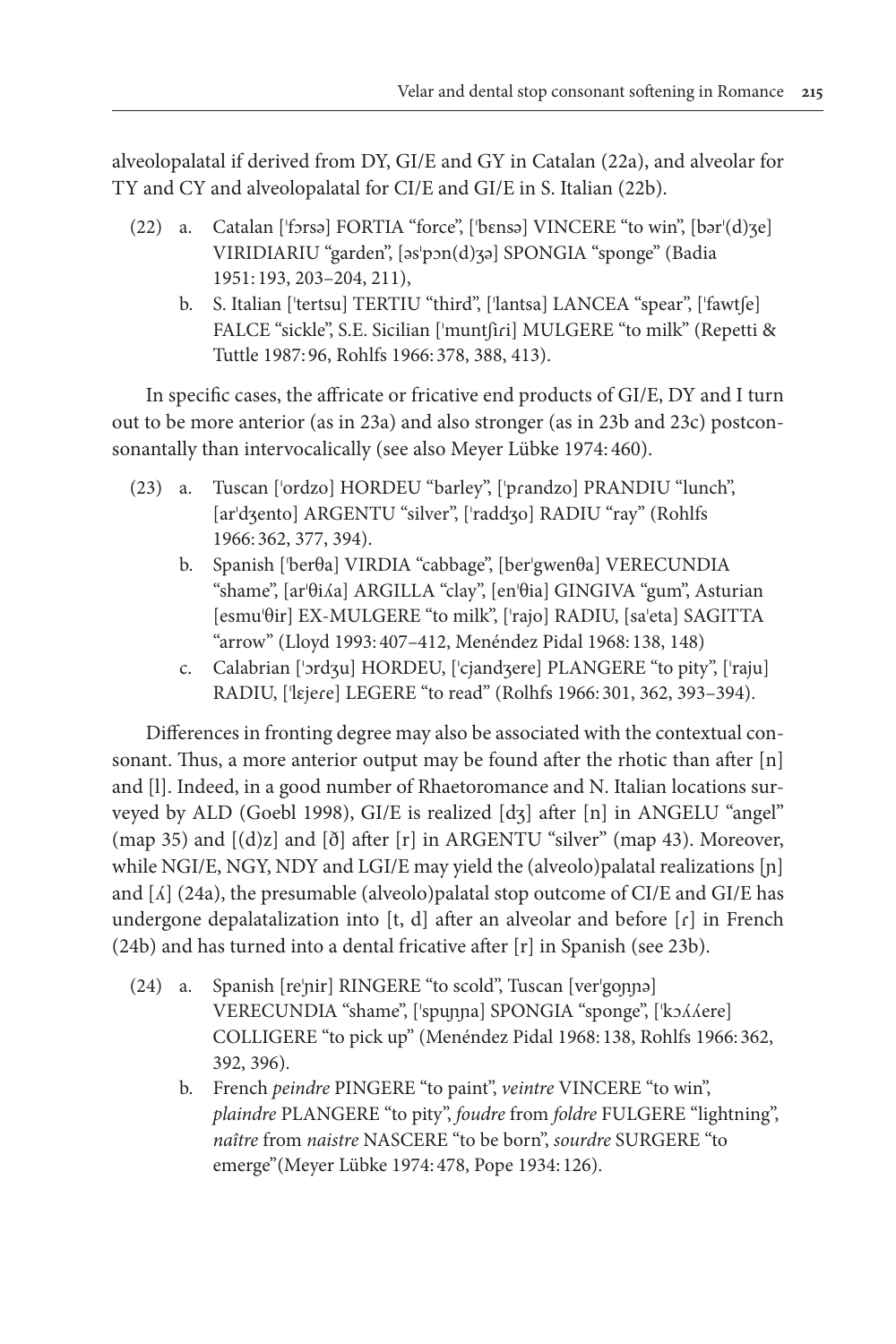alveolopalatal if derived from DY, GI/E and GY in Catalan (22a), and alveolar for TY and CY and alveolopalatal for CI/E and GI/E in S. Italian (22b).

(22) a. Catalan [ˈfɔrsə] FORTIA "force", [ˈbɛnsə] VINCERE "to win", [bərˈ(d)ʒe] VIRIDIARIU "garden", [əsˈpɔn(d)ʒə] SPONGIA "sponge" (Badia 1951: 193, 203–204, 211),

b. S. Italian [ˈtertsu] TERTIU "third", [ˈlantsa] LANCEA "spear", [ˈfawtʃe] FALCE "sickle", S.E. Sicilian [ˈmuntʃiɾi] MULGERE "to milk" (Repetti & Tuttle 1987: 96, Rohlfs 1966: 378, 388, 413).

In specific cases, the affricate or fricative end products of GI/E, DY and I turn out to be more anterior (as in 23a) and also stronger (as in 23b and 23c) postconsonantally than intervocalically (see also Meyer Lübke 1974: 460).

(23) a. Tuscan [ˈordzo] HORDEU "barley", [ˈpɾandzo] PRANDIU "lunch", [arˈdʒento] ARGENTU "silver", [ˈraddʒo] RADIU "ray" (Rohlfs 1966: 362, 377, 394).

b. Spanish [ˈberθa] VIRDIA "cabbage", [berˈgwenθa] VERECUNDIA "shame", [arˈθiʎa] ARGILLA "clay", [enˈθia] GINGIVA "gum", Asturian [esmuˈθir] EX-MULGERE "to milk", [ˈrajo] RADIU, [saˈeta] SAGITTA "arrow" (Lloyd 1993: 407–412, Menéndez Pidal 1968: 138, 148)

c. Calabrian [ˈɔrdʒu] HORDEU, [ˈcjandʒere] PLANGERE "to pity", [ˈraju] RADIU, [ˈlɛjeɾe] LEGERE "to read" (Rolhfs 1966: 301, 362, 393–394).

Differences in fronting degree may also be associated with the contextual consonant. Thus, a more anterior output may be found after the rhotic than after [n] and [l]. Indeed, in a good number of Rhaetoromance and N. Italian locations surveyed by ALD (Goebl 1998), GI/E is realized [dʒ] after [n] in ANGELU "angel" (map 35) and [(d)z] and [ð] after [r] in ARGENTU "silver" (map 43). Moreover, while NGI/E, NGY, NDY and LGI/E may yield the (alveolo)palatal realizations [ɲ] and [ʎ] (24a), the presumable (alveolo)palatal stop outcome of CI/E and GI/E has undergone depalatalization into [t, d] after an alveolar and before [ɾ] in French (24b) and has turned into a dental fricative after [r] in Spanish (see 23b).

(24) a. Spanish [reˈɲir] RINGERE "to scold", Tuscan [verˈgoɲɲə] VERECUNDIA "shame", [ˈspuɲɲa] SPONGIA "sponge", [ˈkɔʎʎere] COLLIGERE "to pick up" (Menéndez Pidal 1968: 138, Rohlfs 1966: 362, 392, 396).

b. French *peindre* PINGERE "to paint", *veintre* VINCERE "to win", *plaindre* PLANGERE "to pity", *foudre* from *foldre* FULGERE "lightning", *naître* from *naistre* NASCERE "to be born", *sourdre* SURGERE "to emerge"(Meyer Lübke 1974: 478, Pope 1934: 126).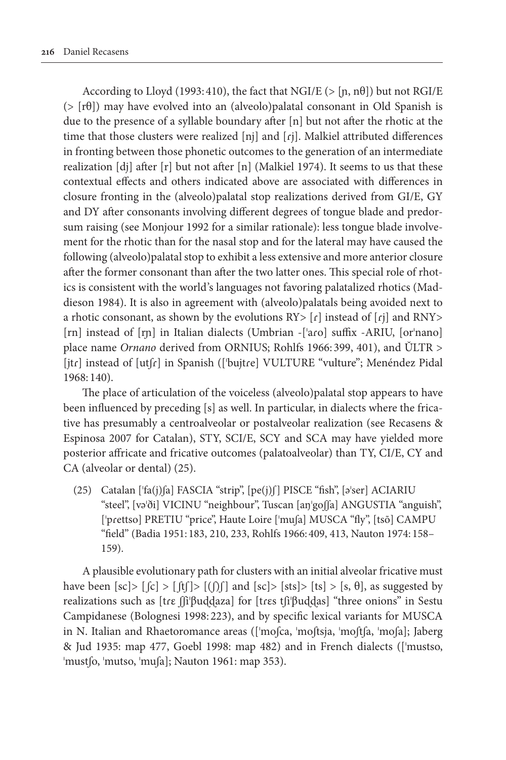According to Lloyd (1993: 410), the fact that NGI/E (> [ɲ, nθ]) but not RGI/E (> [rθ]) may have evolved into an (alveolo)palatal consonant in Old Spanish is due to the presence of a syllable boundary after [n] but not after the rhotic at the time that those clusters were realized [nj] and [ɾj]. Malkiel attributed differences in fronting between those phonetic outcomes to the generation of an intermediate realization [dj] after [r] but not after [n] (Malkiel 1974). It seems to us that these contextual effects and others indicated above are associated with differences in closure fronting in the (alveolo)palatal stop realizations derived from GI/E, GY and DY after consonants involving different degrees of tongue blade and predorsum raising (see Monjour 1992 for a similar rationale): less tongue blade involvement for the rhotic than for the nasal stop and for the lateral may have caused the following (alveolo)palatal stop to exhibit a less extensive and more anterior closure after the former consonant than after the two latter ones. This special role of rhotics is consistent with the world's languages not favoring palatalized rhotics (Maddieson 1984). It is also in agreement with (alveolo)palatals being avoided next to a rhotic consonant, as shown by the evolutions RY> [ɾ] instead of [ɾj] and RNY> [rn] instead of [rɲ] in Italian dialects (Umbrian -[ˈaɾo] suffix -ARIU, [orˈnano] place name *Ornano* derived from ORNIUS; Rohlfs 1966: 399, 401), and ŬLTR > [jtɾ] instead of [utʃɾ] in Spanish ([ˈbujtɾe] VULTURE "vulture"; Menéndez Pidal 1968: 140).

The place of articulation of the voiceless (alveolo)palatal stop appears to have been influenced by preceding [s] as well. In particular, in dialects where the fricative has presumably a centroalveolar or postalveolar realization (see Recasens & Espinosa 2007 for Catalan), STY, SCI/E, SCY and SCA may have yielded more posterior affricate and fricative outcomes (palatoalveolar) than TY, CI/E, CY and CA (alveolar or dental) (25).

(25) Catalan [ˈfa(j)ʃa] FASCIA "strip", [pe(j)ʃ] PISCE "fish", [əˈser] ACIARIU "steel", [vəˈði] VICINU "neighbour", Tuscan [aŋˈgoʃʃa] ANGUSTIA "anguish", [ˈpɾettso] PRETIU "price", Haute Loire [ˈmuʃa] MUSCA "fly", [tsõ] CAMPU "field" (Badia 1951: 183, 210, 233, Rohlfs 1966: 409, 413, Nauton 1974: 158–159).

A plausible evolutionary path for clusters with an initial alveolar fricative must have been [sc]> [ʃc] > [ʃtʃ]> [(ʃ)ʃ] and [sc]> [sts]> [ts] > [s, θ], as suggested by realizations such as [tɾɛ ʃʃiˈβuɖɖaza] for [tɾɛs tʃiˈβuɖɖas] "three onions" in Sestu Campidanese (Bolognesi 1998: 223), and by specific lexical variants for MUSCA in N. Italian and Rhaetoromance areas ([ˈmoʃca, ˈmoʃtsja, ˈmoʃtʃa, ˈmoʃa]; Jaberg & Jud 1935: map 477, Goebl 1998: map 482) and in French dialects ([ˈmustso, ˈmustʃo, ˈmutso, ˈmuʃa]; Nauton 1961: map 353).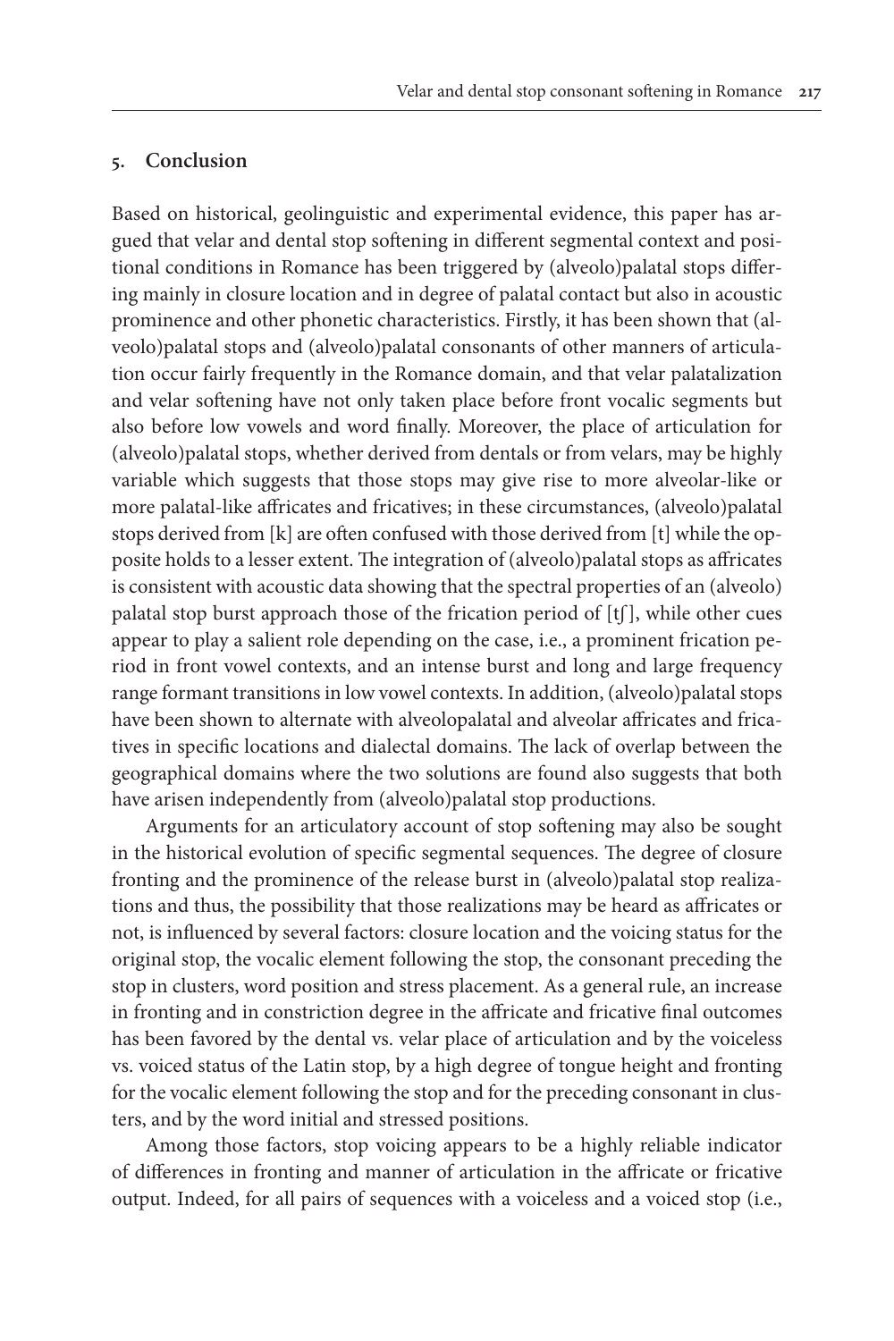## 5. Conclusion

Based on historical, geolinguistic and experimental evidence, this paper has argued that velar and dental stop softening in different segmental context and positional conditions in Romance has been triggered by (alveolo)palatal stops differing mainly in closure location and in degree of palatal contact but also in acoustic prominence and other phonetic characteristics. Firstly, it has been shown that (alveolo)palatal stops and (alveolo)palatal consonants of other manners of articulation occur fairly frequently in the Romance domain, and that velar palatalization and velar softening have not only taken place before front vocalic segments but also before low vowels and word finally. Moreover, the place of articulation for (alveolo)palatal stops, whether derived from dentals or from velars, may be highly variable which suggests that those stops may give rise to more alveolar-like or more palatal-like affricates and fricatives; in these circumstances, (alveolo)palatal stops derived from [k] are often confused with those derived from [t] while the opposite holds to a lesser extent. The integration of (alveolo)palatal stops as affricates is consistent with acoustic data showing that the spectral properties of an (alveolo) palatal stop burst approach those of the frication period of [tʃ], while other cues appear to play a salient role depending on the case, i.e., a prominent frication period in front vowel contexts, and an intense burst and long and large frequency range formant transitions in low vowel contexts. In addition, (alveolo)palatal stops have been shown to alternate with alveolopalatal and alveolar affricates and fricatives in specific locations and dialectal domains. The lack of overlap between the geographical domains where the two solutions are found also suggests that both have arisen independently from (alveolo)palatal stop productions.

Arguments for an articulatory account of stop softening may also be sought in the historical evolution of specific segmental sequences. The degree of closure fronting and the prominence of the release burst in (alveolo)palatal stop realizations and thus, the possibility that those realizations may be heard as affricates or not, is influenced by several factors: closure location and the voicing status for the original stop, the vocalic element following the stop, the consonant preceding the stop in clusters, word position and stress placement. As a general rule, an increase in fronting and in constriction degree in the affricate and fricative final outcomes has been favored by the dental vs. velar place of articulation and by the voiceless vs. voiced status of the Latin stop, by a high degree of tongue height and fronting for the vocalic element following the stop and for the preceding consonant in clusters, and by the word initial and stressed positions.

Among those factors, stop voicing appears to be a highly reliable indicator of differences in fronting and manner of articulation in the affricate or fricative output. Indeed, for all pairs of sequences with a voiceless and a voiced stop (i.e.,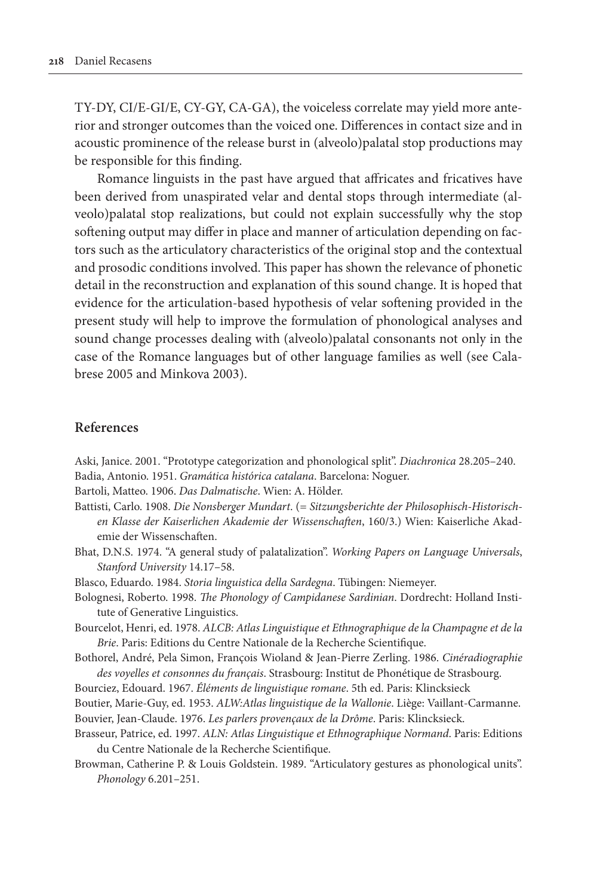TY-DY, CI/E-GI/E, CY-GY, CA-GA), the voiceless correlate may yield more anterior and stronger outcomes than the voiced one. Differences in contact size and in acoustic prominence of the release burst in (alveolo)palatal stop productions may be responsible for this finding.

Romance linguists in the past have argued that affricates and fricatives have been derived from unaspirated velar and dental stops through intermediate (alveolo)palatal stop realizations, but could not explain successfully why the stop softening output may differ in place and manner of articulation depending on factors such as the articulatory characteristics of the original stop and the contextual and prosodic conditions involved. This paper has shown the relevance of phonetic detail in the reconstruction and explanation of this sound change. It is hoped that evidence for the articulation-based hypothesis of velar softening provided in the present study will help to improve the formulation of phonological analyses and sound change processes dealing with (alveolo)palatal consonants not only in the case of the Romance languages but of other language families as well (see Calabrese 2005 and Minkova 2003).

## References

Aski, Janice. 2001. "Prototype categorization and phonological split". *Diachronica* 28.205–240.

Badia, Antonio. 1951. *Gramática histórica catalana*. Barcelona: Noguer.

Bartoli, Matteo. 1906. *Das Dalmatische*. Wien: A. Hölder.

Battisti, Carlo. 1908. *Die Nonsberger Mundart*. (= *Sitzungsberichte der Philosophisch-Historischen Klasse der Kaiserlichen Akademie der Wissenschaften*, 160/3.) Wien: Kaiserliche Akademie der Wissenschaften.

Bhat, D.N.S. 1974. "A general study of palatalization". *Working Papers on Language Universals, Stanford University* 14.17–58.

Blasco, Eduardo. 1984. *Storia linguistica della Sardegna*. Tübingen: Niemeyer.

Bolognesi, Roberto. 1998. *The Phonology of Campidanese Sardinian*. Dordrecht: Holland Institute of Generative Linguistics.

Bourcelot, Henri, ed. 1978. *ALCB: Atlas Linguistique et Ethnographique de la Champagne et de la Brie*. Paris: Editions du Centre Nationale de la Recherche Scientifique.

Bothorel, André, Pela Simon, François Wioland & Jean-Pierre Zerling. 1986. *Cinéradiographie des voyelles et consonnes du français*. Strasbourg: Institut de Phonétique de Strasbourg.

Bourciez, Edouard. 1967. *Éléments de linguistique romane*. 5th ed. Paris: Klincksieck

Boutier, Marie-Guy, ed. 1953. *ALW:Atlas linguistique de la Wallonie*. Liège: Vaillant-Carmanne.

Bouvier, Jean-Claude. 1976. *Les parlers provençaux de la Drôme*. Paris: Klincksieck.

Brasseur, Patrice, ed. 1997. *ALN: Atlas Linguistique et Ethnographique Normand*. Paris: Editions du Centre Nationale de la Recherche Scientifique.

Browman, Catherine P. & Louis Goldstein. 1989. "Articulatory gestures as phonological units". *Phonology* 6.201–251.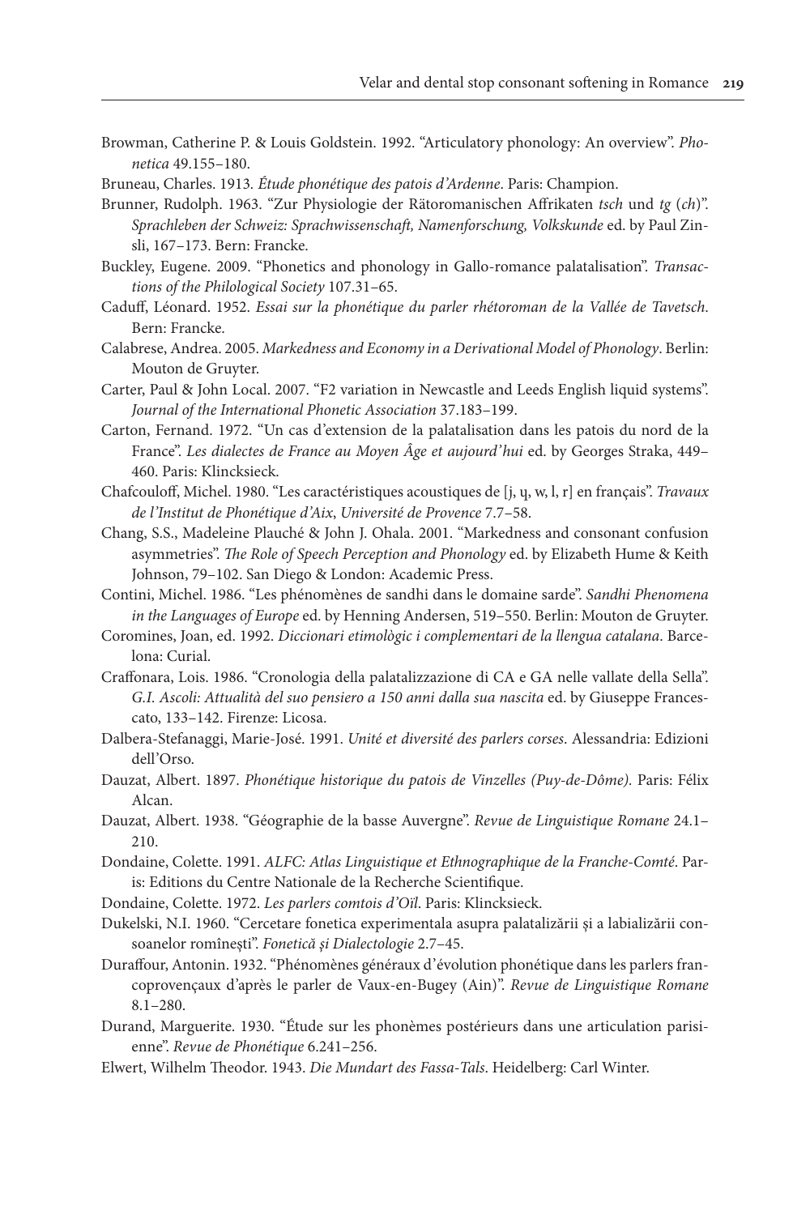Browman, Catherine P. & Louis Goldstein. 1992. "Articulatory phonology: An overview". *Phonetica* 49.155–180.

Bruneau, Charles. 1913. *Étude phonétique des patois d'Ardenne*. Paris: Champion.

Brunner, Rudolph. 1963. "Zur Physiologie der Rätoromanischen Affrikaten *tsch* und *tg* (*ch*)". *Sprachleben der Schweiz: Sprachwissenschaft, Namenforschung, Volkskunde* ed. by Paul Zinsli, 167–173. Bern: Francke.

Buckley, Eugene. 2009. "Phonetics and phonology in Gallo-romance palatalisation". *Transactions of the Philological Society* 107.31–65.

Caduff, Léonard. 1952. *Essai sur la phonétique du parler rhétoroman de la Vallée de Tavetsch*. Bern: Francke.

Calabrese, Andrea. 2005. *Markedness and Economy in a Derivational Model of Phonology*. Berlin: Mouton de Gruyter.

Carter, Paul & John Local. 2007. "F2 variation in Newcastle and Leeds English liquid systems". *Journal of the International Phonetic Association* 37.183–199.

Carton, Fernand. 1972. "Un cas d'extension de la palatalisation dans les patois du nord de la France". *Les dialectes de France au Moyen Âge et aujourd'hui* ed. by Georges Straka, 449–460. Paris: Klincksieck.

Chafcouloff, Michel. 1980. "Les caractéristiques acoustiques de [j, ɥ, w, l, r] en français". *Travaux de l'Institut de Phonétique d'Aix, Université de Provence* 7.7–58.

Chang, S.S., Madeleine Plauché & John J. Ohala. 2001. "Markedness and consonant confusion asymmetries". *The Role of Speech Perception and Phonology* ed. by Elizabeth Hume & Keith Johnson, 79–102. San Diego & London: Academic Press.

Contini, Michel. 1986. "Les phénomènes de sandhi dans le domaine sarde". *Sandhi Phenomena in the Languages of Europe* ed. by Henning Andersen, 519–550. Berlin: Mouton de Gruyter.

Coromines, Joan, ed. 1992. *Diccionari etimològic i complementari de la llengua catalana*. Barcelona: Curial.

Craffonara, Lois. 1986. "Cronologia della palatalizzazione di CA e GA nelle vallate della Sella". *G.I. Ascoli: Attualità del suo pensiero a 150 anni dalla sua nascita* ed. by Giuseppe Francescato, 133–142. Firenze: Licosa.

Dalbera-Stefanaggi, Marie-José. 1991. *Unité et diversité des parlers corses*. Alessandria: Edizioni dell'Orso.

Dauzat, Albert. 1897. *Phonétique historique du patois de Vinzelles (Puy-de-Dôme).* Paris: Félix Alcan.

Dauzat, Albert. 1938. "Géographie de la basse Auvergne". *Revue de Linguistique Romane* 24.1–210.

Dondaine, Colette. 1991. *ALFC: Atlas Linguistique et Ethnographique de la Franche-Comté*. Paris: Editions du Centre Nationale de la Recherche Scientifique.

Dondaine, Colette. 1972. *Les parlers comtois d'Oïl*. Paris: Klincksieck.

Dukelski, N.I. 1960. "Cercetare fonetica experimentala asupra palatalizării și a labializării consoanelor romînești". *Fonetică și Dialectologie* 2.7–45.

Duraffour, Antonin. 1932. "Phénomènes généraux d'évolution phonétique dans les parlers francoprovençaux d'après le parler de Vaux-en-Bugey (Ain)". *Revue de Linguistique Romane* 8.1–280.

Durand, Marguerite. 1930. "Étude sur les phonèmes postérieurs dans une articulation parisienne". *Revue de Phonétique* 6.241–256.

Elwert, Wilhelm Theodor. 1943. *Die Mundart des Fassa-Tals*. Heidelberg: Carl Winter.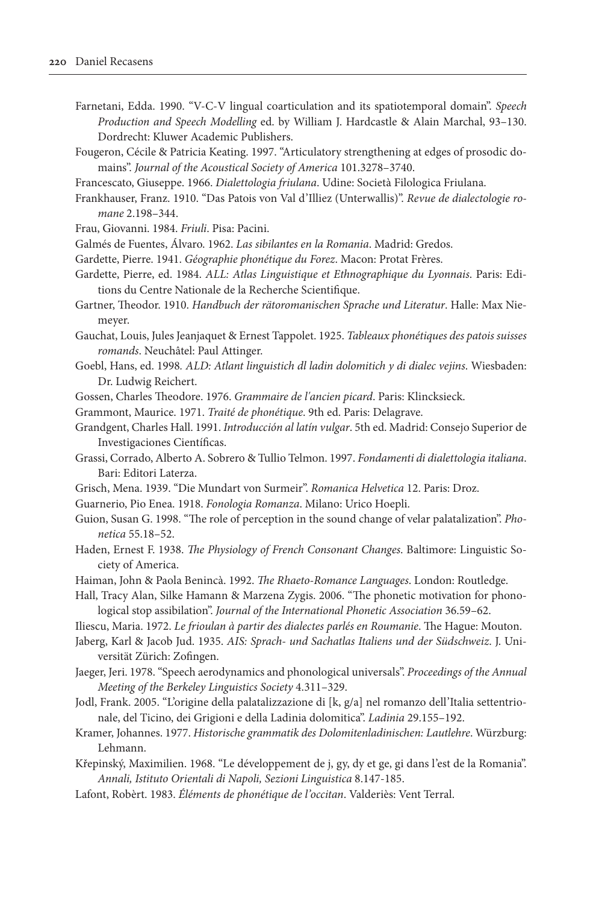Farnetani, Edda. 1990. "V-C-V lingual coarticulation and its spatiotemporal domain". *Speech Production and Speech Modelling* ed. by William J. Hardcastle & Alain Marchal, 93–130. Dordrecht: Kluwer Academic Publishers.

Fougeron, Cécile & Patricia Keating. 1997. "Articulatory strengthening at edges of prosodic domains". *Journal of the Acoustical Society of America* 101.3278–3740.

Francescato, Giuseppe. 1966. *Dialettologia friulana*. Udine: Società Filologica Friulana.

Frankhauser, Franz. 1910. "Das Patois von Val d'Illiez (Unterwallis)". *Revue de dialectologie romane* 2.198–344.

Frau, Giovanni. 1984. *Friuli*. Pisa: Pacini.

Galmés de Fuentes, Álvaro. 1962. *Las sibilantes en la Romania*. Madrid: Gredos.

Gardette, Pierre. 1941. *Géographie phonétique du Forez*. Macon: Protat Frères.

Gardette, Pierre, ed. 1984. *ALL: Atlas Linguistique et Ethnographique du Lyonnais*. Paris: Editions du Centre Nationale de la Recherche Scientifique.

Gartner, Theodor. 1910. *Handbuch der rätoromanischen Sprache und Literatur*. Halle: Max Niemeyer.

Gauchat, Louis, Jules Jeanjaquet & Ernest Tappolet. 1925. *Tableaux phonétiques des patois suisses romands*. Neuchâtel: Paul Attinger.

Goebl, Hans, ed. 1998. *ALD: Atlant linguistich dl ladin dolomitich y di dialec vejins*. Wiesbaden: Dr. Ludwig Reichert.

Gossen, Charles Theodore. 1976. *Grammaire de l'ancien picard*. Paris: Klincksieck.

Grammont, Maurice. 1971. *Traité de phonétique*. 9th ed. Paris: Delagrave.

Grandgent, Charles Hall. 1991. *Introducción al latín vulgar*. 5th ed. Madrid: Consejo Superior de Investigaciones Científicas.

Grassi, Corrado, Alberto A. Sobrero & Tullio Telmon. 1997. *Fondamenti di dialettologia italiana*. Bari: Editori Laterza.

Grisch, Mena. 1939. "Die Mundart von Surmeir". *Romanica Helvetica* 12. Paris: Droz.

Guarnerio, Pio Enea. 1918. *Fonologia Romanza*. Milano: Urico Hoepli.

Guion, Susan G. 1998. "The role of perception in the sound change of velar palatalization". *Phonetica* 55.18–52.

Haden, Ernest F. 1938. *The Physiology of French Consonant Changes*. Baltimore: Linguistic Society of America.

Haiman, John & Paola Benincà. 1992. *The Rhaeto-Romance Languages*. London: Routledge.

Hall, Tracy Alan, Silke Hamann & Marzena Zygis. 2006. "The phonetic motivation for phonological stop assibilation". *Journal of the International Phonetic Association* 36.59–62.

Iliescu, Maria. 1972. *Le frioulan à partir des dialectes parlés en Roumanie*. The Hague: Mouton.

Jaberg, Karl & Jacob Jud. 1935. *AIS: Sprach- und Sachatlas Italiens und der Südschweiz*. J. Universität Zürich: Zofingen.

Jaeger, Jeri. 1978. "Speech aerodynamics and phonological universals". *Proceedings of the Annual Meeting of the Berkeley Linguistics Society* 4.311–329.

Jodl, Frank. 2005. "L'origine della palatalizzazione di [k, g/a] nel romanzo dell'Italia settentrionale, del Ticino, dei Grigioni e della Ladinia dolomitica". *Ladinia* 29.155–192.

Kramer, Johannes. 1977. *Historische grammatik des Dolomitenladinischen: Lautlehre*. Würzburg: Lehmann.

Křepinský, Maximilien. 1968. "Le développement de j, gy, dy et ge, gi dans l'est de la Romania". *Annali, Istituto Orientali di Napoli, Sezioni Linguistica* 8.147-185.

Lafont, Robèrt. 1983. *Éléments de phonétique de l'occitan*. Valderiès: Vent Terral.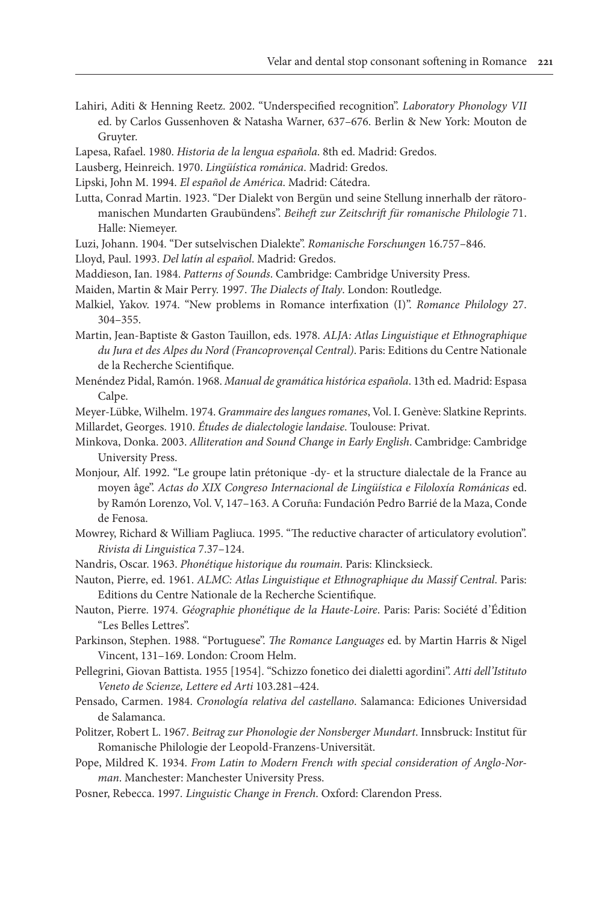Lahiri, Aditi & Henning Reetz. 2002. "Underspecified recognition". *Laboratory Phonology VII* ed. by Carlos Gussenhoven & Natasha Warner, 637–676. Berlin & New York: Mouton de Gruyter.

Lapesa, Rafael. 1980. *Historia de la lengua española*. 8th ed. Madrid: Gredos.

Lausberg, Heinreich. 1970. *Lingüística románica*. Madrid: Gredos.

Lipski, John M. 1994. *El español de América*. Madrid: Cátedra.

Lutta, Conrad Martin. 1923. "Der Dialekt von Bergün und seine Stellung innerhalb der rätoromanischen Mundarten Graubündens". *Beiheft zur Zeitschrift für romanische Philologie* 71. Halle: Niemeyer.

Luzi, Johann. 1904. "Der sutselvischen Dialekte". *Romanische Forschungen* 16.757–846.

Lloyd, Paul. 1993. *Del latín al español*. Madrid: Gredos.

Maddieson, Ian. 1984. *Patterns of Sounds*. Cambridge: Cambridge University Press.

Maiden, Martin & Mair Perry. 1997. *The Dialects of Italy*. London: Routledge.

Malkiel, Yakov. 1974. "New problems in Romance interfixation (I)". *Romance Philology* 27. 304–355.

Martin, Jean-Baptiste & Gaston Tauillon, eds. 1978. *ALJA: Atlas Linguistique et Ethnographique du Jura et des Alpes du Nord (Francoprovençal Central)*. Paris: Editions du Centre Nationale de la Recherche Scientifique.

Menéndez Pidal, Ramón. 1968. *Manual de gramática histórica española*. 13th ed. Madrid: Espasa Calpe.

Meyer-Lübke, Wilhelm. 1974. *Grammaire des langues romanes*, Vol. I. Genève: Slatkine Reprints.

Millardet, Georges. 1910. *Études de dialectologie landaise*. Toulouse: Privat.

Minkova, Donka. 2003. *Alliteration and Sound Change in Early English*. Cambridge: Cambridge University Press.

Monjour, Alf. 1992. "Le groupe latin prétonique -dy- et la structure dialectale de la France au moyen âge". *Actas do XIX Congreso Internacional de Lingüística e Filoloxía Románicas* ed. by Ramón Lorenzo, Vol. V, 147–163. A Coruña: Fundación Pedro Barrié de la Maza, Conde de Fenosa.

Mowrey, Richard & William Pagliuca. 1995. "The reductive character of articulatory evolution". *Rivista di Linguistica* 7.37–124.

Nandris, Oscar. 1963. *Phonétique historique du roumain*. Paris: Klincksieck.

Nauton, Pierre, ed. 1961. *ALMC: Atlas Linguistique et Ethnographique du Massif Central*. Paris: Editions du Centre Nationale de la Recherche Scientifique.

Nauton, Pierre. 1974. *Géographie phonétique de la Haute-Loire*. Paris: Paris: Société d'Édition "Les Belles Lettres".

Parkinson, Stephen. 1988. "Portuguese". *The Romance Languages* ed. by Martin Harris & Nigel Vincent, 131–169. London: Croom Helm.

Pellegrini, Giovan Battista. 1955 [1954]. "Schizzo fonetico dei dialetti agordini". *Atti dell'Istituto Veneto de Scienze, Lettere ed Arti* 103.281–424.

Pensado, Carmen. 1984. *Cronología relativa del castellano*. Salamanca: Ediciones Universidad de Salamanca.

Politzer, Robert L. 1967. *Beitrag zur Phonologie der Nonsberger Mundart*. Innsbruck: Institut für Romanische Philologie der Leopold-Franzens-Universität.

Pope, Mildred K. 1934. *From Latin to Modern French with special consideration of Anglo-Norman*. Manchester: Manchester University Press.

Posner, Rebecca. 1997. *Linguistic Change in French*. Oxford: Clarendon Press.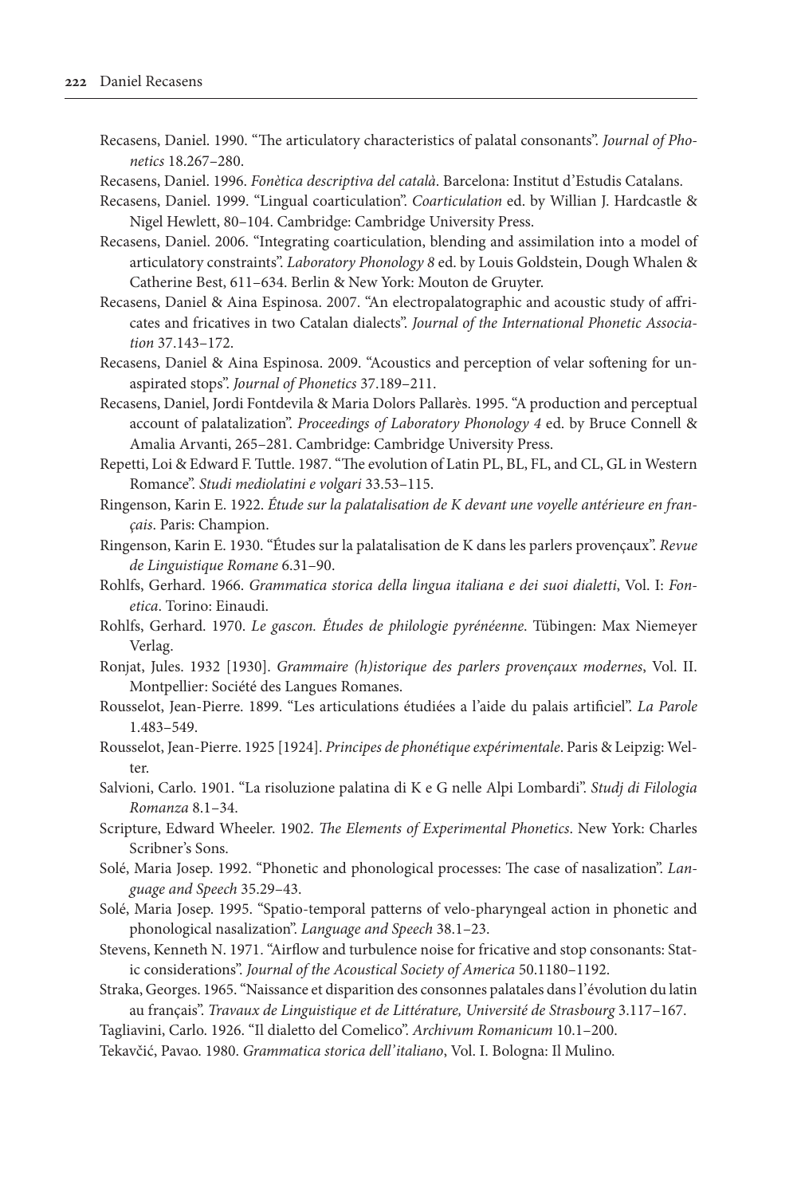Recasens, Daniel. 1990. "The articulatory characteristics of palatal consonants". *Journal of Phonetics* 18.267–280.

Recasens, Daniel. 1996. *Fonètica descriptiva del català*. Barcelona: Institut d'Estudis Catalans.

Recasens, Daniel. 1999. "Lingual coarticulation". *Coarticulation* ed. by Willian J. Hardcastle & Nigel Hewlett, 80–104. Cambridge: Cambridge University Press.

Recasens, Daniel. 2006. "Integrating coarticulation, blending and assimilation into a model of articulatory constraints". *Laboratory Phonology 8* ed. by Louis Goldstein, Dough Whalen & Catherine Best, 611–634. Berlin & New York: Mouton de Gruyter.

Recasens, Daniel & Aina Espinosa. 2007. "An electropalatographic and acoustic study of affricates and fricatives in two Catalan dialects". *Journal of the International Phonetic Association* 37.143–172.

Recasens, Daniel & Aina Espinosa. 2009. "Acoustics and perception of velar softening for unaspirated stops". *Journal of Phonetics* 37.189–211.

Recasens, Daniel, Jordi Fontdevila & Maria Dolors Pallarès. 1995. "A production and perceptual account of palatalization". *Proceedings of Laboratory Phonology 4* ed. by Bruce Connell & Amalia Arvanti, 265–281. Cambridge: Cambridge University Press.

Repetti, Loi & Edward F. Tuttle. 1987. "The evolution of Latin PL, BL, FL, and CL, GL in Western Romance". *Studi mediolatini e volgari* 33.53–115.

Ringenson, Karin E. 1922. *Étude sur la palatalisation de K devant une voyelle antérieure en français*. Paris: Champion.

Ringenson, Karin E. 1930. "Études sur la palatalisation de K dans les parlers provençaux". *Revue de Linguistique Romane* 6.31–90.

Rohlfs, Gerhard. 1966. *Grammatica storica della lingua italiana e dei suoi dialetti*, Vol. I: *Fonetica*. Torino: Einaudi.

Rohlfs, Gerhard. 1970. *Le gascon. Études de philologie pyrénéenne*. Tübingen: Max Niemeyer Verlag.

Ronjat, Jules. 1932 [1930]. *Grammaire (h)istorique des parlers provençaux modernes*, Vol. II. Montpellier: Société des Langues Romanes.

Rousselot, Jean-Pierre. 1899. "Les articulations étudiées a l'aide du palais artificiel". *La Parole* 1.483–549.

Rousselot, Jean-Pierre. 1925 [1924]. *Principes de phonétique expérimentale*. Paris & Leipzig: Welter.

Salvioni, Carlo. 1901. "La risoluzione palatina di K e G nelle Alpi Lombardi". *Studj di Filologia Romanza* 8.1–34.

Scripture, Edward Wheeler. 1902. *The Elements of Experimental Phonetics*. New York: Charles Scribner's Sons.

Solé, Maria Josep. 1992. "Phonetic and phonological processes: The case of nasalization". *Language and Speech* 35.29–43.

Solé, Maria Josep. 1995. "Spatio-temporal patterns of velo-pharyngeal action in phonetic and phonological nasalization". *Language and Speech* 38.1–23.

Stevens, Kenneth N. 1971. "Airflow and turbulence noise for fricative and stop consonants: Static considerations". *Journal of the Acoustical Society of America* 50.1180–1192.

Straka, Georges. 1965. "Naissance et disparition des consonnes palatales dans l'évolution du latin au français". *Travaux de Linguistique et de Littérature, Université de Strasbourg* 3.117–167.

Tagliavini, Carlo. 1926. "Il dialetto del Comelico". *Archivum Romanicum* 10.1–200.

Tekavčić, Pavao. 1980. *Grammatica storica dell'italiano*, Vol. I. Bologna: Il Mulino.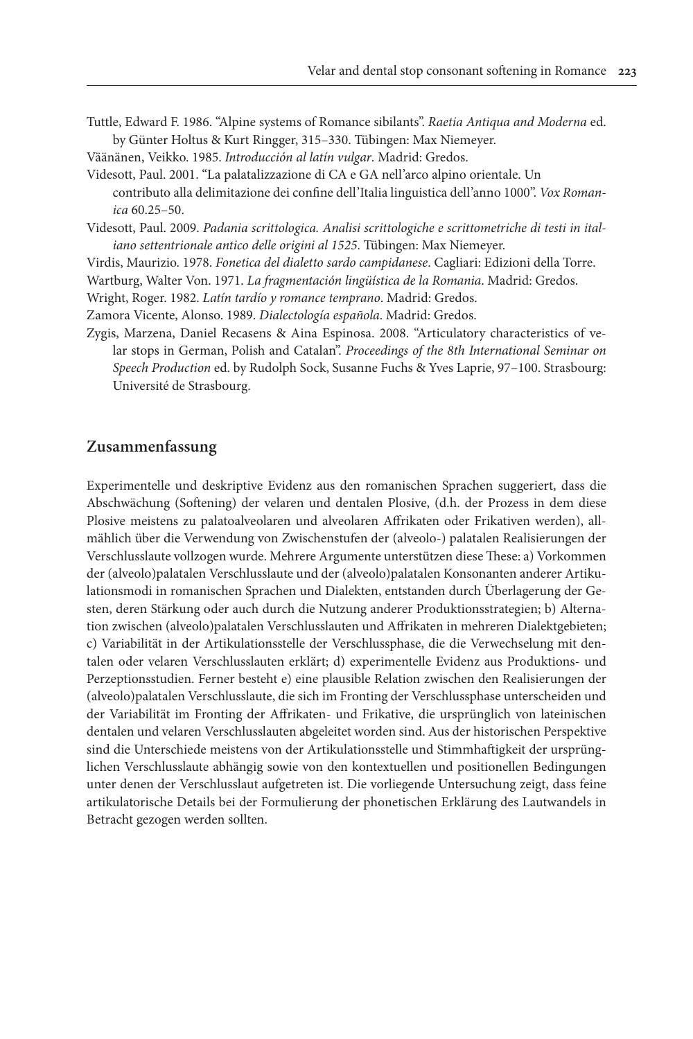Tuttle, Edward F. 1986. "Alpine systems of Romance sibilants". *Raetia Antiqua and Moderna* ed. by Günter Holtus & Kurt Ringger, 315–330. Tübingen: Max Niemeyer.

Väänänen, Veikko. 1985. *Introducción al latín vulgar*. Madrid: Gredos.

Videsott, Paul. 2001. "La palatalizzazione di CA e GA nell'arco alpino orientale. Un contributo alla delimitazione dei confine dell'Italia linguistica dell'anno 1000". *Vox Romanica* 60.25–50.

Videsott, Paul. 2009. *Padania scrittologica. Analisi scrittologiche e scrittometriche di testi in italiano settentrionale antico delle origini al 1525*. Tübingen: Max Niemeyer.

Virdis, Maurizio. 1978. *Fonetica del dialetto sardo campidanese*. Cagliari: Edizioni della Torre.

Wartburg, Walter Von. 1971. *La fragmentación lingüística de la Romania*. Madrid: Gredos.

Wright, Roger. 1982. *Latín tardío y romance temprano*. Madrid: Gredos.

Zamora Vicente, Alonso. 1989. *Dialectología española*. Madrid: Gredos.

Zygis, Marzena, Daniel Recasens & Aina Espinosa. 2008. "Articulatory characteristics of velar stops in German, Polish and Catalan". *Proceedings of the 8th International Seminar on Speech Production* ed. by Rudolph Sock, Susanne Fuchs & Yves Laprie, 97–100. Strasbourg: Université de Strasbourg.

## Zusammenfassung

Experimentelle und deskriptive Evidenz aus den romanischen Sprachen suggeriert, dass die Abschwächung (Softening) der velaren und dentalen Plosive, (d.h. der Prozess in dem diese Plosive meistens zu palatoalveolaren und alveolaren Affrikaten oder Frikativen werden), allmählich über die Verwendung von Zwischenstufen der (alveolo-) palatalen Realisierungen der Verschlusslaute vollzogen wurde. Mehrere Argumente unterstützen diese These: a) Vorkommen der (alveolo)palatalen Verschlusslaute und der (alveolo)palatalen Konsonanten anderer Artikulationsmodi in romanischen Sprachen und Dialekten, entstanden durch Überlagerung der Gesten, deren Stärkung oder auch durch die Nutzung anderer Produktionsstrategien; b) Alternation zwischen (alveolo)palatalen Verschlusslauten und Affrikaten in mehreren Dialektgebieten; c) Variabilität in der Artikulationsstelle der Verschlussphase, die die Verwechselung mit dentalen oder velaren Verschlusslauten erklärt; d) experimentelle Evidenz aus Produktions- und Perzeptionsstudien. Ferner besteht e) eine plausible Relation zwischen den Realisierungen der (alveolo)palatalen Verschlusslaute, die sich im Fronting der Verschlussphase unterscheiden und der Variabilität im Fronting der Affrikaten- und Frikative, die ursprünglich von lateinischen dentalen und velaren Verschlusslauten abgeleitet worden sind. Aus der historischen Perspektive sind die Unterschiede meistens von der Artikulationsstelle und Stimmhaftigkeit der ursprünglichen Verschlusslaute abhängig sowie von den kontextuellen und positionellen Bedingungen unter denen der Verschlusslaut aufgetreten ist. Die vorliegende Untersuchung zeigt, dass feine artikulatorische Details bei der Formulierung der phonetischen Erklärung des Lautwandels in Betracht gezogen werden sollten.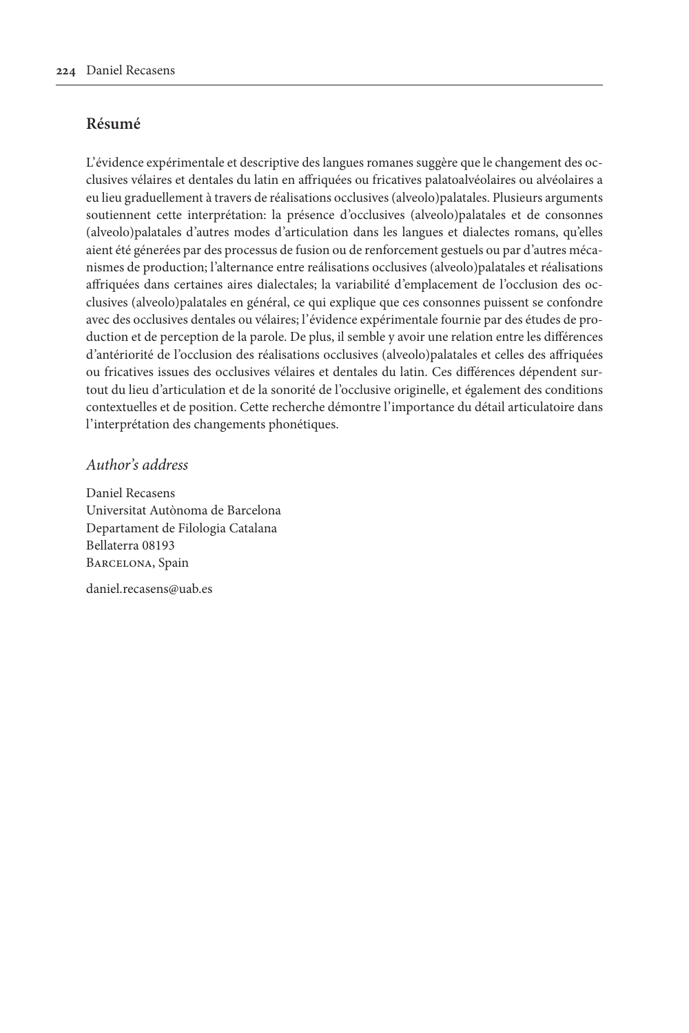## Résumé

L'évidence expérimentale et descriptive des langues romanes suggère que le changement des occlusives vélaires et dentales du latin en affriquées ou fricatives palatoalvéolaires ou alvéolaires a eu lieu graduellement à travers de réalisations occlusives (alveolo)palatales. Plusieurs arguments soutiennent cette interprétation: la présence d'occlusives (alveolo)palatales et de consonnes (alveolo)palatales d'autres modes d'articulation dans les langues et dialectes romans, qu'elles aient été génerées par des processus de fusion ou de renforcement gestuels ou par d'autres mécanismes de production; l'alternance entre reálisations occlusives (alveolo)palatales et réalisations affriquées dans certaines aires dialectales; la variabilité d'emplacement de l'occlusion des occlusives (alveolo)palatales en général, ce qui explique que ces consonnes puissent se confondre avec des occlusives dentales ou vélaires; l'évidence expérimentale fournie par des études de production et de perception de la parole. De plus, il semble y avoir une relation entre les différences d'antériorité de l'occlusion des réalisations occlusives (alveolo)palatales et celles des affriquées ou fricatives issues des occlusives vélaires et dentales du latin. Ces différences dépendent surtout du lieu d'articulation et de la sonorité de l'occlusive originelle, et également des conditions contextuelles et de position. Cette recherche démontre l'importance du détail articulatoire dans l'interprétation des changements phonétiques.

*Author's address*

Daniel Recasens
Universitat Autònoma de Barcelona
Departament de Filologia Catalana
Bellaterra 08193
Barcelona, Spain

daniel.recasens@uab.es